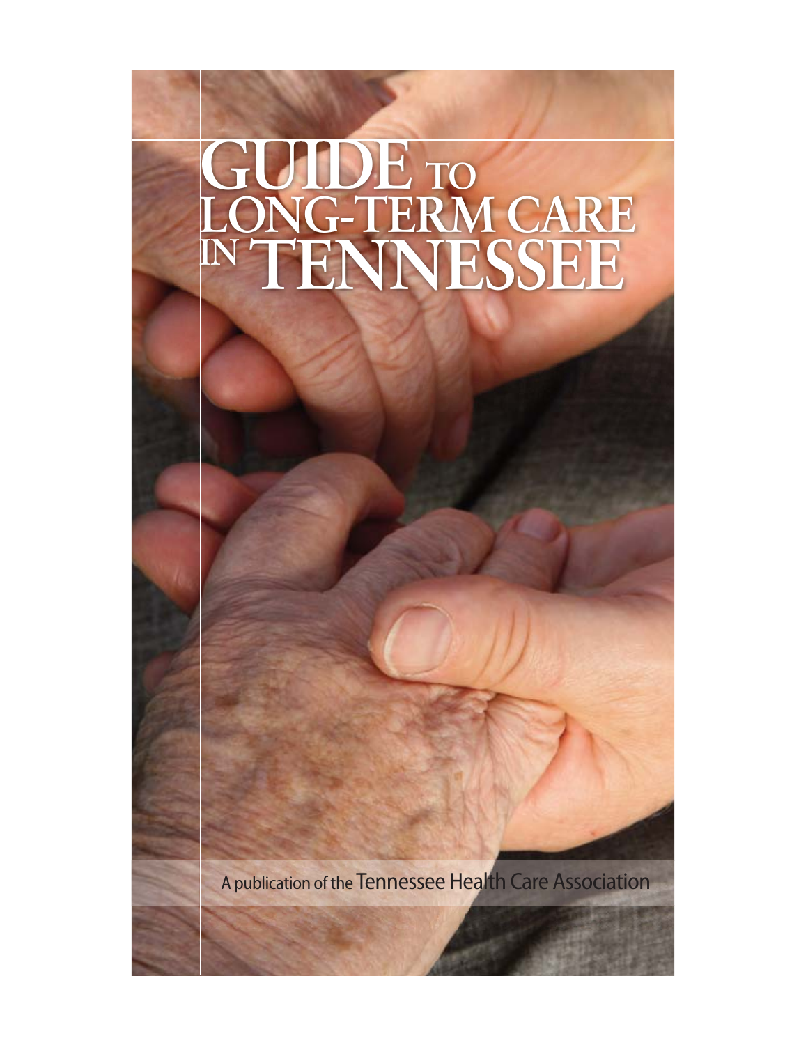# GUIDE TO LONG-TERM CARE IN TENNESSEE

A publication of the Tennessee Health Care Association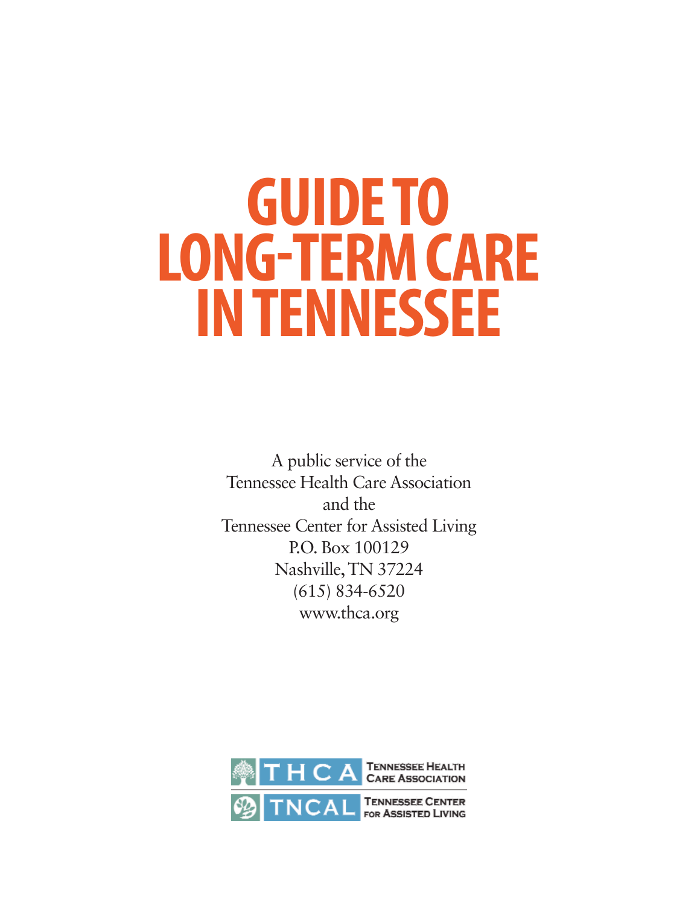# GUIDE TO LONG-TERM CARE IN TENNESSEE

A public service of the
Tennessee Health Care Association
and the
Tennessee Center for Assisted Living
P.O. Box 100129
Nashville, TN 37224
(615) 834-6520
www.thca.org

THCA Tennessee Health Care Association

TNCAL Tennessee Center for Assisted Living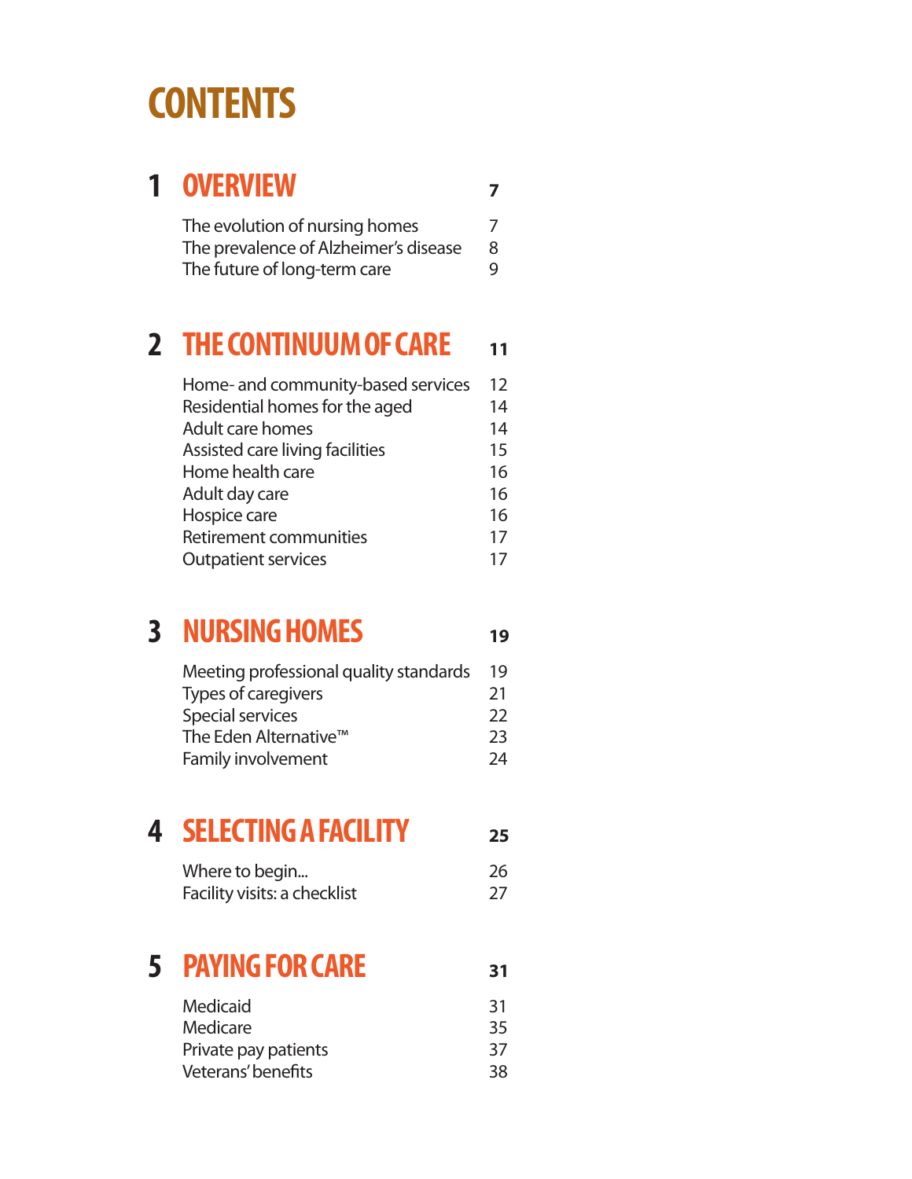# CONTENTS

## 1 OVERVIEW 7

| | |
|---|---|
| The evolution of nursing homes | 7 |
| The prevalence of Alzheimer's disease | 8 |
| The future of long-term care | 9 |

## 2 THE CONTINUUM OF CARE 11

| | |
|---|---|
| Home- and community-based services | 12 |
| Residential homes for the aged | 14 |
| Adult care homes | 14 |
| Assisted care living facilities | 15 |
| Home health care | 16 |
| Adult day care | 16 |
| Hospice care | 16 |
| Retirement communities | 17 |
| Outpatient services | 17 |

## 3 NURSING HOMES 19

| | |
|---|---|
| Meeting professional quality standards | 19 |
| Types of caregivers | 21 |
| Special services | 22 |
| The Eden Alternative™ | 23 |
| Family involvement | 24 |

## 4 SELECTING A FACILITY 25

| | |
|---|---|
| Where to begin... | 26 |
| Facility visits: a checklist | 27 |

## 5 PAYING FOR CARE 31

| | |
|---|---|
| Medicaid | 31 |
| Medicare | 35 |
| Private pay patients | 37 |
| Veterans' benefits | 38 |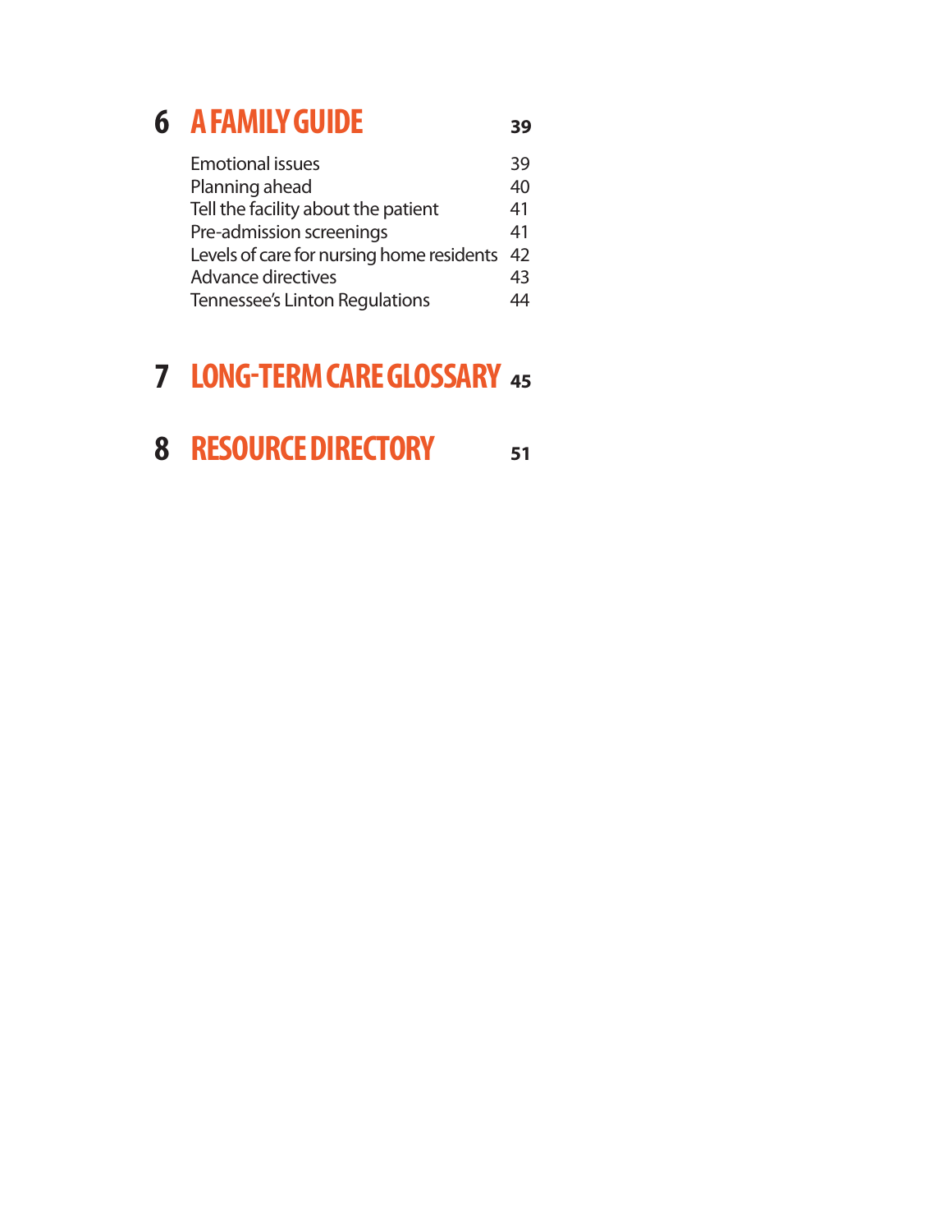## 6 A FAMILY GUIDE 39

| | |
|---|---|
| Emotional issues | 39 |
| Planning ahead | 40 |
| Tell the facility about the patient | 41 |
| Pre-admission screenings | 41 |
| Levels of care for nursing home residents | 42 |
| Advance directives | 43 |
| Tennessee's Linton Regulations | 44 |

## 7 LONG-TERM CARE GLOSSARY 45

## 8 RESOURCE DIRECTORY 51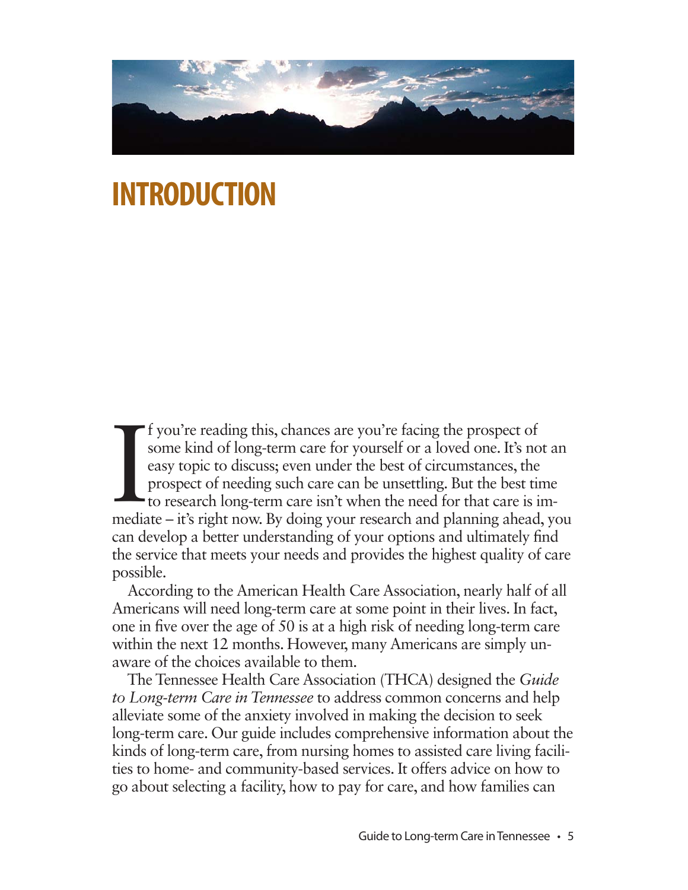# INTRODUCTION

If you're reading this, chances are you're facing the prospect of some kind of long-term care for yourself or a loved one. It's not an easy topic to discuss; even under the best of circumstances, the prospect of needing such care can be unsettling. But the best time to research long-term care isn't when the need for that care is immediate – it's right now. By doing your research and planning ahead, you can develop a better understanding of your options and ultimately find the service that meets your needs and provides the highest quality of care possible.

According to the American Health Care Association, nearly half of all Americans will need long-term care at some point in their lives. In fact, one in five over the age of 50 is at a high risk of needing long-term care within the next 12 months. However, many Americans are simply unaware of the choices available to them.

The Tennessee Health Care Association (THCA) designed the *Guide to Long-term Care in Tennessee* to address common concerns and help alleviate some of the anxiety involved in making the decision to seek long-term care. Our guide includes comprehensive information about the kinds of long-term care, from nursing homes to assisted care living facilities to home- and community-based services. It offers advice on how to go about selecting a facility, how to pay for care, and how families can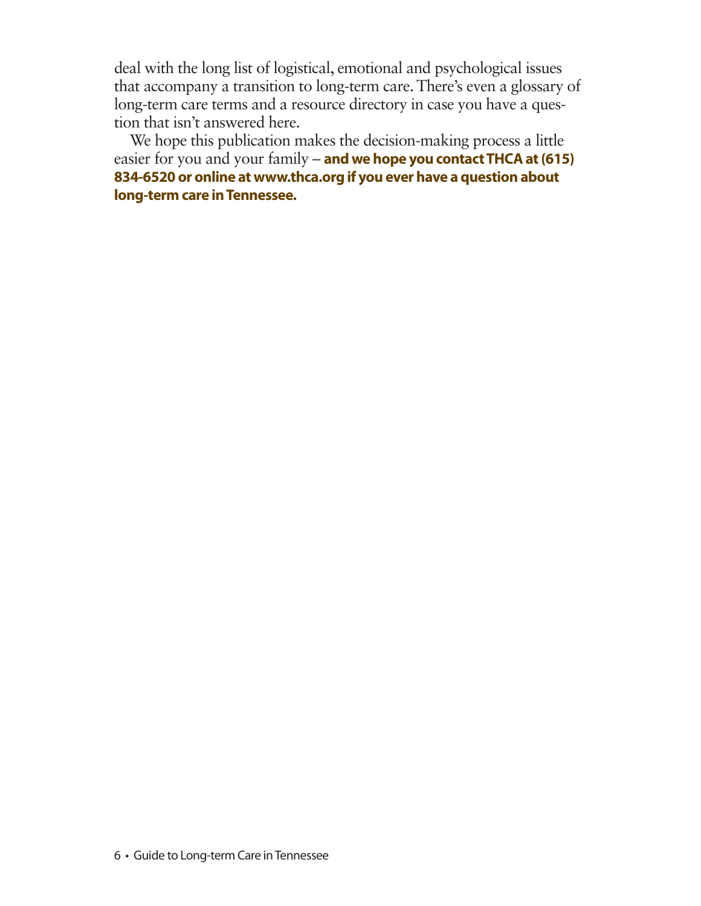deal with the long list of logistical, emotional and psychological issues that accompany a transition to long-term care. There's even a glossary of long-term care terms and a resource directory in case you have a question that isn't answered here.

We hope this publication makes the decision-making process a little easier for you and your family – **and we hope you contact THCA at (615) 834-6520 or online at www.thca.org if you ever have a question about long-term care in Tennessee.**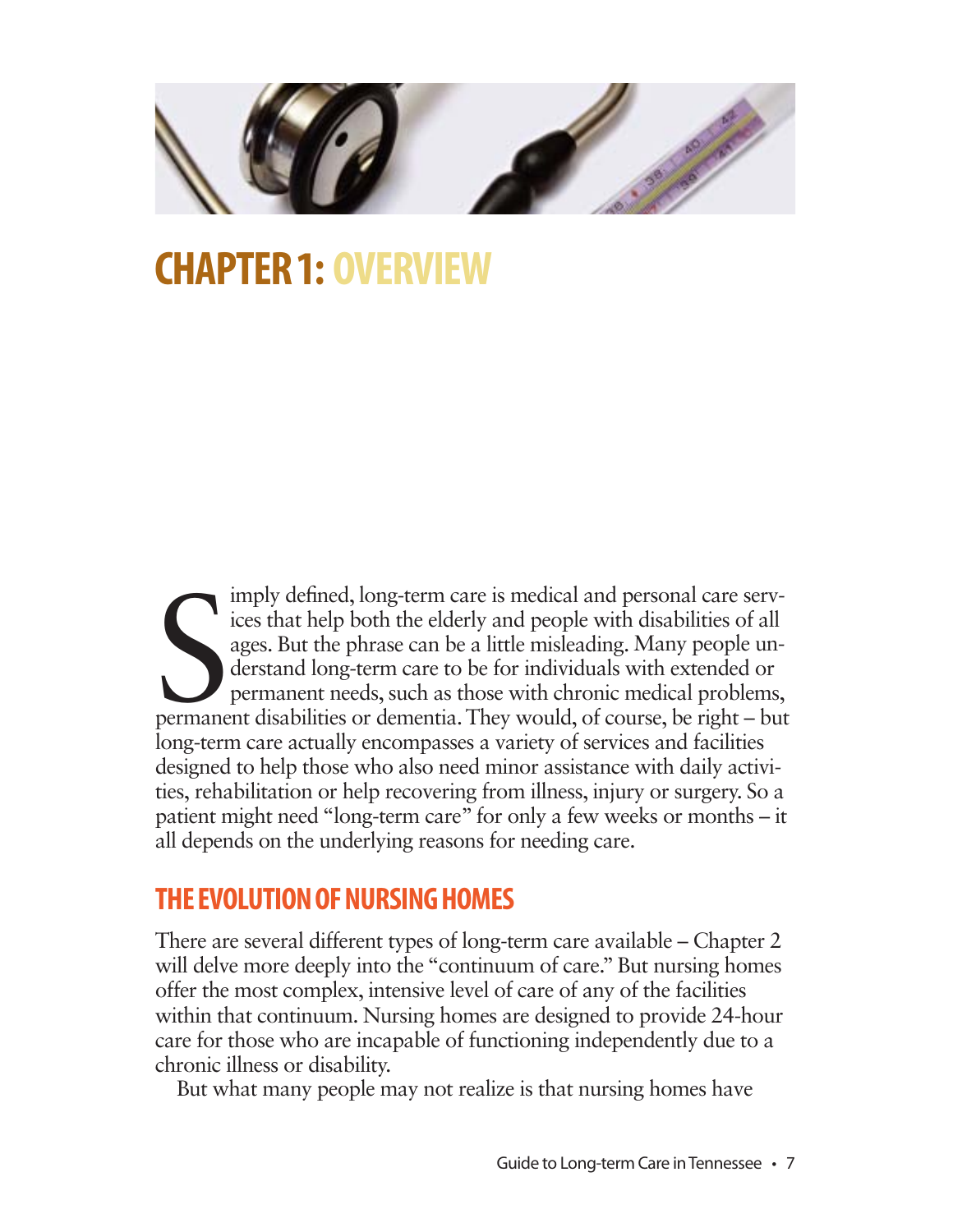# CHAPTER 1: OVERVIEW

Simply defined, long-term care is medical and personal care services that help both the elderly and people with disabilities of all ages. But the phrase can be a little misleading. Many people understand long-term care to be for individuals with extended or permanent needs, such as those with chronic medical problems, permanent disabilities or dementia. They would, of course, be right – but long-term care actually encompasses a variety of services and facilities designed to help those who also need minor assistance with daily activities, rehabilitation or help recovering from illness, injury or surgery. So a patient might need "long-term care" for only a few weeks or months – it all depends on the underlying reasons for needing care.

## THE EVOLUTION OF NURSING HOMES

There are several different types of long-term care available – Chapter 2 will delve more deeply into the "continuum of care." But nursing homes offer the most complex, intensive level of care of any of the facilities within that continuum. Nursing homes are designed to provide 24-hour care for those who are incapable of functioning independently due to a chronic illness or disability.

But what many people may not realize is that nursing homes have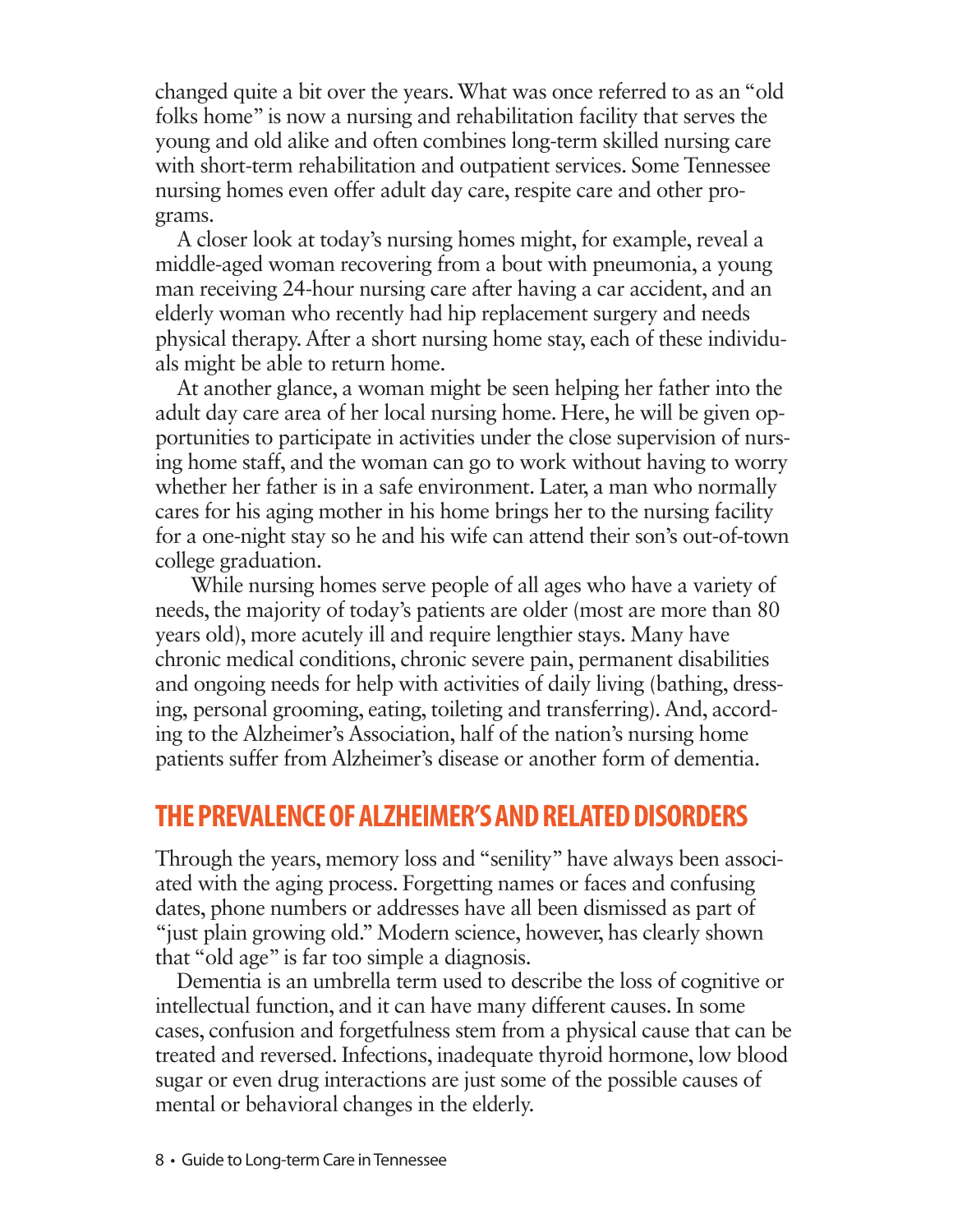changed quite a bit over the years. What was once referred to as an "old folks home" is now a nursing and rehabilitation facility that serves the young and old alike and often combines long-term skilled nursing care with short-term rehabilitation and outpatient services. Some Tennessee nursing homes even offer adult day care, respite care and other programs.

A closer look at today's nursing homes might, for example, reveal a middle-aged woman recovering from a bout with pneumonia, a young man receiving 24-hour nursing care after having a car accident, and an elderly woman who recently had hip replacement surgery and needs physical therapy. After a short nursing home stay, each of these individuals might be able to return home.

At another glance, a woman might be seen helping her father into the adult day care area of her local nursing home. Here, he will be given opportunities to participate in activities under the close supervision of nursing home staff, and the woman can go to work without having to worry whether her father is in a safe environment. Later, a man who normally cares for his aging mother in his home brings her to the nursing facility for a one-night stay so he and his wife can attend their son's out-of-town college graduation.

While nursing homes serve people of all ages who have a variety of needs, the majority of today's patients are older (most are more than 80 years old), more acutely ill and require lengthier stays. Many have chronic medical conditions, chronic severe pain, permanent disabilities and ongoing needs for help with activities of daily living (bathing, dressing, personal grooming, eating, toileting and transferring). And, according to the Alzheimer's Association, half of the nation's nursing home patients suffer from Alzheimer's disease or another form of dementia.

## THE PREVALENCE OF ALZHEIMER'S AND RELATED DISORDERS

Through the years, memory loss and "senility" have always been associated with the aging process. Forgetting names or faces and confusing dates, phone numbers or addresses have all been dismissed as part of "just plain growing old." Modern science, however, has clearly shown that "old age" is far too simple a diagnosis.

Dementia is an umbrella term used to describe the loss of cognitive or intellectual function, and it can have many different causes. In some cases, confusion and forgetfulness stem from a physical cause that can be treated and reversed. Infections, inadequate thyroid hormone, low blood sugar or even drug interactions are just some of the possible causes of mental or behavioral changes in the elderly.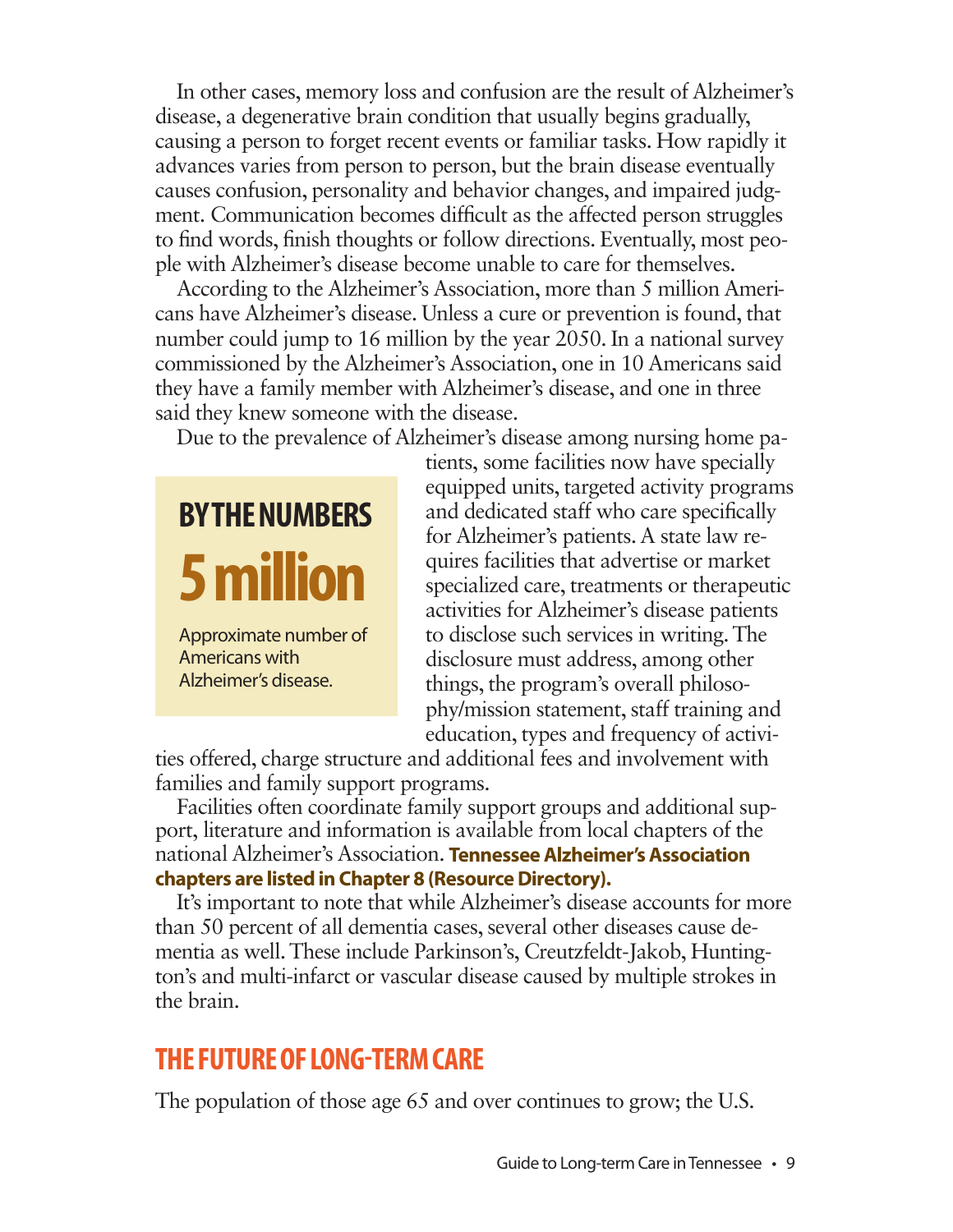In other cases, memory loss and confusion are the result of Alzheimer's disease, a degenerative brain condition that usually begins gradually, causing a person to forget recent events or familiar tasks. How rapidly it advances varies from person to person, but the brain disease eventually causes confusion, personality and behavior changes, and impaired judgment. Communication becomes difficult as the affected person struggles to find words, finish thoughts or follow directions. Eventually, most people with Alzheimer's disease become unable to care for themselves.

According to the Alzheimer's Association, more than 5 million Americans have Alzheimer's disease. Unless a cure or prevention is found, that number could jump to 16 million by the year 2050. In a national survey commissioned by the Alzheimer's Association, one in 10 Americans said they have a family member with Alzheimer's disease, and one in three said they knew someone with the disease.

Due to the prevalence of Alzheimer's disease among nursing home patients, some facilities now have specially equipped units, targeted activity programs and dedicated staff who care specifically for Alzheimer's patients. A state law requires facilities that advertise or market specialized care, treatments or therapeutic activities for Alzheimer's disease patients to disclose such services in writing. The disclosure must address, among other things, the program's overall philosophy/mission statement, staff training and education, types and frequency of activities offered, charge structure and additional fees and involvement with families and family support programs.

> **BY THE NUMBERS**
>
> **5 million**
>
> Approximate number of Americans with Alzheimer's disease.

Facilities often coordinate family support groups and additional support, literature and information is available from local chapters of the national Alzheimer's Association. **Tennessee Alzheimer's Association chapters are listed in Chapter 8 (Resource Directory).**

It's important to note that while Alzheimer's disease accounts for more than 50 percent of all dementia cases, several other diseases cause dementia as well. These include Parkinson's, Creutzfeldt-Jakob, Huntington's and multi-infarct or vascular disease caused by multiple strokes in the brain.

## THE FUTURE OF LONG-TERM CARE

The population of those age 65 and over continues to grow; the U.S.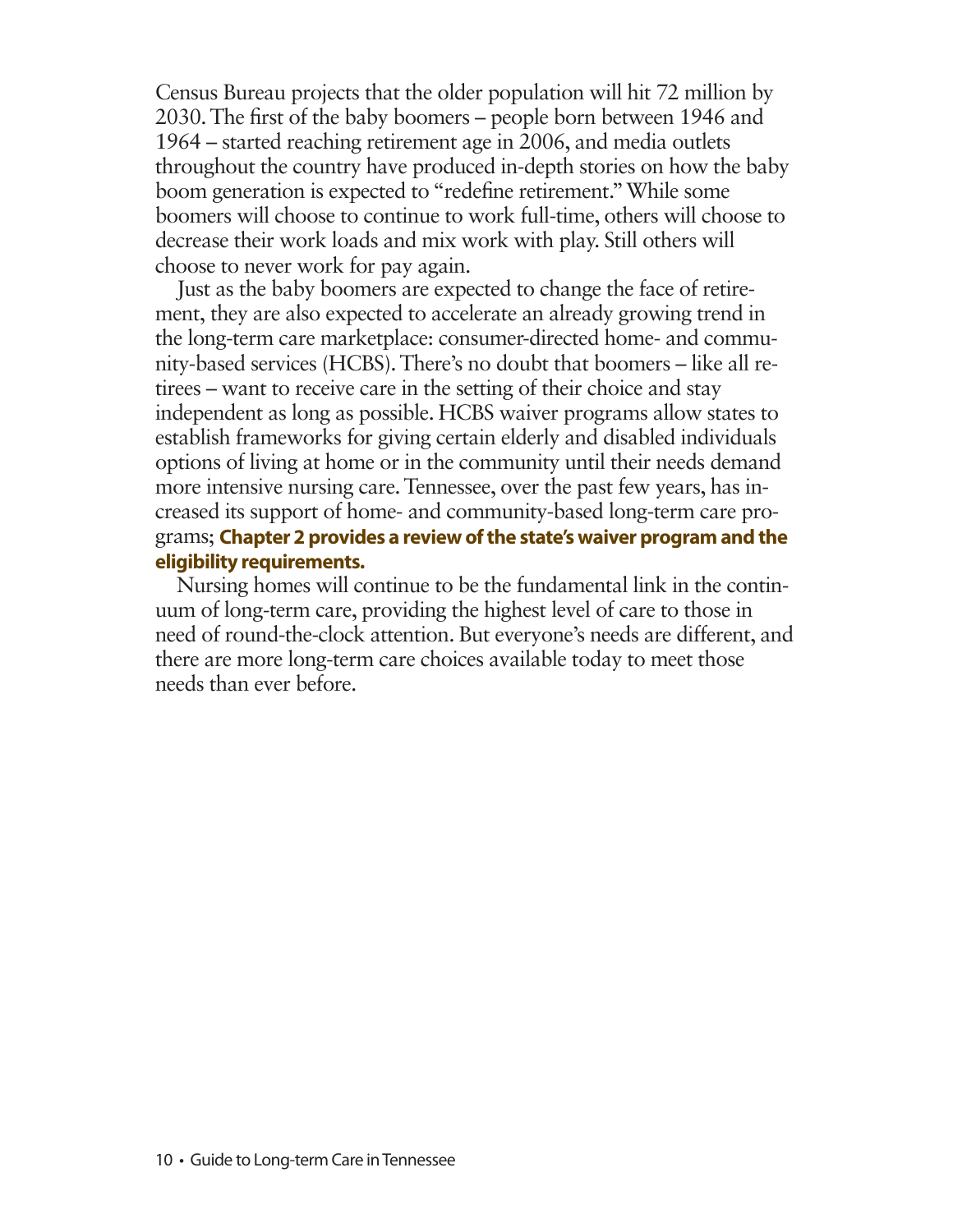Census Bureau projects that the older population will hit 72 million by 2030. The first of the baby boomers – people born between 1946 and 1964 – started reaching retirement age in 2006, and media outlets throughout the country have produced in-depth stories on how the baby boom generation is expected to "redefine retirement." While some boomers will choose to continue to work full-time, others will choose to decrease their work loads and mix work with play. Still others will choose to never work for pay again.

Just as the baby boomers are expected to change the face of retirement, they are also expected to accelerate an already growing trend in the long-term care marketplace: consumer-directed home- and community-based services (HCBS). There's no doubt that boomers – like all retirees – want to receive care in the setting of their choice and stay independent as long as possible. HCBS waiver programs allow states to establish frameworks for giving certain elderly and disabled individuals options of living at home or in the community until their needs demand more intensive nursing care. Tennessee, over the past few years, has increased its support of home- and community-based long-term care programs; **Chapter 2 provides a review of the state's waiver program and the eligibility requirements.**

Nursing homes will continue to be the fundamental link in the continuum of long-term care, providing the highest level of care to those in need of round-the-clock attention. But everyone's needs are different, and there are more long-term care choices available today to meet those needs than ever before.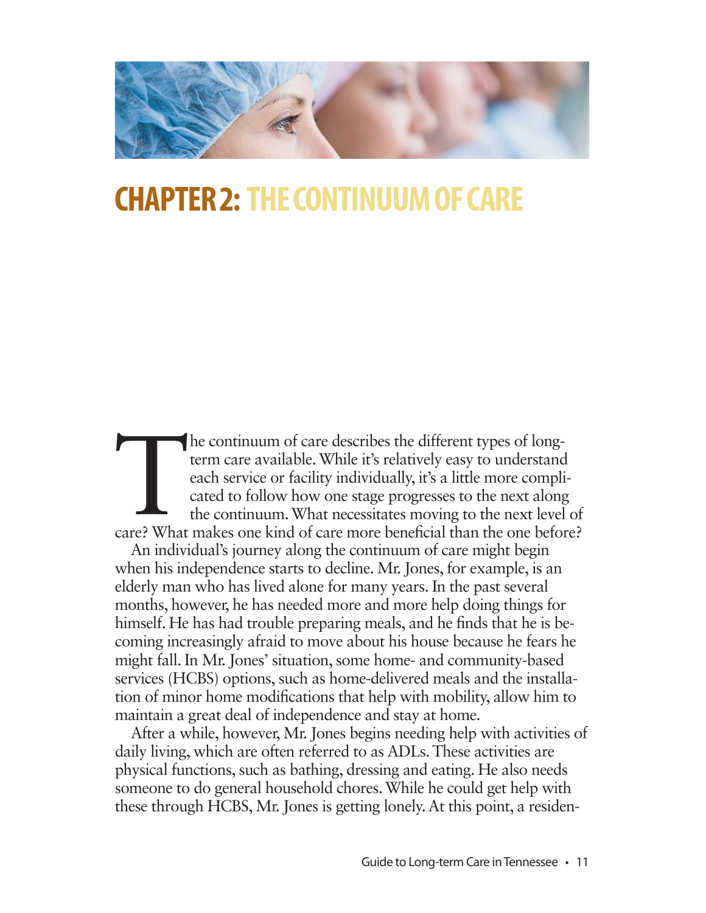# CHAPTER 2: THE CONTINUUM OF CARE

The continuum of care describes the different types of long-term care available. While it's relatively easy to understand each service or facility individually, it's a little more complicated to follow how one stage progresses to the next along the continuum. What necessitates moving to the next level of care? What makes one kind of care more beneficial than the one before?

An individual's journey along the continuum of care might begin when his independence starts to decline. Mr. Jones, for example, is an elderly man who has lived alone for many years. In the past several months, however, he has needed more and more help doing things for himself. He has had trouble preparing meals, and he finds that he is becoming increasingly afraid to move about his house because he fears he might fall. In Mr. Jones' situation, some home- and community-based services (HCBS) options, such as home-delivered meals and the installation of minor home modifications that help with mobility, allow him to maintain a great deal of independence and stay at home.

After a while, however, Mr. Jones begins needing help with activities of daily living, which are often referred to as ADLs. These activities are physical functions, such as bathing, dressing and eating. He also needs someone to do general household chores. While he could get help with these through HCBS, Mr. Jones is getting lonely. At this point, a residen-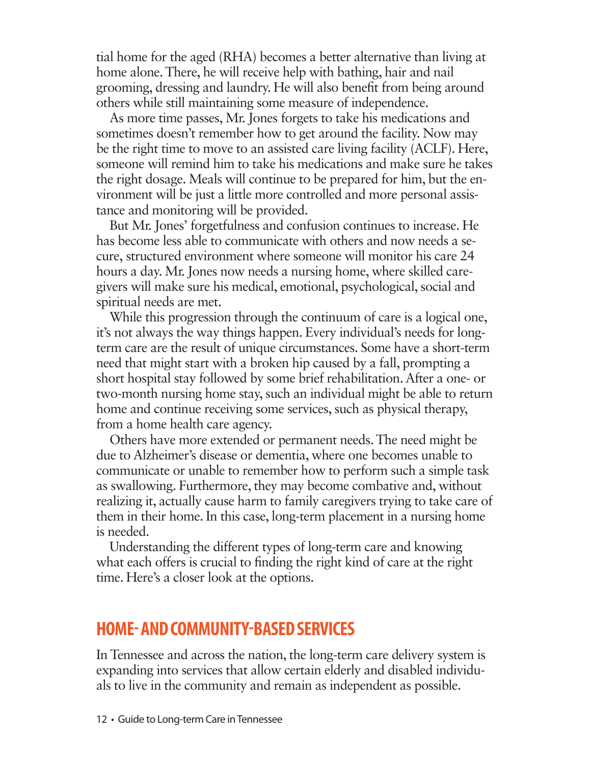tial home for the aged (RHA) becomes a better alternative than living at home alone. There, he will receive help with bathing, hair and nail grooming, dressing and laundry. He will also benefit from being around others while still maintaining some measure of independence.

As more time passes, Mr. Jones forgets to take his medications and sometimes doesn't remember how to get around the facility. Now may be the right time to move to an assisted care living facility (ACLF). Here, someone will remind him to take his medications and make sure he takes the right dosage. Meals will continue to be prepared for him, but the environment will be just a little more controlled and more personal assistance and monitoring will be provided.

But Mr. Jones' forgetfulness and confusion continues to increase. He has become less able to communicate with others and now needs a secure, structured environment where someone will monitor his care 24 hours a day. Mr. Jones now needs a nursing home, where skilled caregivers will make sure his medical, emotional, psychological, social and spiritual needs are met.

While this progression through the continuum of care is a logical one, it's not always the way things happen. Every individual's needs for long-term care are the result of unique circumstances. Some have a short-term need that might start with a broken hip caused by a fall, prompting a short hospital stay followed by some brief rehabilitation. After a one- or two-month nursing home stay, such an individual might be able to return home and continue receiving some services, such as physical therapy, from a home health care agency.

Others have more extended or permanent needs. The need might be due to Alzheimer's disease or dementia, where one becomes unable to communicate or unable to remember how to perform such a simple task as swallowing. Furthermore, they may become combative and, without realizing it, actually cause harm to family caregivers trying to take care of them in their home. In this case, long-term placement in a nursing home is needed.

Understanding the different types of long-term care and knowing what each offers is crucial to finding the right kind of care at the right time. Here's a closer look at the options.

## HOME- AND COMMUNITY-BASED SERVICES

In Tennessee and across the nation, the long-term care delivery system is expanding into services that allow certain elderly and disabled individuals to live in the community and remain as independent as possible.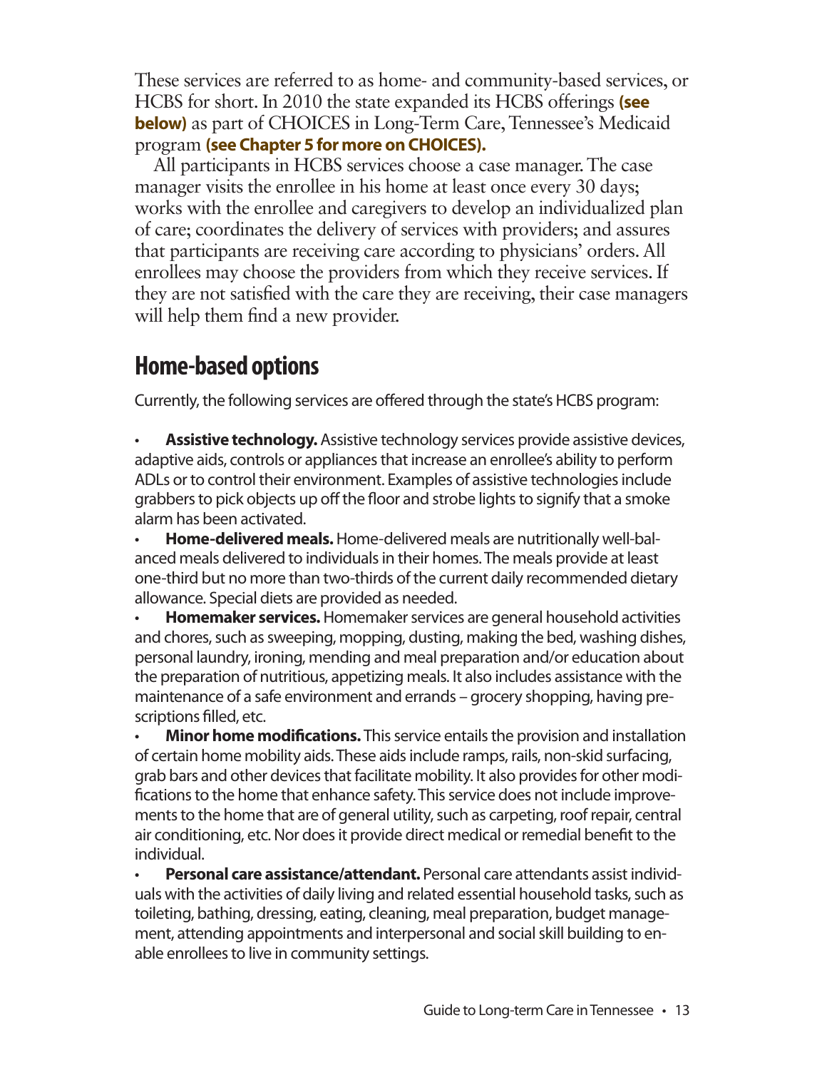These services are referred to as home- and community-based services, or HCBS for short. In 2010 the state expanded its HCBS offerings **(see below)** as part of CHOICES in Long-Term Care, Tennessee's Medicaid program **(see Chapter 5 for more on CHOICES).**

All participants in HCBS services choose a case manager. The case manager visits the enrollee in his home at least once every 30 days; works with the enrollee and caregivers to develop an individualized plan of care; coordinates the delivery of services with providers; and assures that participants are receiving care according to physicians' orders. All enrollees may choose the providers from which they receive services. If they are not satisfied with the care they are receiving, their case managers will help them find a new provider.

## Home-based options

Currently, the following services are offered through the state's HCBS program:

- **Assistive technology.** Assistive technology services provide assistive devices, adaptive aids, controls or appliances that increase an enrollee's ability to perform ADLs or to control their environment. Examples of assistive technologies include grabbers to pick objects up off the floor and strobe lights to signify that a smoke alarm has been activated.
- **Home-delivered meals.** Home-delivered meals are nutritionally well-balanced meals delivered to individuals in their homes. The meals provide at least one-third but no more than two-thirds of the current daily recommended dietary allowance. Special diets are provided as needed.
- **Homemaker services.** Homemaker services are general household activities and chores, such as sweeping, mopping, dusting, making the bed, washing dishes, personal laundry, ironing, mending and meal preparation and/or education about the preparation of nutritious, appetizing meals. It also includes assistance with the maintenance of a safe environment and errands – grocery shopping, having prescriptions filled, etc.
- **Minor home modifications.** This service entails the provision and installation of certain home mobility aids. These aids include ramps, rails, non-skid surfacing, grab bars and other devices that facilitate mobility. It also provides for other modifications to the home that enhance safety. This service does not include improvements to the home that are of general utility, such as carpeting, roof repair, central air conditioning, etc. Nor does it provide direct medical or remedial benefit to the individual.
- **Personal care assistance/attendant.** Personal care attendants assist individuals with the activities of daily living and related essential household tasks, such as toileting, bathing, dressing, eating, cleaning, meal preparation, budget management, attending appointments and interpersonal and social skill building to enable enrollees to live in community settings.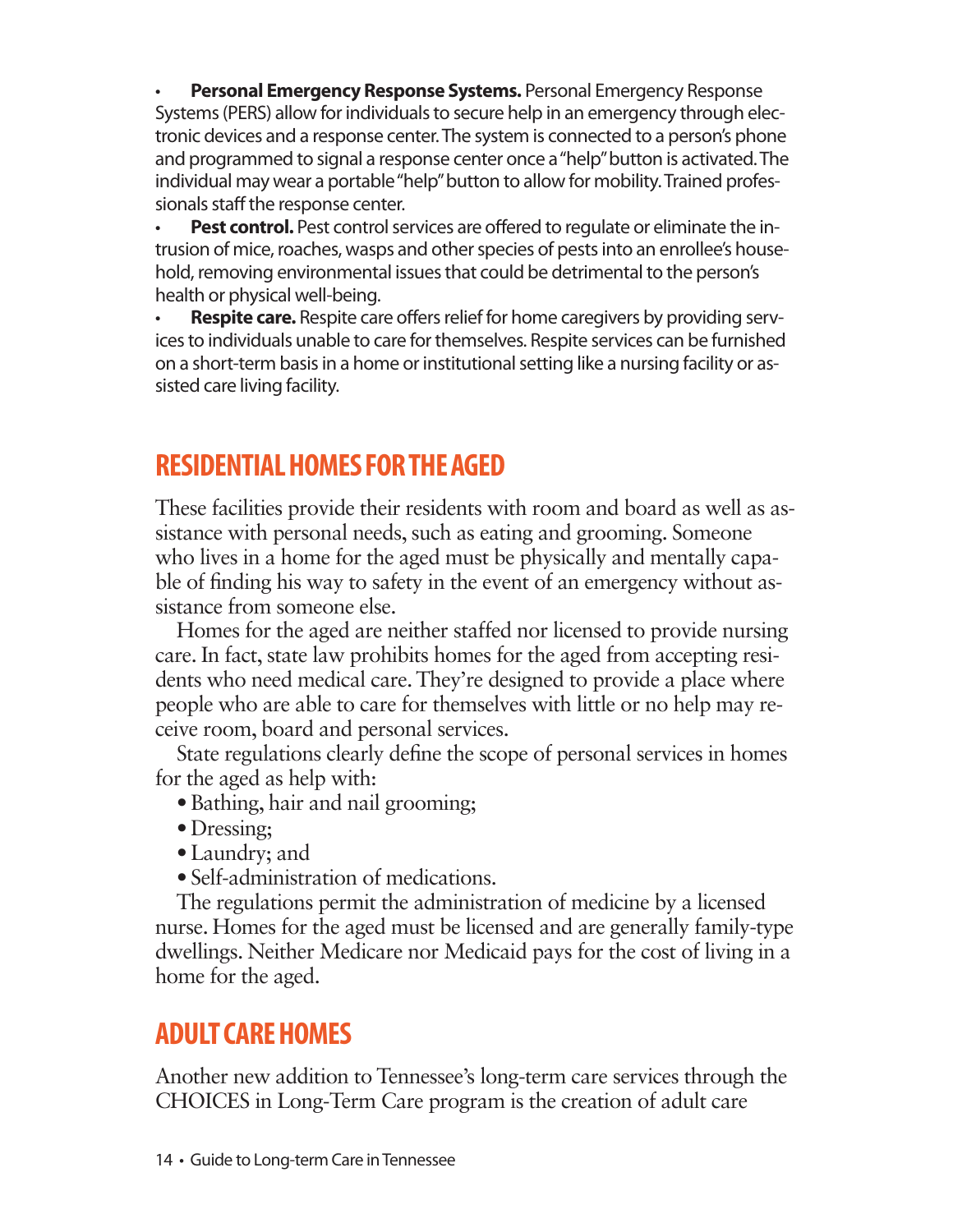- **Personal Emergency Response Systems.** Personal Emergency Response Systems (PERS) allow for individuals to secure help in an emergency through electronic devices and a response center. The system is connected to a person's phone and programmed to signal a response center once a "help" button is activated. The individual may wear a portable "help" button to allow for mobility. Trained professionals staff the response center.
- **Pest control.** Pest control services are offered to regulate or eliminate the intrusion of mice, roaches, wasps and other species of pests into an enrollee's household, removing environmental issues that could be detrimental to the person's health or physical well-being.
- **Respite care.** Respite care offers relief for home caregivers by providing services to individuals unable to care for themselves. Respite services can be furnished on a short-term basis in a home or institutional setting like a nursing facility or assisted care living facility.

## RESIDENTIAL HOMES FOR THE AGED

These facilities provide their residents with room and board as well as assistance with personal needs, such as eating and grooming. Someone who lives in a home for the aged must be physically and mentally capable of finding his way to safety in the event of an emergency without assistance from someone else.

Homes for the aged are neither staffed nor licensed to provide nursing care. In fact, state law prohibits homes for the aged from accepting residents who need medical care. They're designed to provide a place where people who are able to care for themselves with little or no help may receive room, board and personal services.

State regulations clearly define the scope of personal services in homes for the aged as help with:

- Bathing, hair and nail grooming;
- Dressing;
- Laundry; and
- Self-administration of medications.

The regulations permit the administration of medicine by a licensed nurse. Homes for the aged must be licensed and are generally family-type dwellings. Neither Medicare nor Medicaid pays for the cost of living in a home for the aged.

## ADULT CARE HOMES

Another new addition to Tennessee's long-term care services through the CHOICES in Long-Term Care program is the creation of adult care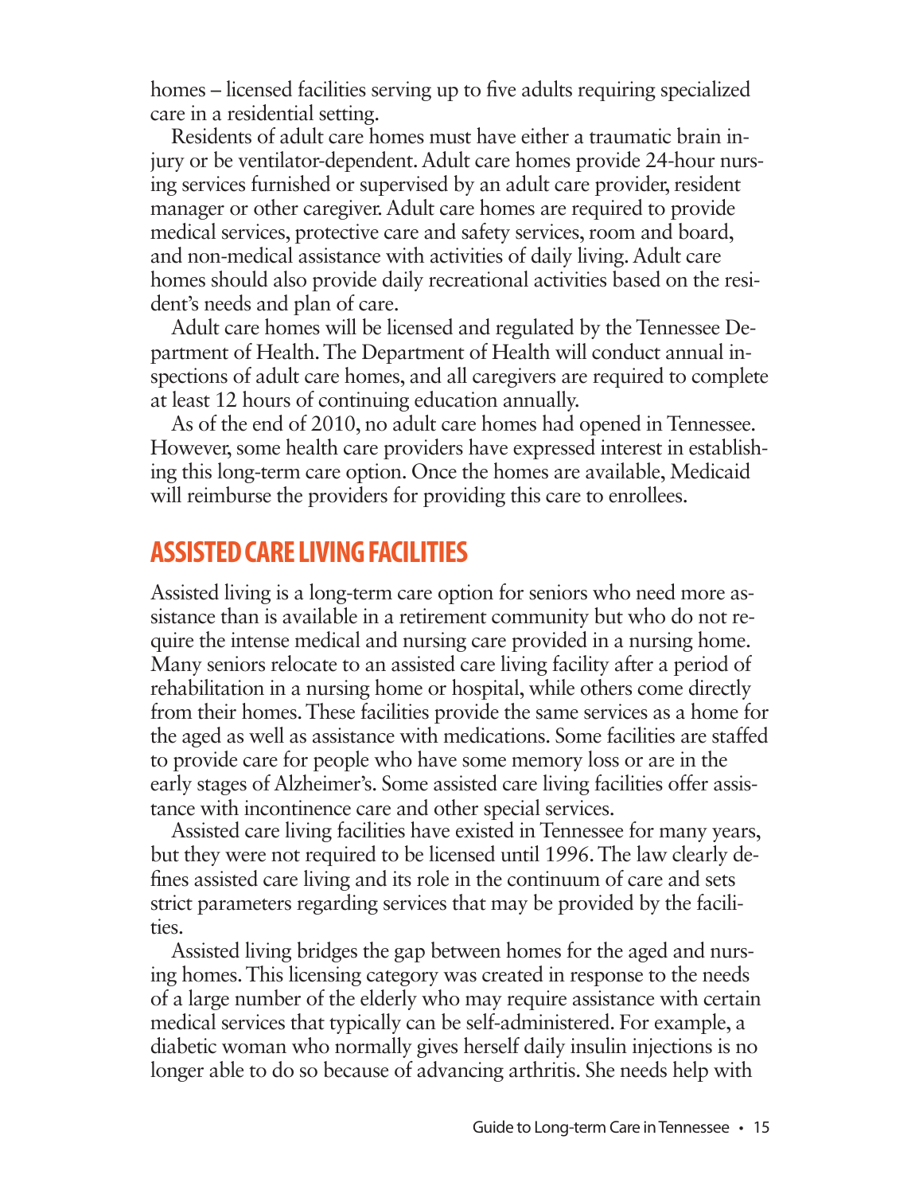homes – licensed facilities serving up to five adults requiring specialized care in a residential setting.

Residents of adult care homes must have either a traumatic brain injury or be ventilator-dependent. Adult care homes provide 24-hour nursing services furnished or supervised by an adult care provider, resident manager or other caregiver. Adult care homes are required to provide medical services, protective care and safety services, room and board, and non-medical assistance with activities of daily living. Adult care homes should also provide daily recreational activities based on the resident's needs and plan of care.

Adult care homes will be licensed and regulated by the Tennessee Department of Health. The Department of Health will conduct annual inspections of adult care homes, and all caregivers are required to complete at least 12 hours of continuing education annually.

As of the end of 2010, no adult care homes had opened in Tennessee. However, some health care providers have expressed interest in establishing this long-term care option. Once the homes are available, Medicaid will reimburse the providers for providing this care to enrollees.

## ASSISTED CARE LIVING FACILITIES

Assisted living is a long-term care option for seniors who need more assistance than is available in a retirement community but who do not require the intense medical and nursing care provided in a nursing home. Many seniors relocate to an assisted care living facility after a period of rehabilitation in a nursing home or hospital, while others come directly from their homes. These facilities provide the same services as a home for the aged as well as assistance with medications. Some facilities are staffed to provide care for people who have some memory loss or are in the early stages of Alzheimer's. Some assisted care living facilities offer assistance with incontinence care and other special services.

Assisted care living facilities have existed in Tennessee for many years, but they were not required to be licensed until 1996. The law clearly defines assisted care living and its role in the continuum of care and sets strict parameters regarding services that may be provided by the facilities.

Assisted living bridges the gap between homes for the aged and nursing homes. This licensing category was created in response to the needs of a large number of the elderly who may require assistance with certain medical services that typically can be self-administered. For example, a diabetic woman who normally gives herself daily insulin injections is no longer able to do so because of advancing arthritis. She needs help with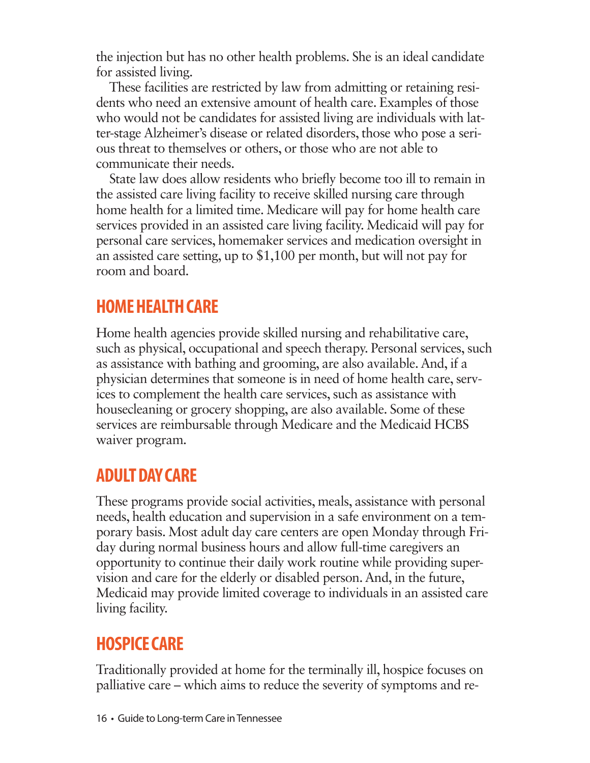the injection but has no other health problems. She is an ideal candidate for assisted living.

These facilities are restricted by law from admitting or retaining residents who need an extensive amount of health care. Examples of those who would not be candidates for assisted living are individuals with latter-stage Alzheimer's disease or related disorders, those who pose a serious threat to themselves or others, or those who are not able to communicate their needs.

State law does allow residents who briefly become too ill to remain in the assisted care living facility to receive skilled nursing care through home health for a limited time. Medicare will pay for home health care services provided in an assisted care living facility. Medicaid will pay for personal care services, homemaker services and medication oversight in an assisted care setting, up to $1,100 per month, but will not pay for room and board.

## HOME HEALTH CARE

Home health agencies provide skilled nursing and rehabilitative care, such as physical, occupational and speech therapy. Personal services, such as assistance with bathing and grooming, are also available. And, if a physician determines that someone is in need of home health care, services to complement the health care services, such as assistance with housecleaning or grocery shopping, are also available. Some of these services are reimbursable through Medicare and the Medicaid HCBS waiver program.

## ADULT DAY CARE

These programs provide social activities, meals, assistance with personal needs, health education and supervision in a safe environment on a temporary basis. Most adult day care centers are open Monday through Friday during normal business hours and allow full-time caregivers an opportunity to continue their daily work routine while providing supervision and care for the elderly or disabled person. And, in the future, Medicaid may provide limited coverage to individuals in an assisted care living facility.

## HOSPICE CARE

Traditionally provided at home for the terminally ill, hospice focuses on palliative care – which aims to reduce the severity of symptoms and re-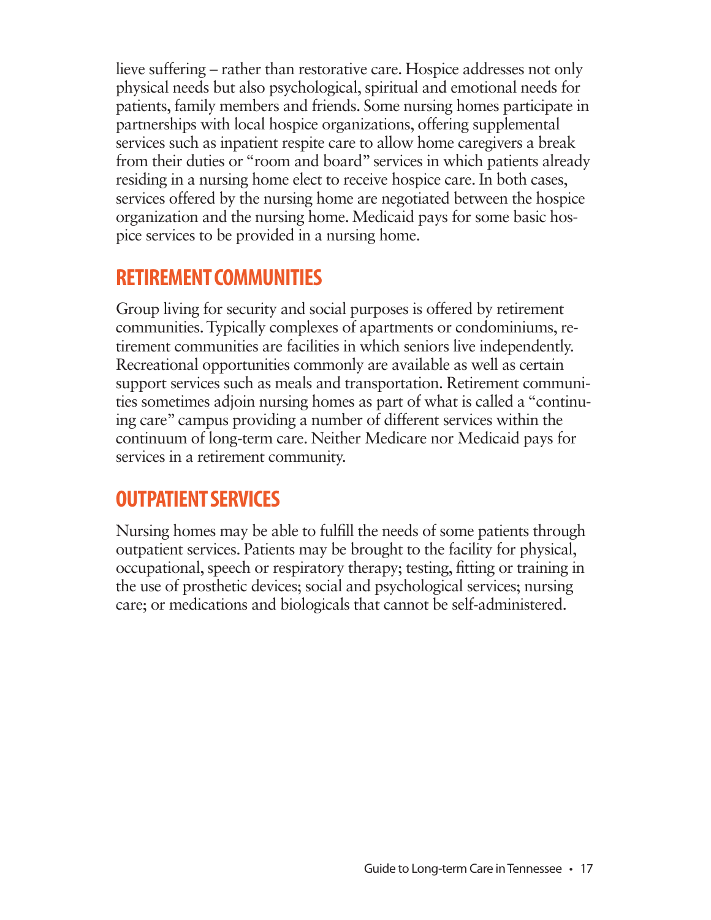lieve suffering – rather than restorative care. Hospice addresses not only physical needs but also psychological, spiritual and emotional needs for patients, family members and friends. Some nursing homes participate in partnerships with local hospice organizations, offering supplemental services such as inpatient respite care to allow home caregivers a break from their duties or "room and board" services in which patients already residing in a nursing home elect to receive hospice care. In both cases, services offered by the nursing home are negotiated between the hospice organization and the nursing home. Medicaid pays for some basic hospice services to be provided in a nursing home.

## RETIREMENT COMMUNITIES

Group living for security and social purposes is offered by retirement communities. Typically complexes of apartments or condominiums, retirement communities are facilities in which seniors live independently. Recreational opportunities commonly are available as well as certain support services such as meals and transportation. Retirement communities sometimes adjoin nursing homes as part of what is called a "continuing care" campus providing a number of different services within the continuum of long-term care. Neither Medicare nor Medicaid pays for services in a retirement community.

## OUTPATIENT SERVICES

Nursing homes may be able to fulfill the needs of some patients through outpatient services. Patients may be brought to the facility for physical, occupational, speech or respiratory therapy; testing, fitting or training in the use of prosthetic devices; social and psychological services; nursing care; or medications and biologicals that cannot be self-administered.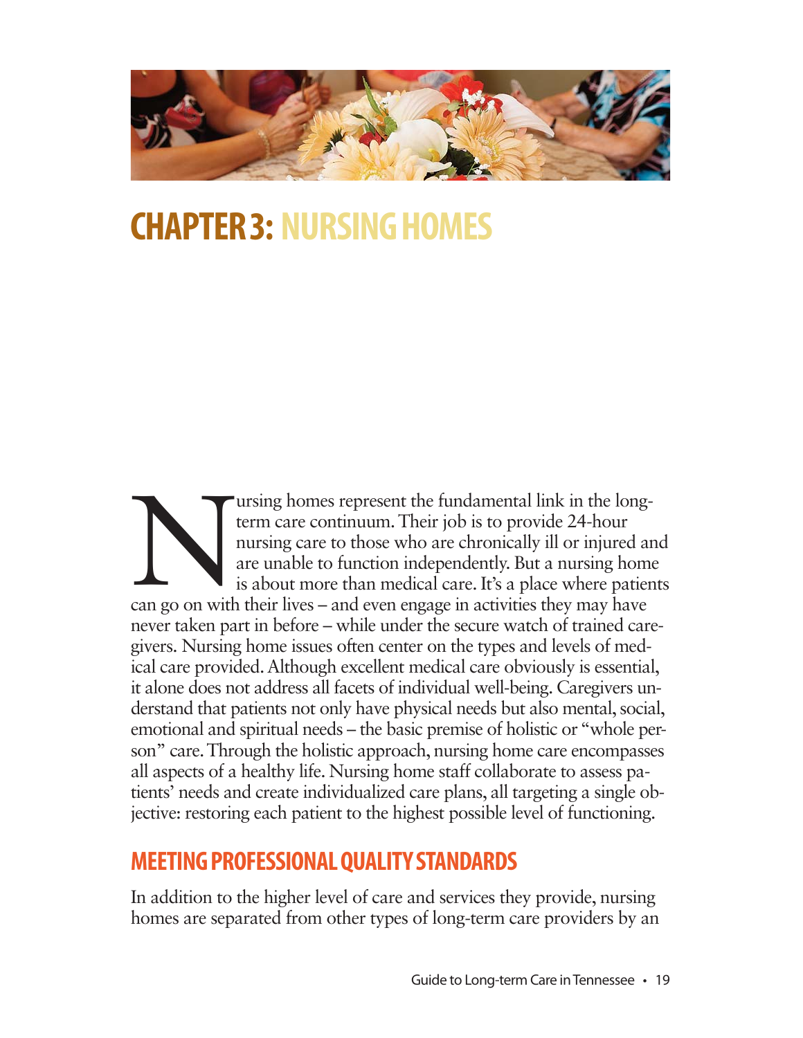# CHAPTER 3: NURSING HOMES

Nursing homes represent the fundamental link in the long-term care continuum. Their job is to provide 24-hour nursing care to those who are chronically ill or injured and are unable to function independently. But a nursing home is about more than medical care. It's a place where patients can go on with their lives – and even engage in activities they may have never taken part in before – while under the secure watch of trained caregivers. Nursing home issues often center on the types and levels of medical care provided. Although excellent medical care obviously is essential, it alone does not address all facets of individual well-being. Caregivers understand that patients not only have physical needs but also mental, social, emotional and spiritual needs – the basic premise of holistic or "whole person" care. Through the holistic approach, nursing home care encompasses all aspects of a healthy life. Nursing home staff collaborate to assess patients' needs and create individualized care plans, all targeting a single objective: restoring each patient to the highest possible level of functioning.

## MEETING PROFESSIONAL QUALITY STANDARDS

In addition to the higher level of care and services they provide, nursing homes are separated from other types of long-term care providers by an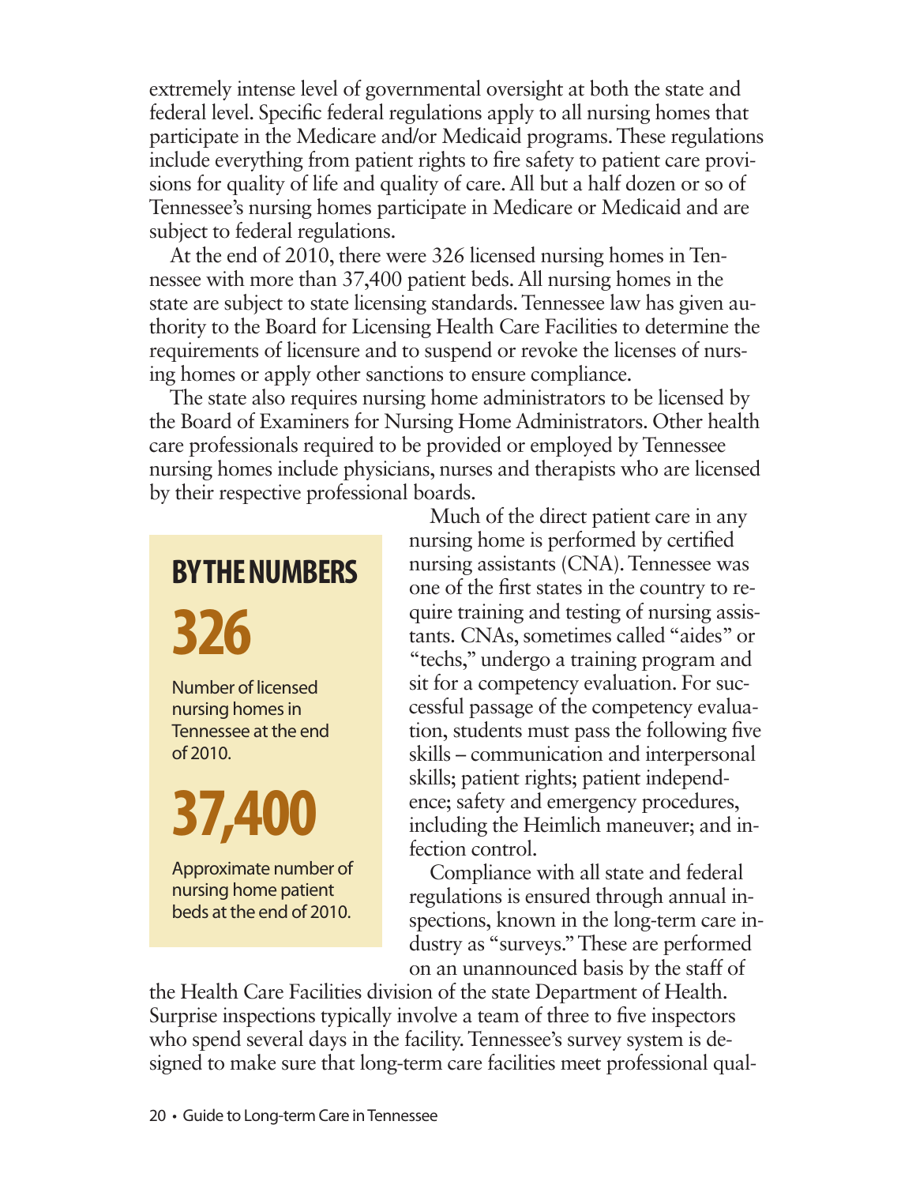extremely intense level of governmental oversight at both the state and federal level. Specific federal regulations apply to all nursing homes that participate in the Medicare and/or Medicaid programs. These regulations include everything from patient rights to fire safety to patient care provisions for quality of life and quality of care. All but a half dozen or so of Tennessee's nursing homes participate in Medicare or Medicaid and are subject to federal regulations.

At the end of 2010, there were 326 licensed nursing homes in Tennessee with more than 37,400 patient beds. All nursing homes in the state are subject to state licensing standards. Tennessee law has given authority to the Board for Licensing Health Care Facilities to determine the requirements of licensure and to suspend or revoke the licenses of nursing homes or apply other sanctions to ensure compliance.

The state also requires nursing home administrators to be licensed by the Board of Examiners for Nursing Home Administrators. Other health care professionals required to be provided or employed by Tennessee nursing homes include physicians, nurses and therapists who are licensed by their respective professional boards.

Much of the direct patient care in any nursing home is performed by certified nursing assistants (CNA). Tennessee was one of the first states in the country to require training and testing of nursing assistants. CNAs, sometimes called "aides" or "techs," undergo a training program and sit for a competency evaluation. For successful passage of the competency evaluation, students must pass the following five skills – communication and interpersonal skills; patient rights; patient independence; safety and emergency procedures, including the Heimlich maneuver; and infection control.

Compliance with all state and federal regulations is ensured through annual inspections, known in the long-term care industry as "surveys." These are performed on an unannounced basis by the staff of the Health Care Facilities division of the state Department of Health. Surprise inspections typically involve a team of three to five inspectors who spend several days in the facility. Tennessee's survey system is designed to make sure that long-term care facilities meet professional qual-

## BY THE NUMBERS

**326**

Number of licensed nursing homes in Tennessee at the end of 2010.

**37,400**

Approximate number of nursing home patient beds at the end of 2010.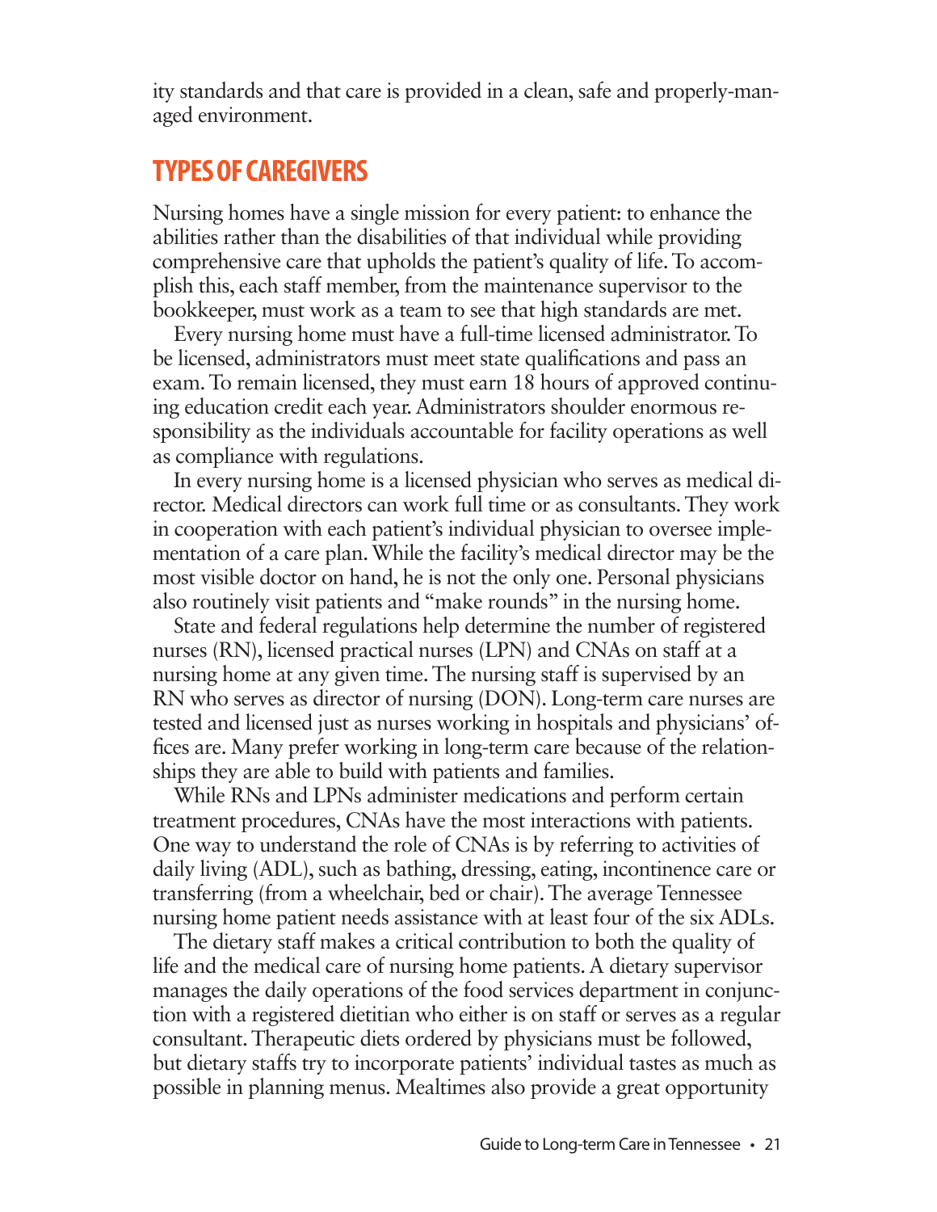ity standards and that care is provided in a clean, safe and properly-managed environment.

## TYPES OF CAREGIVERS

Nursing homes have a single mission for every patient: to enhance the abilities rather than the disabilities of that individual while providing comprehensive care that upholds the patient's quality of life. To accomplish this, each staff member, from the maintenance supervisor to the bookkeeper, must work as a team to see that high standards are met.

Every nursing home must have a full-time licensed administrator. To be licensed, administrators must meet state qualifications and pass an exam. To remain licensed, they must earn 18 hours of approved continuing education credit each year. Administrators shoulder enormous responsibility as the individuals accountable for facility operations as well as compliance with regulations.

In every nursing home is a licensed physician who serves as medical director. Medical directors can work full time or as consultants. They work in cooperation with each patient's individual physician to oversee implementation of a care plan. While the facility's medical director may be the most visible doctor on hand, he is not the only one. Personal physicians also routinely visit patients and "make rounds" in the nursing home.

State and federal regulations help determine the number of registered nurses (RN), licensed practical nurses (LPN) and CNAs on staff at a nursing home at any given time. The nursing staff is supervised by an RN who serves as director of nursing (DON). Long-term care nurses are tested and licensed just as nurses working in hospitals and physicians' offices are. Many prefer working in long-term care because of the relationships they are able to build with patients and families.

While RNs and LPNs administer medications and perform certain treatment procedures, CNAs have the most interactions with patients. One way to understand the role of CNAs is by referring to activities of daily living (ADL), such as bathing, dressing, eating, incontinence care or transferring (from a wheelchair, bed or chair). The average Tennessee nursing home patient needs assistance with at least four of the six ADLs.

The dietary staff makes a critical contribution to both the quality of life and the medical care of nursing home patients. A dietary supervisor manages the daily operations of the food services department in conjunction with a registered dietitian who either is on staff or serves as a regular consultant. Therapeutic diets ordered by physicians must be followed, but dietary staffs try to incorporate patients' individual tastes as much as possible in planning menus. Mealtimes also provide a great opportunity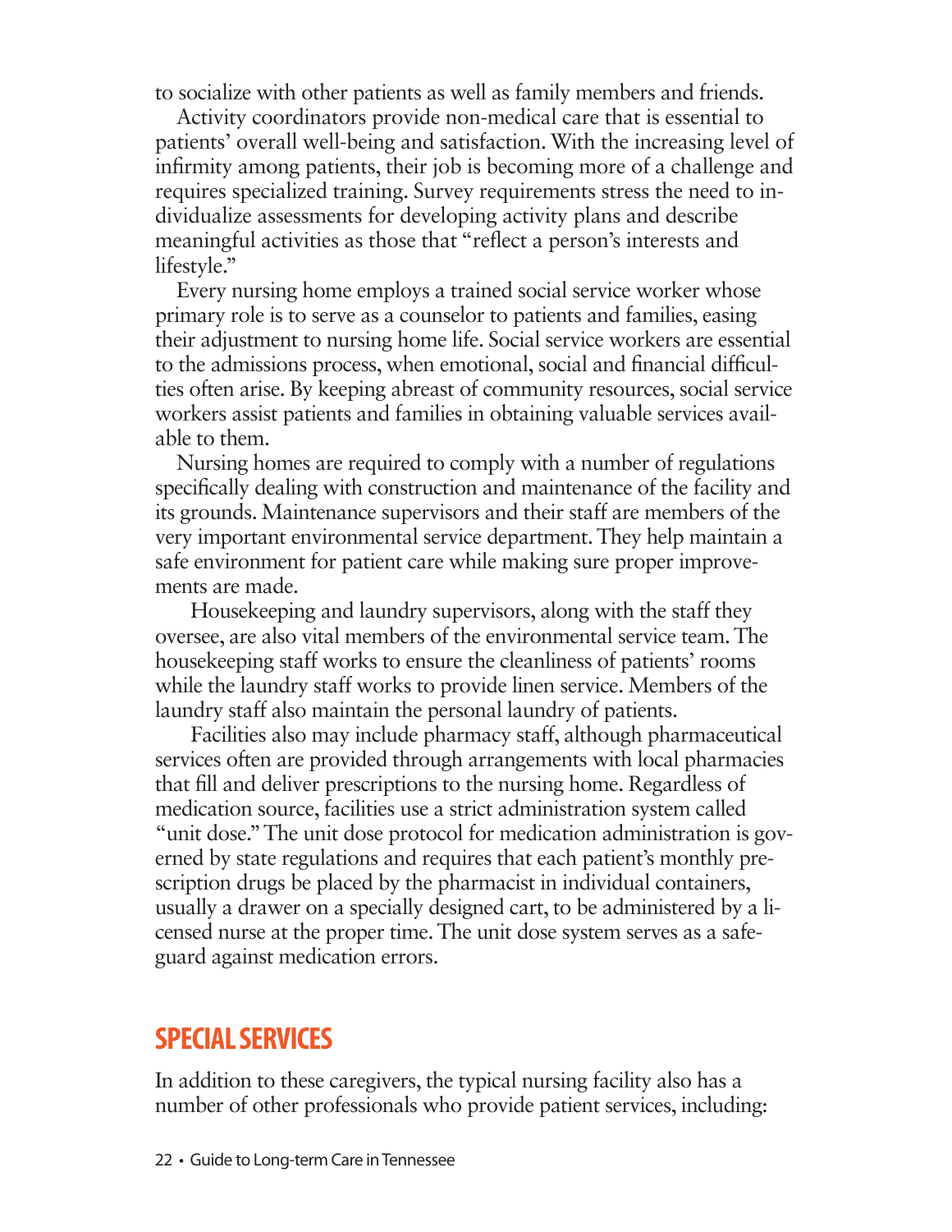to socialize with other patients as well as family members and friends.

Activity coordinators provide non-medical care that is essential to patients' overall well-being and satisfaction. With the increasing level of infirmity among patients, their job is becoming more of a challenge and requires specialized training. Survey requirements stress the need to individualize assessments for developing activity plans and describe meaningful activities as those that "reflect a person's interests and lifestyle."

Every nursing home employs a trained social service worker whose primary role is to serve as a counselor to patients and families, easing their adjustment to nursing home life. Social service workers are essential to the admissions process, when emotional, social and financial difficulties often arise. By keeping abreast of community resources, social service workers assist patients and families in obtaining valuable services available to them.

Nursing homes are required to comply with a number of regulations specifically dealing with construction and maintenance of the facility and its grounds. Maintenance supervisors and their staff are members of the very important environmental service department. They help maintain a safe environment for patient care while making sure proper improvements are made.

Housekeeping and laundry supervisors, along with the staff they oversee, are also vital members of the environmental service team. The housekeeping staff works to ensure the cleanliness of patients' rooms while the laundry staff works to provide linen service. Members of the laundry staff also maintain the personal laundry of patients.

Facilities also may include pharmacy staff, although pharmaceutical services often are provided through arrangements with local pharmacies that fill and deliver prescriptions to the nursing home. Regardless of medication source, facilities use a strict administration system called "unit dose." The unit dose protocol for medication administration is governed by state regulations and requires that each patient's monthly prescription drugs be placed by the pharmacist in individual containers, usually a drawer on a specially designed cart, to be administered by a licensed nurse at the proper time. The unit dose system serves as a safeguard against medication errors.

## SPECIAL SERVICES

In addition to these caregivers, the typical nursing facility also has a number of other professionals who provide patient services, including: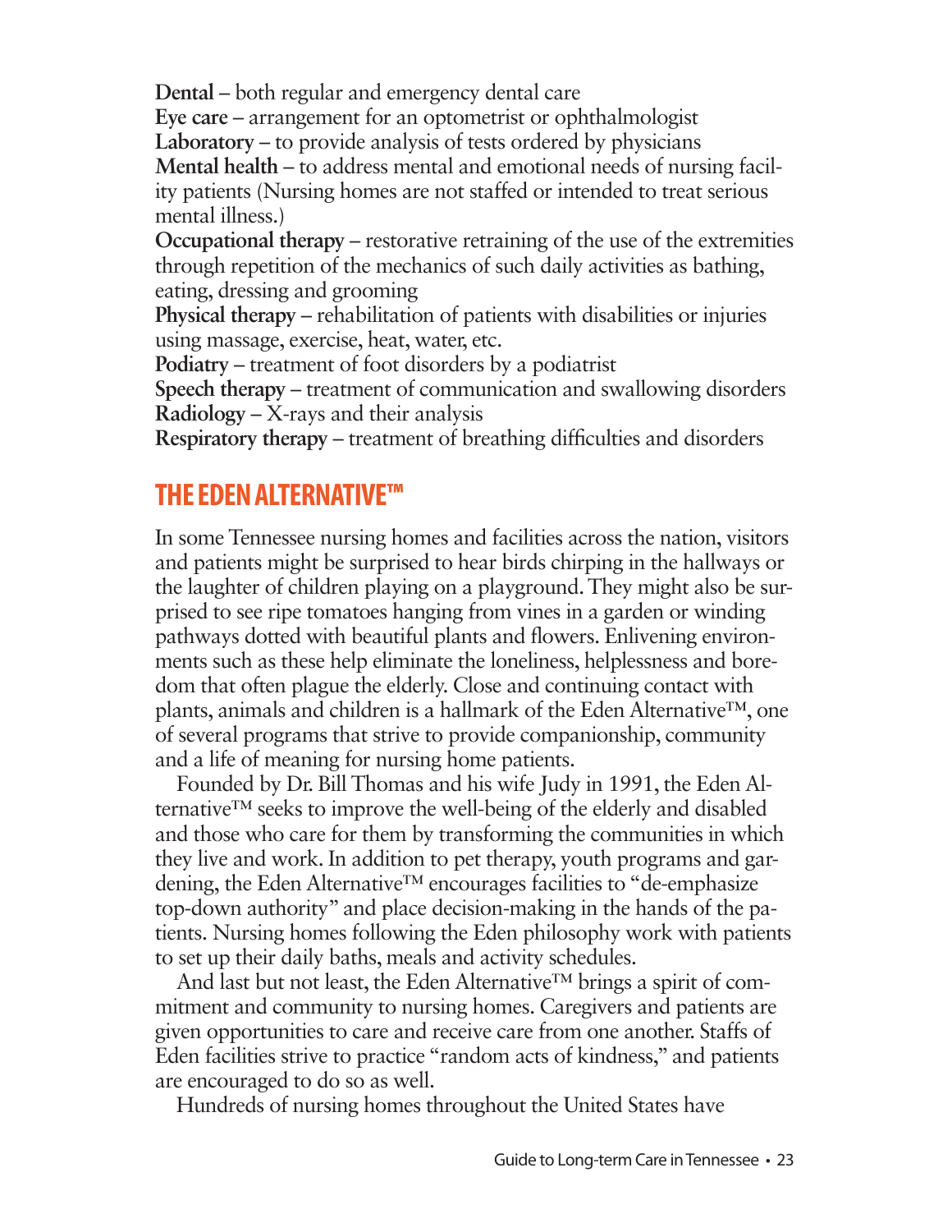**Dental** – both regular and emergency dental care
**Eye care** – arrangement for an optometrist or ophthalmologist
**Laboratory** – to provide analysis of tests ordered by physicians
**Mental health** – to address mental and emotional needs of nursing facility patients (Nursing homes are not staffed or intended to treat serious mental illness.)
**Occupational therapy** – restorative retraining of the use of the extremities through repetition of the mechanics of such daily activities as bathing, eating, dressing and grooming
**Physical therapy** – rehabilitation of patients with disabilities or injuries using massage, exercise, heat, water, etc.
**Podiatry** – treatment of foot disorders by a podiatrist
**Speech therapy** – treatment of communication and swallowing disorders
**Radiology** – X-rays and their analysis
**Respiratory therapy** – treatment of breathing difficulties and disorders

## THE EDEN ALTERNATIVE™

In some Tennessee nursing homes and facilities across the nation, visitors and patients might be surprised to hear birds chirping in the hallways or the laughter of children playing on a playground. They might also be surprised to see ripe tomatoes hanging from vines in a garden or winding pathways dotted with beautiful plants and flowers. Enlivening environments such as these help eliminate the loneliness, helplessness and boredom that often plague the elderly. Close and continuing contact with plants, animals and children is a hallmark of the Eden Alternative™, one of several programs that strive to provide companionship, community and a life of meaning for nursing home patients.

Founded by Dr. Bill Thomas and his wife Judy in 1991, the Eden Alternative™ seeks to improve the well-being of the elderly and disabled and those who care for them by transforming the communities in which they live and work. In addition to pet therapy, youth programs and gardening, the Eden Alternative™ encourages facilities to "de-emphasize top-down authority" and place decision-making in the hands of the patients. Nursing homes following the Eden philosophy work with patients to set up their daily baths, meals and activity schedules.

And last but not least, the Eden Alternative™ brings a spirit of commitment and community to nursing homes. Caregivers and patients are given opportunities to care and receive care from one another. Staffs of Eden facilities strive to practice "random acts of kindness," and patients are encouraged to do so as well.

Hundreds of nursing homes throughout the United States have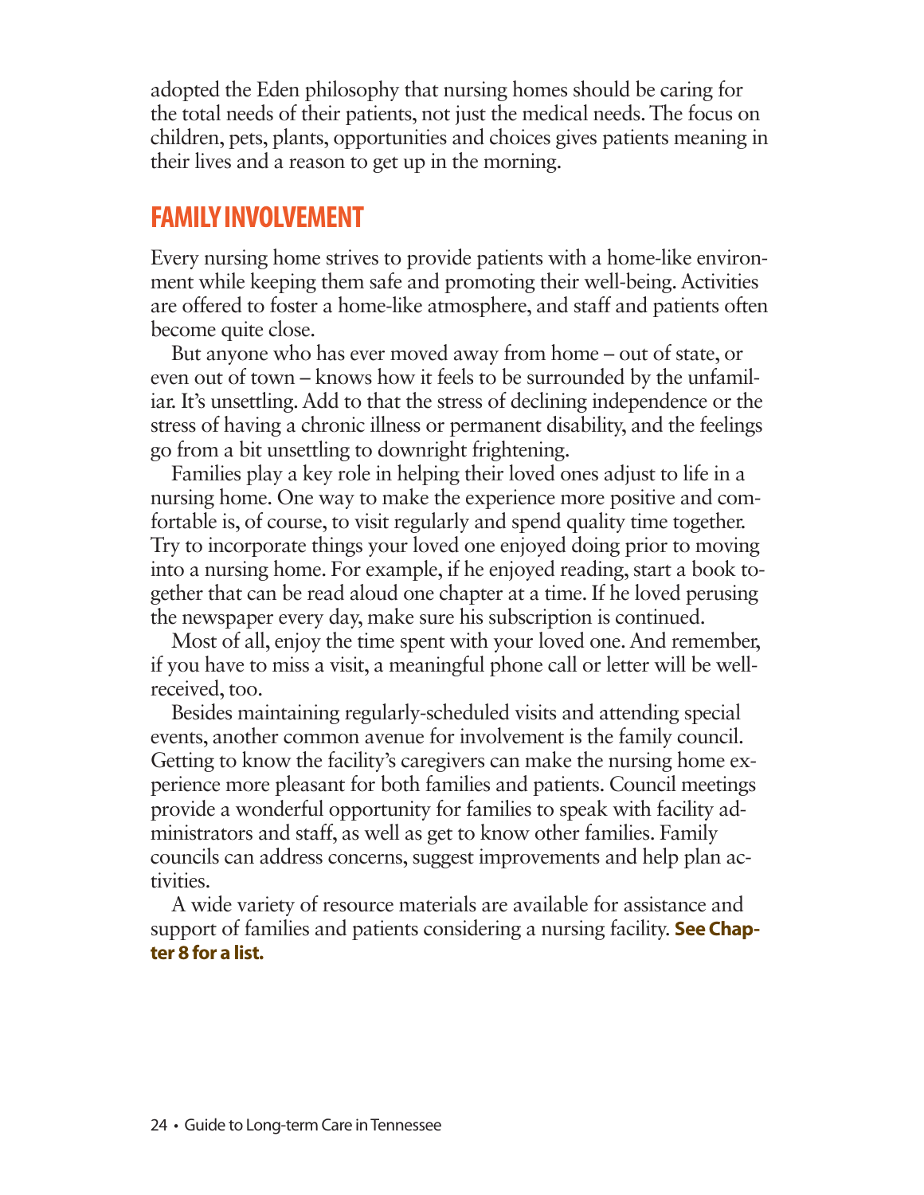adopted the Eden philosophy that nursing homes should be caring for the total needs of their patients, not just the medical needs. The focus on children, pets, plants, opportunities and choices gives patients meaning in their lives and a reason to get up in the morning.

## FAMILY INVOLVEMENT

Every nursing home strives to provide patients with a home-like environment while keeping them safe and promoting their well-being. Activities are offered to foster a home-like atmosphere, and staff and patients often become quite close.

But anyone who has ever moved away from home – out of state, or even out of town – knows how it feels to be surrounded by the unfamiliar. It's unsettling. Add to that the stress of declining independence or the stress of having a chronic illness or permanent disability, and the feelings go from a bit unsettling to downright frightening.

Families play a key role in helping their loved ones adjust to life in a nursing home. One way to make the experience more positive and comfortable is, of course, to visit regularly and spend quality time together. Try to incorporate things your loved one enjoyed doing prior to moving into a nursing home. For example, if he enjoyed reading, start a book together that can be read aloud one chapter at a time. If he loved perusing the newspaper every day, make sure his subscription is continued.

Most of all, enjoy the time spent with your loved one. And remember, if you have to miss a visit, a meaningful phone call or letter will be well-received, too.

Besides maintaining regularly-scheduled visits and attending special events, another common avenue for involvement is the family council. Getting to know the facility's caregivers can make the nursing home experience more pleasant for both families and patients. Council meetings provide a wonderful opportunity for families to speak with facility administrators and staff, as well as get to know other families. Family councils can address concerns, suggest improvements and help plan activities.

A wide variety of resource materials are available for assistance and support of families and patients considering a nursing facility. **See Chapter 8 for a list.**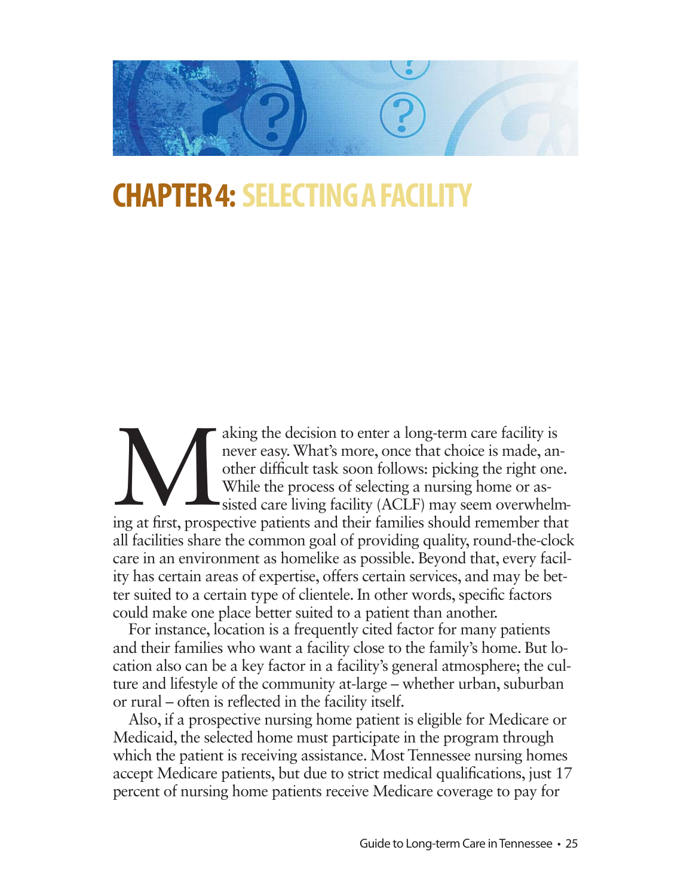# CHAPTER 4: SELECTING A FACILITY

Making the decision to enter a long-term care facility is never easy. What's more, once that choice is made, another difficult task soon follows: picking the right one. While the process of selecting a nursing home or assisted care living facility (ACLF) may seem overwhelming at first, prospective patients and their families should remember that all facilities share the common goal of providing quality, round-the-clock care in an environment as homelike as possible. Beyond that, every facility has certain areas of expertise, offers certain services, and may be better suited to a certain type of clientele. In other words, specific factors could make one place better suited to a patient than another.

For instance, location is a frequently cited factor for many patients and their families who want a facility close to the family's home. But location also can be a key factor in a facility's general atmosphere; the culture and lifestyle of the community at-large – whether urban, suburban or rural – often is reflected in the facility itself.

Also, if a prospective nursing home patient is eligible for Medicare or Medicaid, the selected home must participate in the program through which the patient is receiving assistance. Most Tennessee nursing homes accept Medicare patients, but due to strict medical qualifications, just 17 percent of nursing home patients receive Medicare coverage to pay for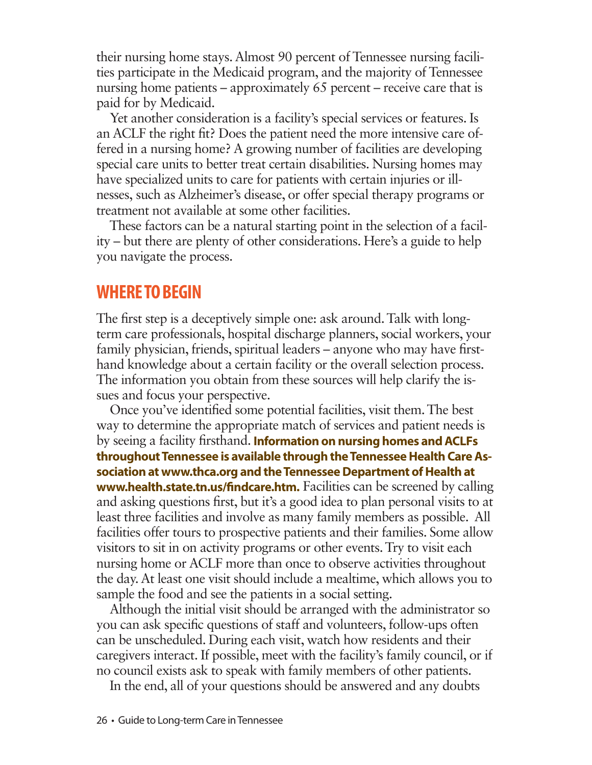their nursing home stays. Almost 90 percent of Tennessee nursing facilities participate in the Medicaid program, and the majority of Tennessee nursing home patients – approximately 65 percent – receive care that is paid for by Medicaid.

Yet another consideration is a facility's special services or features. Is an ACLF the right fit? Does the patient need the more intensive care offered in a nursing home? A growing number of facilities are developing special care units to better treat certain disabilities. Nursing homes may have specialized units to care for patients with certain injuries or illnesses, such as Alzheimer's disease, or offer special therapy programs or treatment not available at some other facilities.

These factors can be a natural starting point in the selection of a facility – but there are plenty of other considerations. Here's a guide to help you navigate the process.

## WHERE TO BEGIN

The first step is a deceptively simple one: ask around. Talk with long-term care professionals, hospital discharge planners, social workers, your family physician, friends, spiritual leaders – anyone who may have first-hand knowledge about a certain facility or the overall selection process. The information you obtain from these sources will help clarify the issues and focus your perspective.

Once you've identified some potential facilities, visit them. The best way to determine the appropriate match of services and patient needs is by seeing a facility firsthand. **Information on nursing homes and ACLFs throughout Tennessee is available through the Tennessee Health Care Association at www.thca.org and the Tennessee Department of Health at www.health.state.tn.us/findcare.htm.** Facilities can be screened by calling and asking questions first, but it's a good idea to plan personal visits to at least three facilities and involve as many family members as possible. All facilities offer tours to prospective patients and their families. Some allow visitors to sit in on activity programs or other events. Try to visit each nursing home or ACLF more than once to observe activities throughout the day. At least one visit should include a mealtime, which allows you to sample the food and see the patients in a social setting.

Although the initial visit should be arranged with the administrator so you can ask specific questions of staff and volunteers, follow-ups often can be unscheduled. During each visit, watch how residents and their caregivers interact. If possible, meet with the facility's family council, or if no council exists ask to speak with family members of other patients.

In the end, all of your questions should be answered and any doubts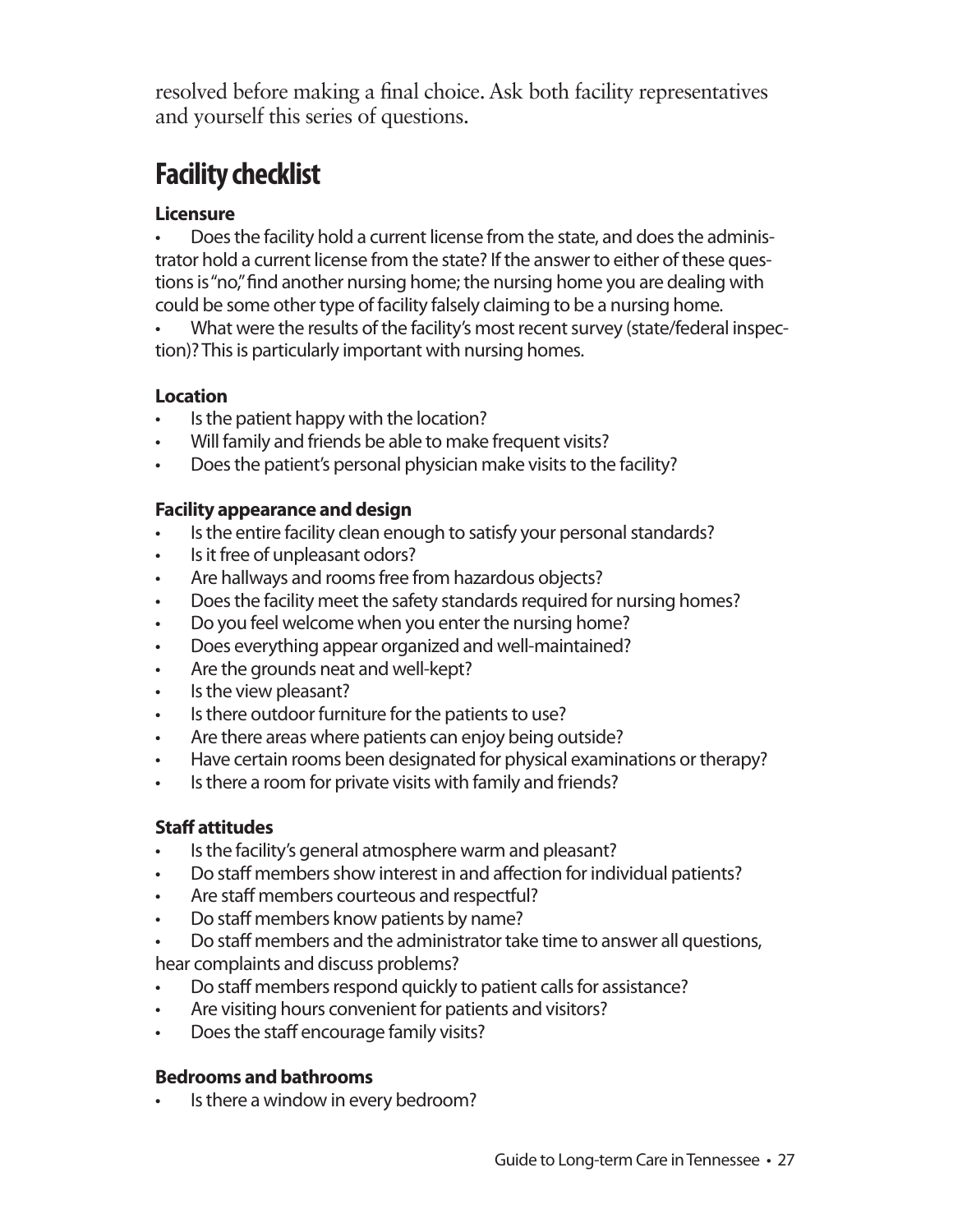resolved before making a final choice. Ask both facility representatives and yourself this series of questions.

## Facility checklist

**Licensure**

- Does the facility hold a current license from the state, and does the administrator hold a current license from the state? If the answer to either of these questions is "no," find another nursing home; the nursing home you are dealing with could be some other type of facility falsely claiming to be a nursing home.
- What were the results of the facility's most recent survey (state/federal inspection)? This is particularly important with nursing homes.

**Location**

- Is the patient happy with the location?
- Will family and friends be able to make frequent visits?
- Does the patient's personal physician make visits to the facility?

**Facility appearance and design**

- Is the entire facility clean enough to satisfy your personal standards?
- Is it free of unpleasant odors?
- Are hallways and rooms free from hazardous objects?
- Does the facility meet the safety standards required for nursing homes?
- Do you feel welcome when you enter the nursing home?
- Does everything appear organized and well-maintained?
- Are the grounds neat and well-kept?
- Is the view pleasant?
- Is there outdoor furniture for the patients to use?
- Are there areas where patients can enjoy being outside?
- Have certain rooms been designated for physical examinations or therapy?
- Is there a room for private visits with family and friends?

**Staff attitudes**

- Is the facility's general atmosphere warm and pleasant?
- Do staff members show interest in and affection for individual patients?
- Are staff members courteous and respectful?
- Do staff members know patients by name?
- Do staff members and the administrator take time to answer all questions, hear complaints and discuss problems?
- Do staff members respond quickly to patient calls for assistance?
- Are visiting hours convenient for patients and visitors?
- Does the staff encourage family visits?

**Bedrooms and bathrooms**

- Is there a window in every bedroom?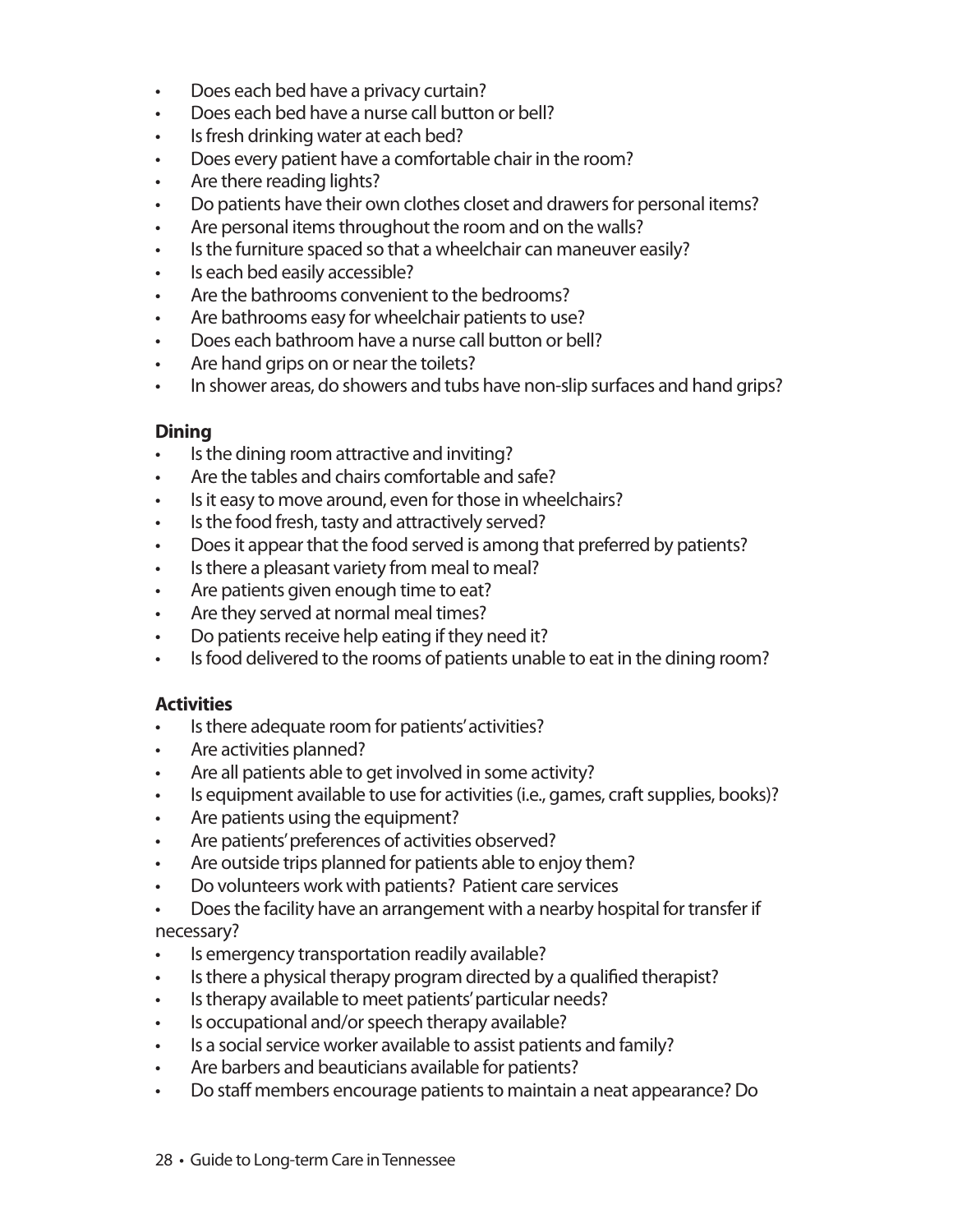- Does each bed have a privacy curtain?
- Does each bed have a nurse call button or bell?
- Is fresh drinking water at each bed?
- Does every patient have a comfortable chair in the room?
- Are there reading lights?
- Do patients have their own clothes closet and drawers for personal items?
- Are personal items throughout the room and on the walls?
- Is the furniture spaced so that a wheelchair can maneuver easily?
- Is each bed easily accessible?
- Are the bathrooms convenient to the bedrooms?
- Are bathrooms easy for wheelchair patients to use?
- Does each bathroom have a nurse call button or bell?
- Are hand grips on or near the toilets?
- In shower areas, do showers and tubs have non-slip surfaces and hand grips?

**Dining**

- Is the dining room attractive and inviting?
- Are the tables and chairs comfortable and safe?
- Is it easy to move around, even for those in wheelchairs?
- Is the food fresh, tasty and attractively served?
- Does it appear that the food served is among that preferred by patients?
- Is there a pleasant variety from meal to meal?
- Are patients given enough time to eat?
- Are they served at normal meal times?
- Do patients receive help eating if they need it?
- Is food delivered to the rooms of patients unable to eat in the dining room?

**Activities**

- Is there adequate room for patients' activities?
- Are activities planned?
- Are all patients able to get involved in some activity?
- Is equipment available to use for activities (i.e., games, craft supplies, books)?
- Are patients using the equipment?
- Are patients' preferences of activities observed?
- Are outside trips planned for patients able to enjoy them?
- Do volunteers work with patients? Patient care services
- Does the facility have an arrangement with a nearby hospital for transfer if necessary?
- Is emergency transportation readily available?
- Is there a physical therapy program directed by a qualified therapist?
- Is therapy available to meet patients' particular needs?
- Is occupational and/or speech therapy available?
- Is a social service worker available to assist patients and family?
- Are barbers and beauticians available for patients?
- Do staff members encourage patients to maintain a neat appearance? Do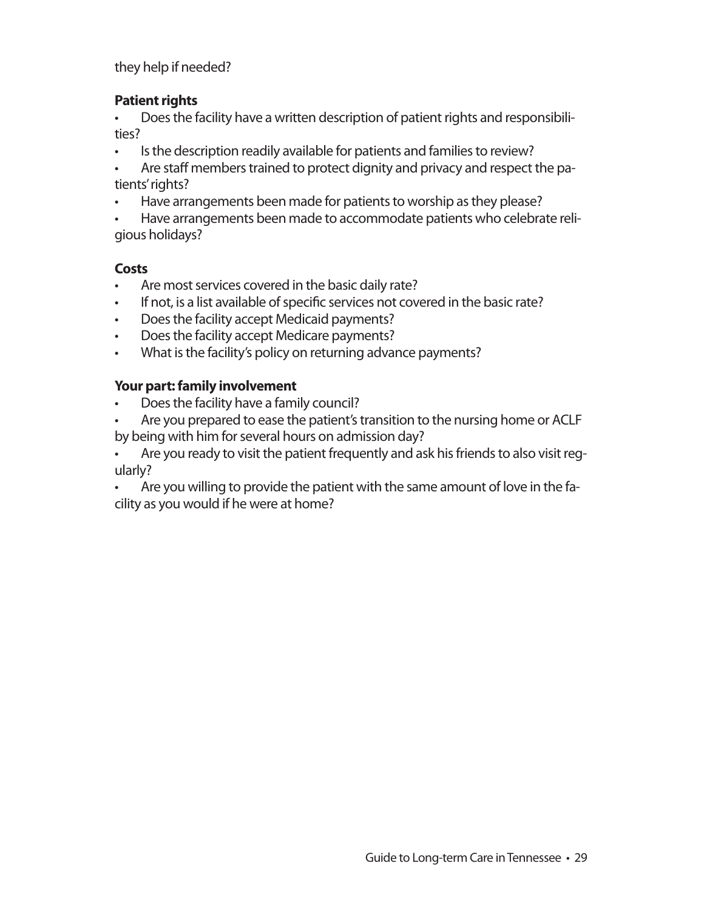they help if needed?

**Patient rights**

- Does the facility have a written description of patient rights and responsibilities?
- Is the description readily available for patients and families to review?
- Are staff members trained to protect dignity and privacy and respect the patients' rights?
- Have arrangements been made for patients to worship as they please?
- Have arrangements been made to accommodate patients who celebrate religious holidays?

**Costs**

- Are most services covered in the basic daily rate?
- If not, is a list available of specific services not covered in the basic rate?
- Does the facility accept Medicaid payments?
- Does the facility accept Medicare payments?
- What is the facility's policy on returning advance payments?

**Your part: family involvement**

- Does the facility have a family council?
- Are you prepared to ease the patient's transition to the nursing home or ACLF by being with him for several hours on admission day?
- Are you ready to visit the patient frequently and ask his friends to also visit regularly?
- Are you willing to provide the patient with the same amount of love in the facility as you would if he were at home?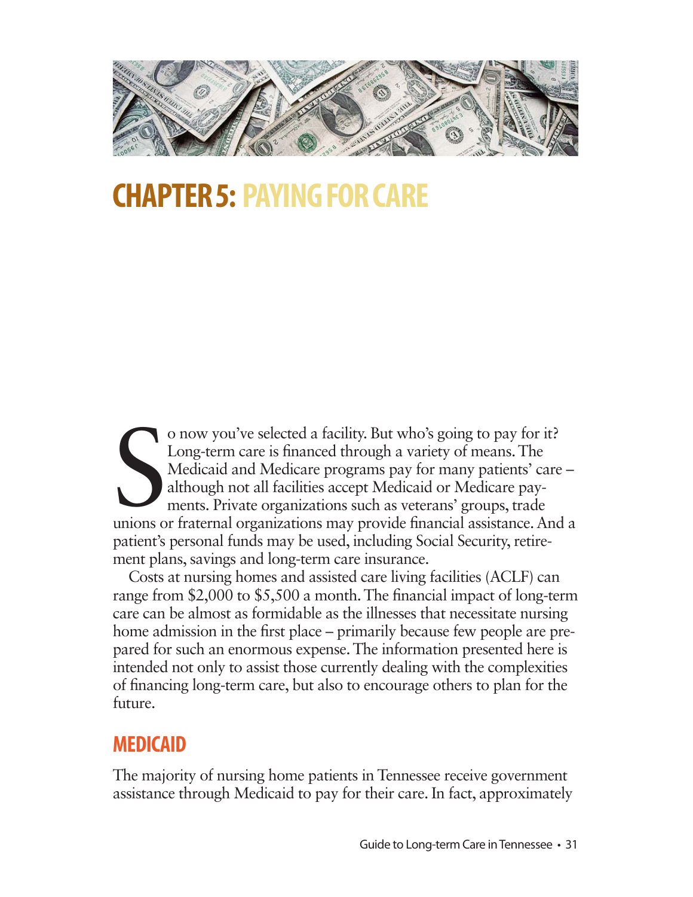# CHAPTER 5: PAYING FOR CARE

So now you've selected a facility. But who's going to pay for it? Long-term care is financed through a variety of means. The Medicaid and Medicare programs pay for many patients' care – although not all facilities accept Medicaid or Medicare payments. Private organizations such as veterans' groups, trade unions or fraternal organizations may provide financial assistance. And a patient's personal funds may be used, including Social Security, retirement plans, savings and long-term care insurance.

Costs at nursing homes and assisted care living facilities (ACLF) can range from $2,000 to $5,500 a month. The financial impact of long-term care can be almost as formidable as the illnesses that necessitate nursing home admission in the first place – primarily because few people are prepared for such an enormous expense. The information presented here is intended not only to assist those currently dealing with the complexities of financing long-term care, but also to encourage others to plan for the future.

## MEDICAID

The majority of nursing home patients in Tennessee receive government assistance through Medicaid to pay for their care. In fact, approximately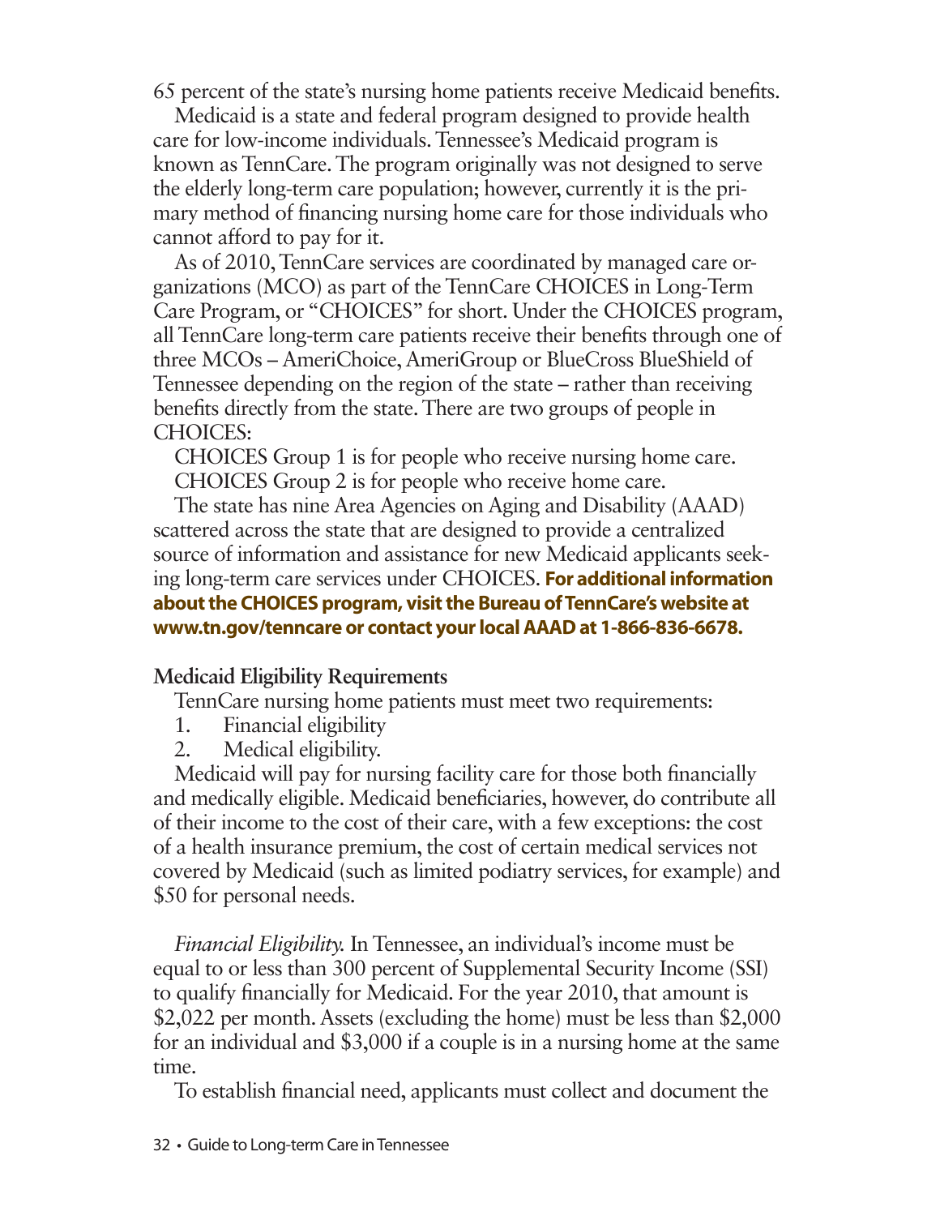65 percent of the state's nursing home patients receive Medicaid benefits.

Medicaid is a state and federal program designed to provide health care for low-income individuals. Tennessee's Medicaid program is known as TennCare. The program originally was not designed to serve the elderly long-term care population; however, currently it is the primary method of financing nursing home care for those individuals who cannot afford to pay for it.

As of 2010, TennCare services are coordinated by managed care organizations (MCO) as part of the TennCare CHOICES in Long-Term Care Program, or "CHOICES" for short. Under the CHOICES program, all TennCare long-term care patients receive their benefits through one of three MCOs – AmeriChoice, AmeriGroup or BlueCross BlueShield of Tennessee depending on the region of the state – rather than receiving benefits directly from the state. There are two groups of people in CHOICES:

CHOICES Group 1 is for people who receive nursing home care.

CHOICES Group 2 is for people who receive home care.

The state has nine Area Agencies on Aging and Disability (AAAD) scattered across the state that are designed to provide a centralized source of information and assistance for new Medicaid applicants seeking long-term care services under CHOICES. **For additional information about the CHOICES program, visit the Bureau of TennCare's website at www.tn.gov/tenncare or contact your local AAAD at 1-866-836-6678.**

**Medicaid Eligibility Requirements**

TennCare nursing home patients must meet two requirements:

1. Financial eligibility
2. Medical eligibility.

Medicaid will pay for nursing facility care for those both financially and medically eligible. Medicaid beneficiaries, however, do contribute all of their income to the cost of their care, with a few exceptions: the cost of a health insurance premium, the cost of certain medical services not covered by Medicaid (such as limited podiatry services, for example) and $50 for personal needs.

*Financial Eligibility.* In Tennessee, an individual's income must be equal to or less than 300 percent of Supplemental Security Income (SSI) to qualify financially for Medicaid. For the year 2010, that amount is $2,022 per month. Assets (excluding the home) must be less than $2,000 for an individual and $3,000 if a couple is in a nursing home at the same time.

To establish financial need, applicants must collect and document the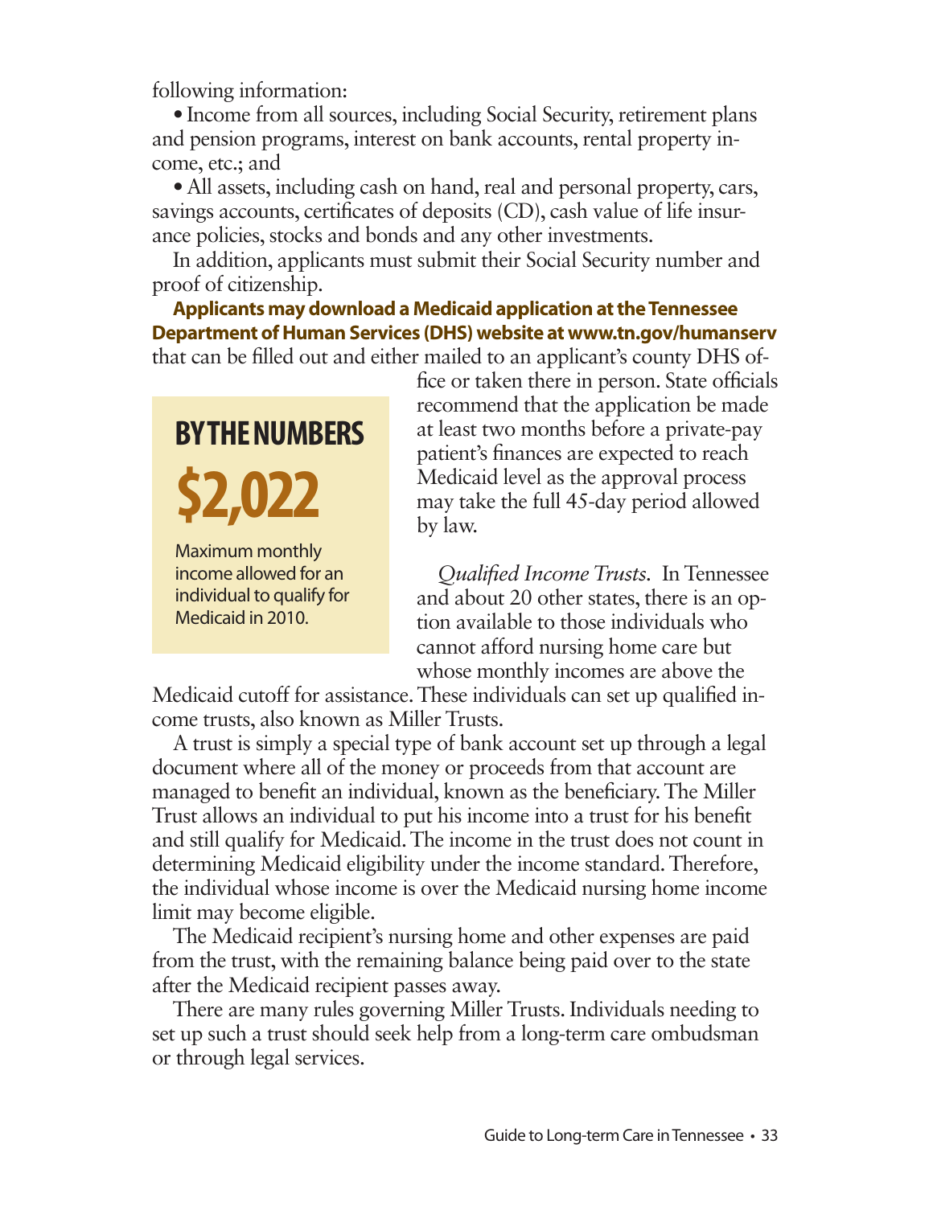following information:

• Income from all sources, including Social Security, retirement plans and pension programs, interest on bank accounts, rental property income, etc.; and

• All assets, including cash on hand, real and personal property, cars, savings accounts, certificates of deposits (CD), cash value of life insurance policies, stocks and bonds and any other investments.

In addition, applicants must submit their Social Security number and proof of citizenship.

**Applicants may download a Medicaid application at the Tennessee Department of Human Services (DHS) website at www.tn.gov/humanserv** that can be filled out and either mailed to an applicant's county DHS office or taken there in person. State officials recommend that the application be made at least two months before a private-pay patient's finances are expected to reach Medicaid level as the approval process may take the full 45-day period allowed by law.

> **BY THE NUMBERS**
>
> **$2,022**
>
> Maximum monthly income allowed for an individual to qualify for Medicaid in 2010.

*Qualified Income Trusts.* In Tennessee and about 20 other states, there is an option available to those individuals who cannot afford nursing home care but whose monthly incomes are above the Medicaid cutoff for assistance. These individuals can set up qualified income trusts, also known as Miller Trusts.

A trust is simply a special type of bank account set up through a legal document where all of the money or proceeds from that account are managed to benefit an individual, known as the beneficiary. The Miller Trust allows an individual to put his income into a trust for his benefit and still qualify for Medicaid. The income in the trust does not count in determining Medicaid eligibility under the income standard. Therefore, the individual whose income is over the Medicaid nursing home income limit may become eligible.

The Medicaid recipient's nursing home and other expenses are paid from the trust, with the remaining balance being paid over to the state after the Medicaid recipient passes away.

There are many rules governing Miller Trusts. Individuals needing to set up such a trust should seek help from a long-term care ombudsman or through legal services.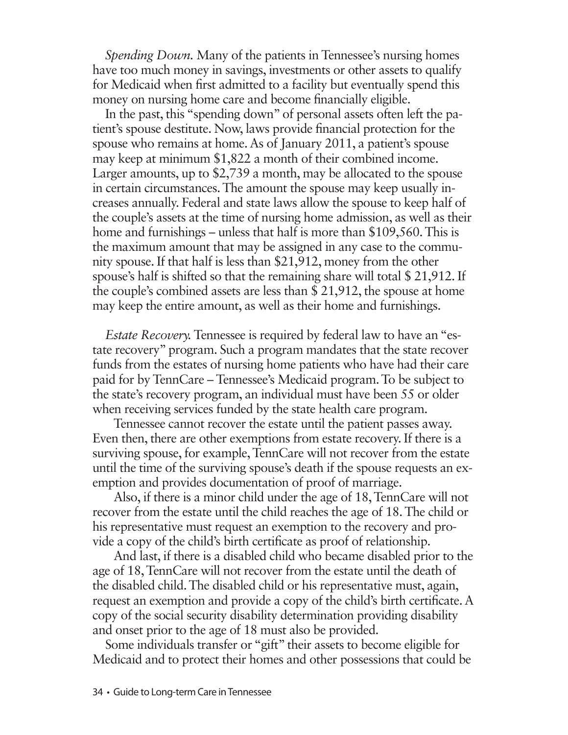*Spending Down.* Many of the patients in Tennessee's nursing homes have too much money in savings, investments or other assets to qualify for Medicaid when first admitted to a facility but eventually spend this money on nursing home care and become financially eligible.

In the past, this "spending down" of personal assets often left the patient's spouse destitute. Now, laws provide financial protection for the spouse who remains at home. As of January 2011, a patient's spouse may keep at minimum $1,822 a month of their combined income. Larger amounts, up to $2,739 a month, may be allocated to the spouse in certain circumstances. The amount the spouse may keep usually increases annually. Federal and state laws allow the spouse to keep half of the couple's assets at the time of nursing home admission, as well as their home and furnishings – unless that half is more than $109,560. This is the maximum amount that may be assigned in any case to the community spouse. If that half is less than $21,912, money from the other spouse's half is shifted so that the remaining share will total $ 21,912. If the couple's combined assets are less than $ 21,912, the spouse at home may keep the entire amount, as well as their home and furnishings.

*Estate Recovery.* Tennessee is required by federal law to have an "estate recovery" program. Such a program mandates that the state recover funds from the estates of nursing home patients who have had their care paid for by TennCare – Tennessee's Medicaid program. To be subject to the state's recovery program, an individual must have been 55 or older when receiving services funded by the state health care program.

Tennessee cannot recover the estate until the patient passes away. Even then, there are other exemptions from estate recovery. If there is a surviving spouse, for example, TennCare will not recover from the estate until the time of the surviving spouse's death if the spouse requests an exemption and provides documentation of proof of marriage.

Also, if there is a minor child under the age of 18, TennCare will not recover from the estate until the child reaches the age of 18. The child or his representative must request an exemption to the recovery and provide a copy of the child's birth certificate as proof of relationship.

And last, if there is a disabled child who became disabled prior to the age of 18, TennCare will not recover from the estate until the death of the disabled child. The disabled child or his representative must, again, request an exemption and provide a copy of the child's birth certificate. A copy of the social security disability determination providing disability and onset prior to the age of 18 must also be provided.

Some individuals transfer or "gift" their assets to become eligible for Medicaid and to protect their homes and other possessions that could be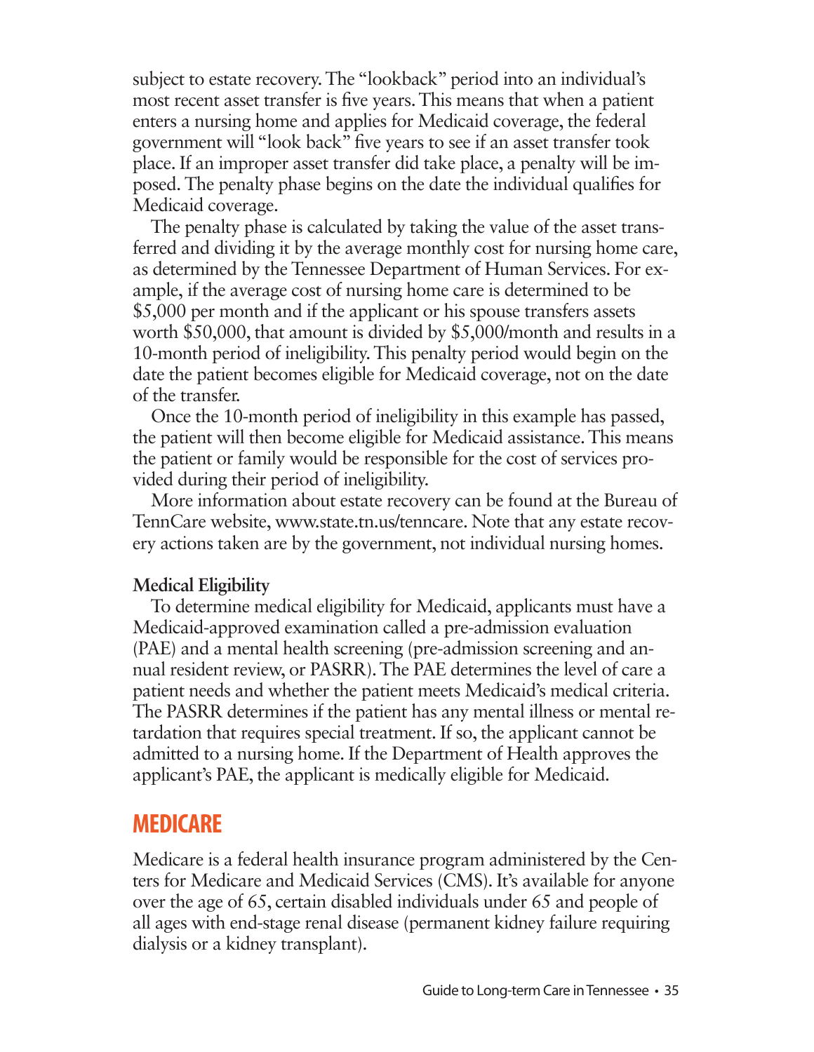subject to estate recovery. The "lookback" period into an individual's most recent asset transfer is five years. This means that when a patient enters a nursing home and applies for Medicaid coverage, the federal government will "look back" five years to see if an asset transfer took place. If an improper asset transfer did take place, a penalty will be imposed. The penalty phase begins on the date the individual qualifies for Medicaid coverage.

The penalty phase is calculated by taking the value of the asset transferred and dividing it by the average monthly cost for nursing home care, as determined by the Tennessee Department of Human Services. For example, if the average cost of nursing home care is determined to be $5,000 per month and if the applicant or his spouse transfers assets worth $50,000, that amount is divided by $5,000/month and results in a 10-month period of ineligibility. This penalty period would begin on the date the patient becomes eligible for Medicaid coverage, not on the date of the transfer.

Once the 10-month period of ineligibility in this example has passed, the patient will then become eligible for Medicaid assistance. This means the patient or family would be responsible for the cost of services provided during their period of ineligibility.

More information about estate recovery can be found at the Bureau of TennCare website, www.state.tn.us/tenncare. Note that any estate recovery actions taken are by the government, not individual nursing homes.

**Medical Eligibility**

To determine medical eligibility for Medicaid, applicants must have a Medicaid-approved examination called a pre-admission evaluation (PAE) and a mental health screening (pre-admission screening and annual resident review, or PASRR). The PAE determines the level of care a patient needs and whether the patient meets Medicaid's medical criteria. The PASRR determines if the patient has any mental illness or mental retardation that requires special treatment. If so, the applicant cannot be admitted to a nursing home. If the Department of Health approves the applicant's PAE, the applicant is medically eligible for Medicaid.

## MEDICARE

Medicare is a federal health insurance program administered by the Centers for Medicare and Medicaid Services (CMS). It's available for anyone over the age of 65, certain disabled individuals under 65 and people of all ages with end-stage renal disease (permanent kidney failure requiring dialysis or a kidney transplant).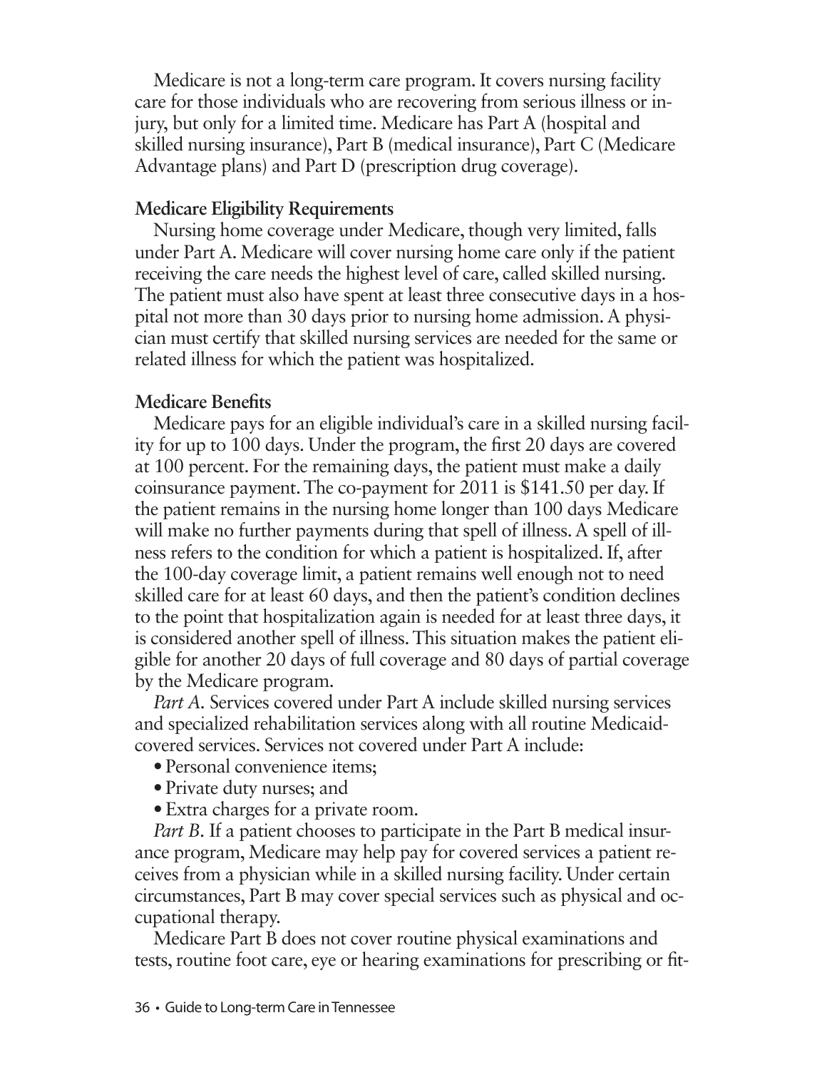Medicare is not a long-term care program. It covers nursing facility care for those individuals who are recovering from serious illness or injury, but only for a limited time. Medicare has Part A (hospital and skilled nursing insurance), Part B (medical insurance), Part C (Medicare Advantage plans) and Part D (prescription drug coverage).

**Medicare Eligibility Requirements**

Nursing home coverage under Medicare, though very limited, falls under Part A. Medicare will cover nursing home care only if the patient receiving the care needs the highest level of care, called skilled nursing. The patient must also have spent at least three consecutive days in a hospital not more than 30 days prior to nursing home admission. A physician must certify that skilled nursing services are needed for the same or related illness for which the patient was hospitalized.

**Medicare Benefits**

Medicare pays for an eligible individual's care in a skilled nursing facility for up to 100 days. Under the program, the first 20 days are covered at 100 percent. For the remaining days, the patient must make a daily coinsurance payment. The co-payment for 2011 is $141.50 per day. If the patient remains in the nursing home longer than 100 days Medicare will make no further payments during that spell of illness. A spell of illness refers to the condition for which a patient is hospitalized. If, after the 100-day coverage limit, a patient remains well enough not to need skilled care for at least 60 days, and then the patient's condition declines to the point that hospitalization again is needed for at least three days, it is considered another spell of illness. This situation makes the patient eligible for another 20 days of full coverage and 80 days of partial coverage by the Medicare program.

*Part A.* Services covered under Part A include skilled nursing services and specialized rehabilitation services along with all routine Medicaid-covered services. Services not covered under Part A include:

- Personal convenience items;
- Private duty nurses; and
- Extra charges for a private room.

*Part B.* If a patient chooses to participate in the Part B medical insurance program, Medicare may help pay for covered services a patient receives from a physician while in a skilled nursing facility. Under certain circumstances, Part B may cover special services such as physical and occupational therapy.

Medicare Part B does not cover routine physical examinations and tests, routine foot care, eye or hearing examinations for prescribing or fit-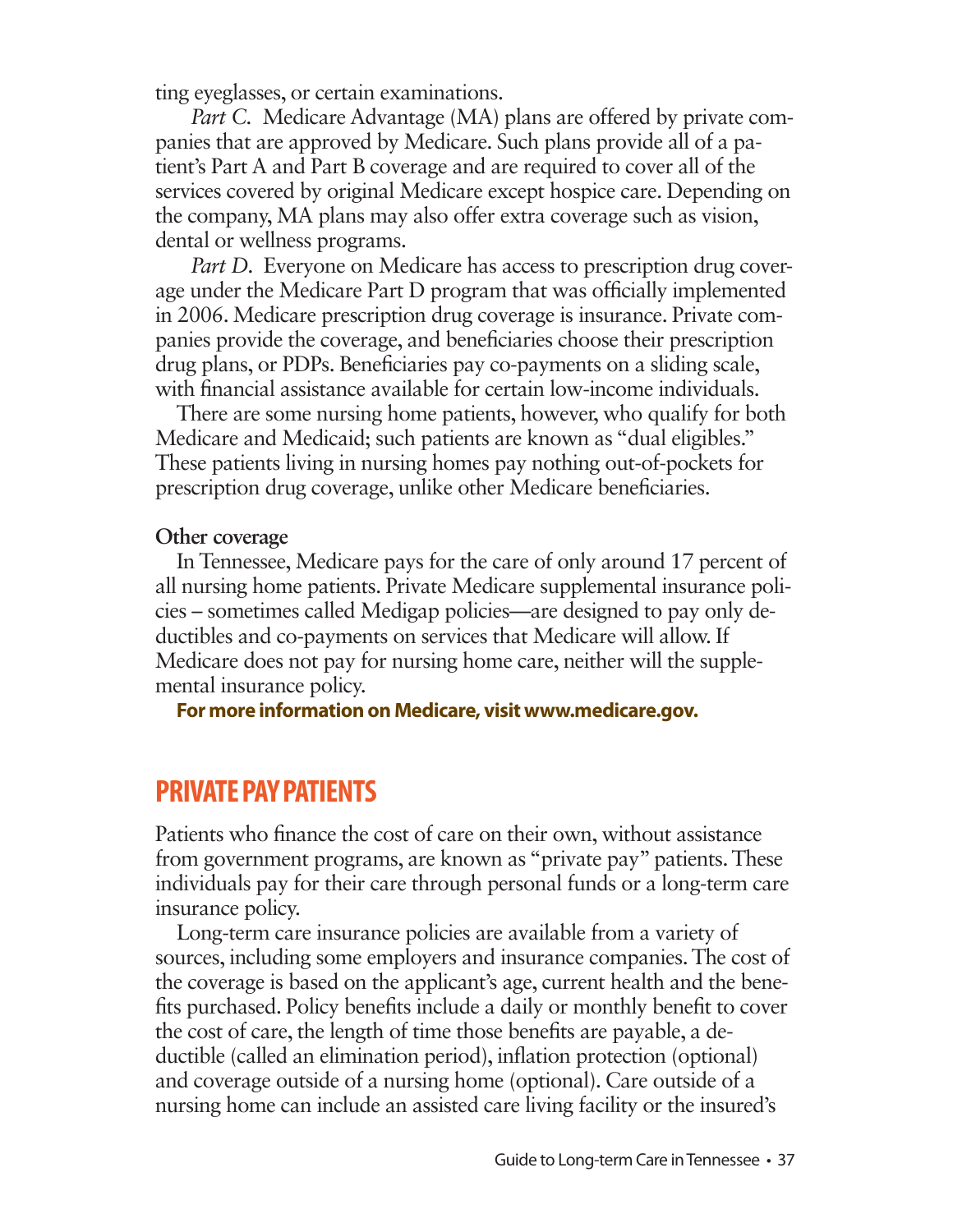ting eyeglasses, or certain examinations.

*Part C.* Medicare Advantage (MA) plans are offered by private companies that are approved by Medicare. Such plans provide all of a patient's Part A and Part B coverage and are required to cover all of the services covered by original Medicare except hospice care. Depending on the company, MA plans may also offer extra coverage such as vision, dental or wellness programs.

*Part D.* Everyone on Medicare has access to prescription drug coverage under the Medicare Part D program that was officially implemented in 2006. Medicare prescription drug coverage is insurance. Private companies provide the coverage, and beneficiaries choose their prescription drug plans, or PDPs. Beneficiaries pay co-payments on a sliding scale, with financial assistance available for certain low-income individuals.

There are some nursing home patients, however, who qualify for both Medicare and Medicaid; such patients are known as "dual eligibles." These patients living in nursing homes pay nothing out-of-pockets for prescription drug coverage, unlike other Medicare beneficiaries.

**Other coverage**

In Tennessee, Medicare pays for the care of only around 17 percent of all nursing home patients. Private Medicare supplemental insurance policies – sometimes called Medigap policies—are designed to pay only deductibles and co-payments on services that Medicare will allow. If Medicare does not pay for nursing home care, neither will the supplemental insurance policy.

**For more information on Medicare, visit www.medicare.gov.**

## PRIVATE PAY PATIENTS

Patients who finance the cost of care on their own, without assistance from government programs, are known as "private pay" patients. These individuals pay for their care through personal funds or a long-term care insurance policy.

Long-term care insurance policies are available from a variety of sources, including some employers and insurance companies. The cost of the coverage is based on the applicant's age, current health and the benefits purchased. Policy benefits include a daily or monthly benefit to cover the cost of care, the length of time those benefits are payable, a deductible (called an elimination period), inflation protection (optional) and coverage outside of a nursing home (optional). Care outside of a nursing home can include an assisted care living facility or the insured's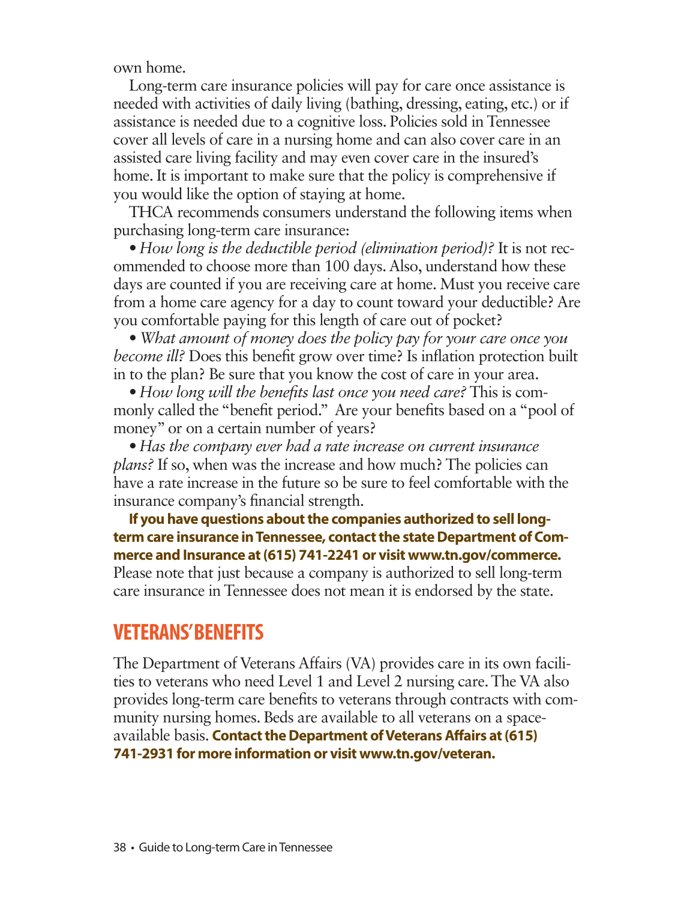own home.

Long-term care insurance policies will pay for care once assistance is needed with activities of daily living (bathing, dressing, eating, etc.) or if assistance is needed due to a cognitive loss. Policies sold in Tennessee cover all levels of care in a nursing home and can also cover care in an assisted care living facility and may even cover care in the insured's home. It is important to make sure that the policy is comprehensive if you would like the option of staying at home.

THCA recommends consumers understand the following items when purchasing long-term care insurance:

• *How long is the deductible period (elimination period)?* It is not recommended to choose more than 100 days. Also, understand how these days are counted if you are receiving care at home. Must you receive care from a home care agency for a day to count toward your deductible? Are you comfortable paying for this length of care out of pocket?

• *What amount of money does the policy pay for your care once you become ill?* Does this benefit grow over time? Is inflation protection built in to the plan? Be sure that you know the cost of care in your area.

• *How long will the benefits last once you need care?* This is commonly called the "benefit period." Are your benefits based on a "pool of money" or on a certain number of years?

• *Has the company ever had a rate increase on current insurance plans?* If so, when was the increase and how much? The policies can have a rate increase in the future so be sure to feel comfortable with the insurance company's financial strength.

**If you have questions about the companies authorized to sell long-term care insurance in Tennessee, contact the state Department of Commerce and Insurance at (615) 741-2241 or visit www.tn.gov/commerce.** Please note that just because a company is authorized to sell long-term care insurance in Tennessee does not mean it is endorsed by the state.

## VETERANS' BENEFITS

The Department of Veterans Affairs (VA) provides care in its own facilities to veterans who need Level 1 and Level 2 nursing care. The VA also provides long-term care benefits to veterans through contracts with community nursing homes. Beds are available to all veterans on a space-available basis. **Contact the Department of Veterans Affairs at (615) 741-2931 for more information or visit www.tn.gov/veteran.**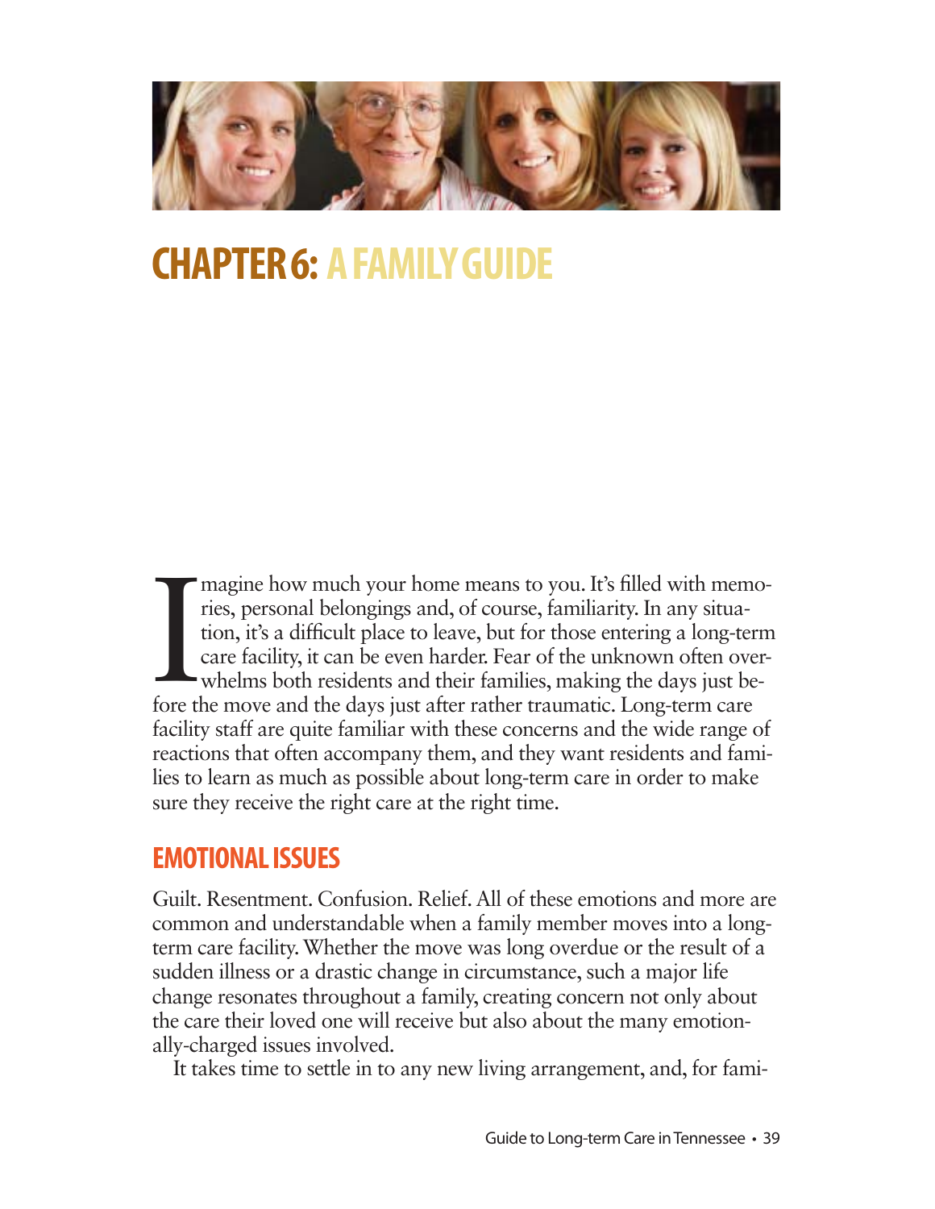# CHAPTER 6: A FAMILY GUIDE

Imagine how much your home means to you. It's filled with memories, personal belongings and, of course, familiarity. In any situation, it's a difficult place to leave, but for those entering a long-term care facility, it can be even harder. Fear of the unknown often overwhelms both residents and their families, making the days just before the move and the days just after rather traumatic. Long-term care facility staff are quite familiar with these concerns and the wide range of reactions that often accompany them, and they want residents and families to learn as much as possible about long-term care in order to make sure they receive the right care at the right time.

## EMOTIONAL ISSUES

Guilt. Resentment. Confusion. Relief. All of these emotions and more are common and understandable when a family member moves into a long-term care facility. Whether the move was long overdue or the result of a sudden illness or a drastic change in circumstance, such a major life change resonates throughout a family, creating concern not only about the care their loved one will receive but also about the many emotionally-charged issues involved.

It takes time to settle in to any new living arrangement, and, for fami-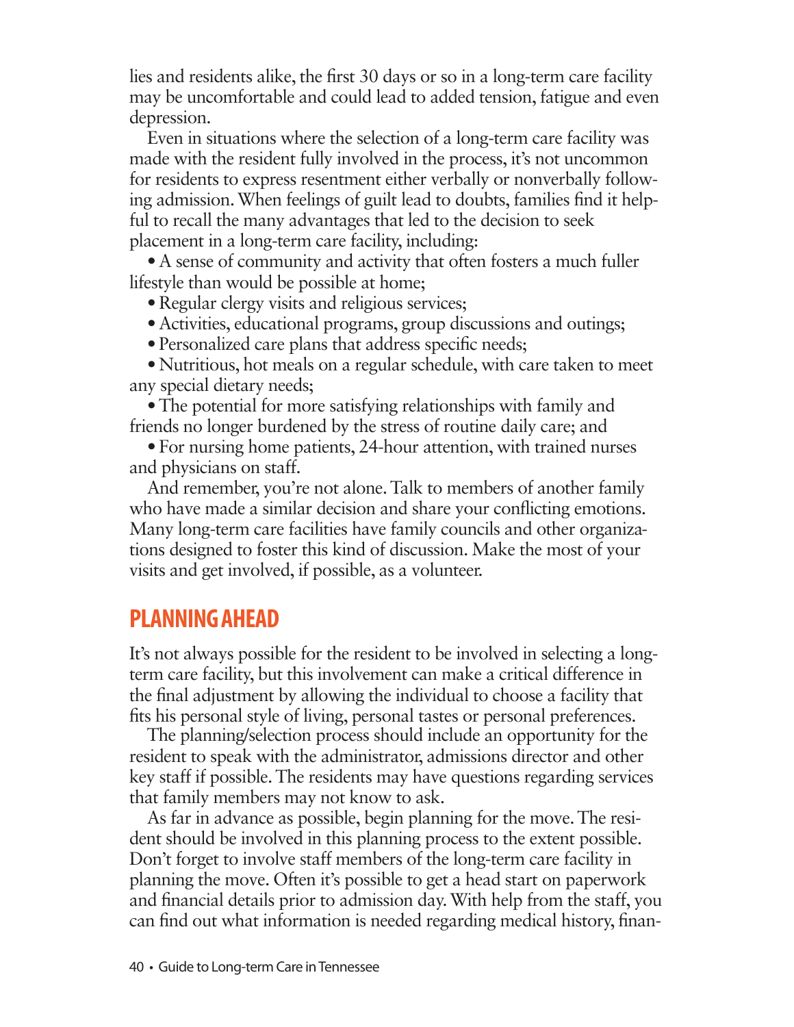lies and residents alike, the first 30 days or so in a long-term care facility may be uncomfortable and could lead to added tension, fatigue and even depression.

Even in situations where the selection of a long-term care facility was made with the resident fully involved in the process, it's not uncommon for residents to express resentment either verbally or nonverbally following admission. When feelings of guilt lead to doubts, families find it helpful to recall the many advantages that led to the decision to seek placement in a long-term care facility, including:

- A sense of community and activity that often fosters a much fuller lifestyle than would be possible at home;
- Regular clergy visits and religious services;
- Activities, educational programs, group discussions and outings;
- Personalized care plans that address specific needs;
- Nutritious, hot meals on a regular schedule, with care taken to meet any special dietary needs;
- The potential for more satisfying relationships with family and friends no longer burdened by the stress of routine daily care; and
- For nursing home patients, 24-hour attention, with trained nurses and physicians on staff.

And remember, you're not alone. Talk to members of another family who have made a similar decision and share your conflicting emotions. Many long-term care facilities have family councils and other organizations designed to foster this kind of discussion. Make the most of your visits and get involved, if possible, as a volunteer.

## PLANNING AHEAD

It's not always possible for the resident to be involved in selecting a long-term care facility, but this involvement can make a critical difference in the final adjustment by allowing the individual to choose a facility that fits his personal style of living, personal tastes or personal preferences.

The planning/selection process should include an opportunity for the resident to speak with the administrator, admissions director and other key staff if possible. The residents may have questions regarding services that family members may not know to ask.

As far in advance as possible, begin planning for the move. The resident should be involved in this planning process to the extent possible. Don't forget to involve staff members of the long-term care facility in planning the move. Often it's possible to get a head start on paperwork and financial details prior to admission day. With help from the staff, you can find out what information is needed regarding medical history, finan-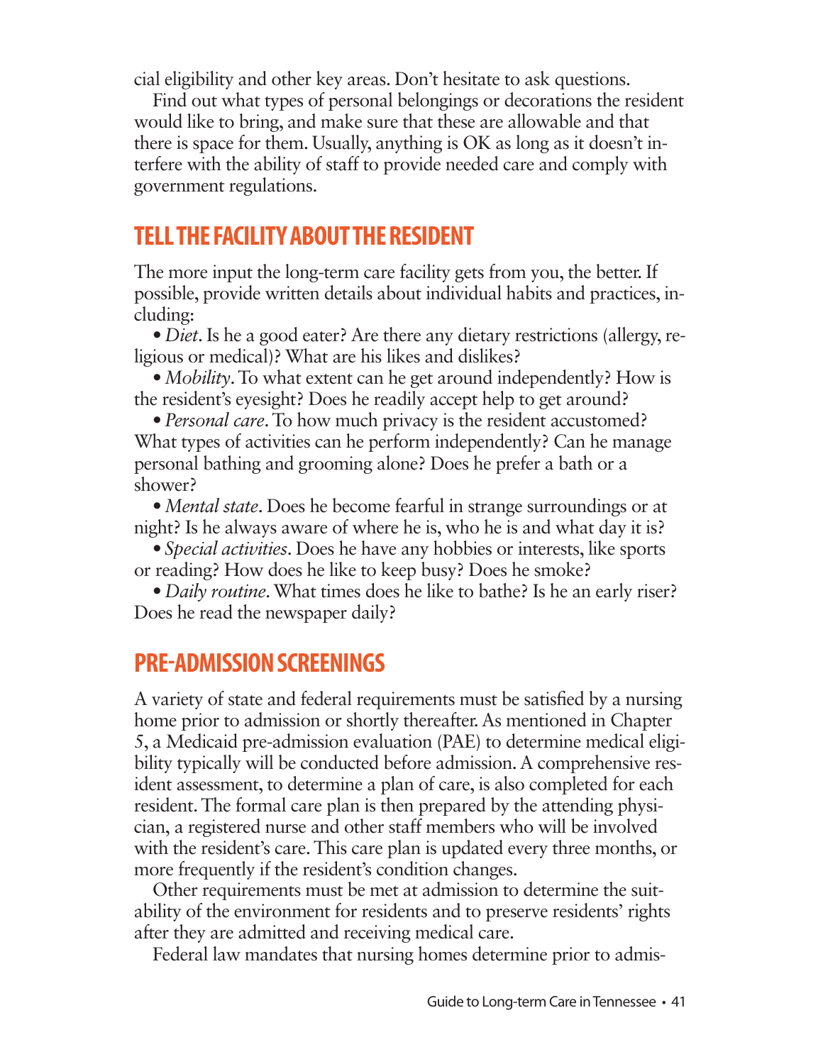cial eligibility and other key areas. Don't hesitate to ask questions.

Find out what types of personal belongings or decorations the resident would like to bring, and make sure that these are allowable and that there is space for them. Usually, anything is OK as long as it doesn't interfere with the ability of staff to provide needed care and comply with government regulations.

## TELL THE FACILITY ABOUT THE RESIDENT

The more input the long-term care facility gets from you, the better. If possible, provide written details about individual habits and practices, including:

- *Diet*. Is he a good eater? Are there any dietary restrictions (allergy, religious or medical)? What are his likes and dislikes?
- *Mobility*. To what extent can he get around independently? How is the resident's eyesight? Does he readily accept help to get around?
- *Personal care*. To how much privacy is the resident accustomed? What types of activities can he perform independently? Can he manage personal bathing and grooming alone? Does he prefer a bath or a shower?
- *Mental state*. Does he become fearful in strange surroundings or at night? Is he always aware of where he is, who he is and what day it is?
- *Special activities*. Does he have any hobbies or interests, like sports or reading? How does he like to keep busy? Does he smoke?
- *Daily routine*. What times does he like to bathe? Is he an early riser? Does he read the newspaper daily?

## PRE-ADMISSION SCREENINGS

A variety of state and federal requirements must be satisfied by a nursing home prior to admission or shortly thereafter. As mentioned in Chapter 5, a Medicaid pre-admission evaluation (PAE) to determine medical eligibility typically will be conducted before admission. A comprehensive resident assessment, to determine a plan of care, is also completed for each resident. The formal care plan is then prepared by the attending physician, a registered nurse and other staff members who will be involved with the resident's care. This care plan is updated every three months, or more frequently if the resident's condition changes.

Other requirements must be met at admission to determine the suitability of the environment for residents and to preserve residents' rights after they are admitted and receiving medical care.

Federal law mandates that nursing homes determine prior to admis-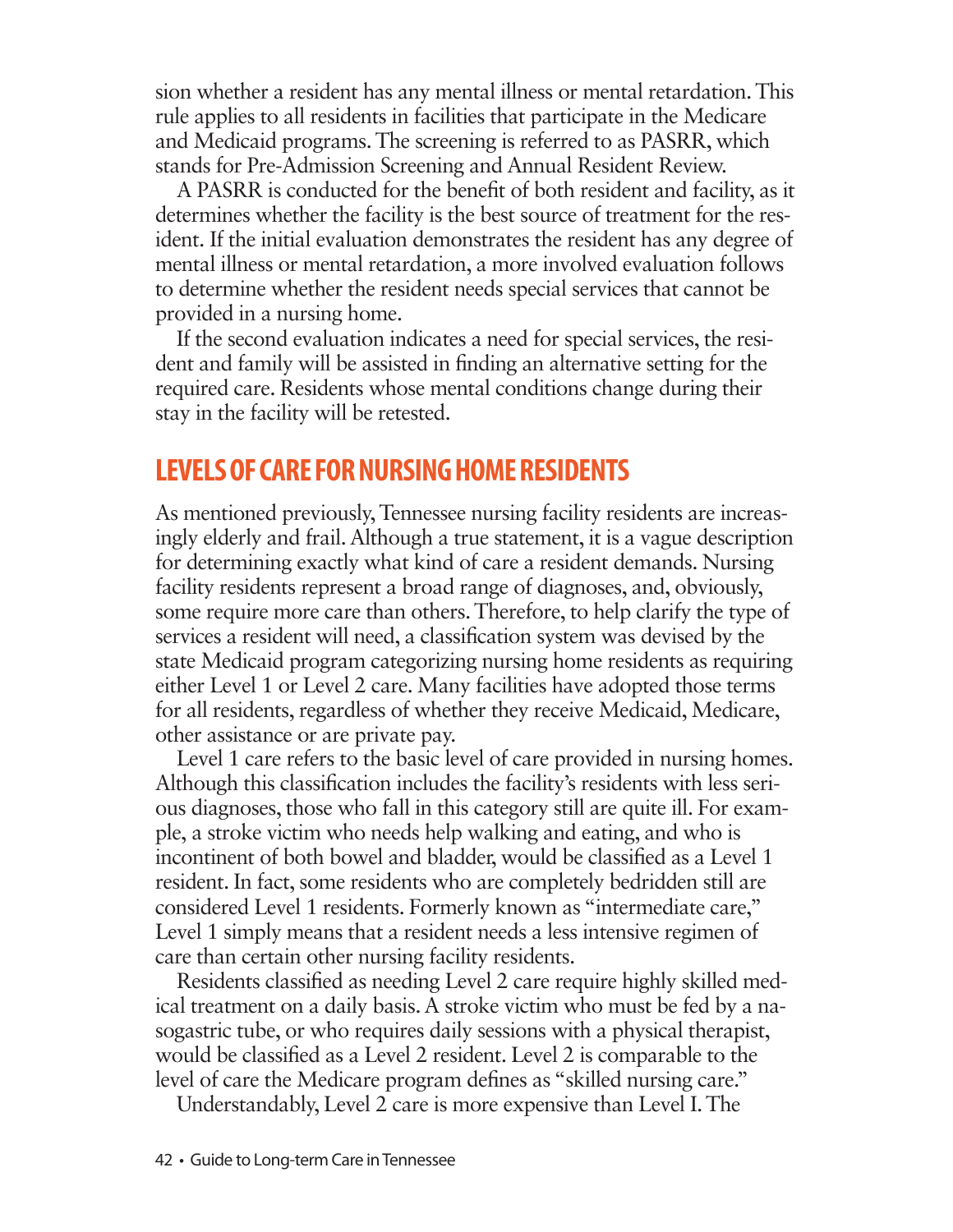sion whether a resident has any mental illness or mental retardation. This rule applies to all residents in facilities that participate in the Medicare and Medicaid programs. The screening is referred to as PASRR, which stands for Pre-Admission Screening and Annual Resident Review.

A PASRR is conducted for the benefit of both resident and facility, as it determines whether the facility is the best source of treatment for the resident. If the initial evaluation demonstrates the resident has any degree of mental illness or mental retardation, a more involved evaluation follows to determine whether the resident needs special services that cannot be provided in a nursing home.

If the second evaluation indicates a need for special services, the resident and family will be assisted in finding an alternative setting for the required care. Residents whose mental conditions change during their stay in the facility will be retested.

## LEVELS OF CARE FOR NURSING HOME RESIDENTS

As mentioned previously, Tennessee nursing facility residents are increasingly elderly and frail. Although a true statement, it is a vague description for determining exactly what kind of care a resident demands. Nursing facility residents represent a broad range of diagnoses, and, obviously, some require more care than others. Therefore, to help clarify the type of services a resident will need, a classification system was devised by the state Medicaid program categorizing nursing home residents as requiring either Level 1 or Level 2 care. Many facilities have adopted those terms for all residents, regardless of whether they receive Medicaid, Medicare, other assistance or are private pay.

Level 1 care refers to the basic level of care provided in nursing homes. Although this classification includes the facility's residents with less serious diagnoses, those who fall in this category still are quite ill. For example, a stroke victim who needs help walking and eating, and who is incontinent of both bowel and bladder, would be classified as a Level 1 resident. In fact, some residents who are completely bedridden still are considered Level 1 residents. Formerly known as "intermediate care," Level 1 simply means that a resident needs a less intensive regimen of care than certain other nursing facility residents.

Residents classified as needing Level 2 care require highly skilled medical treatment on a daily basis. A stroke victim who must be fed by a nasogastric tube, or who requires daily sessions with a physical therapist, would be classified as a Level 2 resident. Level 2 is comparable to the level of care the Medicare program defines as "skilled nursing care."

Understandably, Level 2 care is more expensive than Level I. The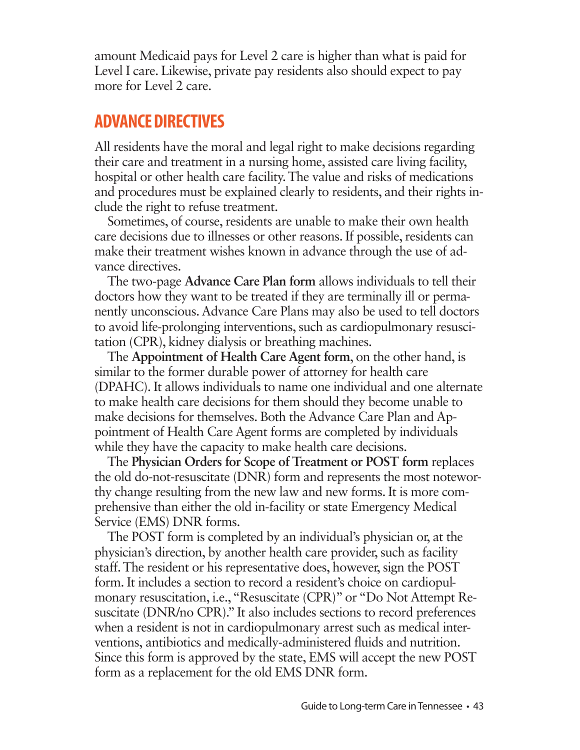amount Medicaid pays for Level 2 care is higher than what is paid for Level I care. Likewise, private pay residents also should expect to pay more for Level 2 care.

## ADVANCE DIRECTIVES

All residents have the moral and legal right to make decisions regarding their care and treatment in a nursing home, assisted care living facility, hospital or other health care facility. The value and risks of medications and procedures must be explained clearly to residents, and their rights include the right to refuse treatment.

Sometimes, of course, residents are unable to make their own health care decisions due to illnesses or other reasons. If possible, residents can make their treatment wishes known in advance through the use of advance directives.

The two-page **Advance Care Plan form** allows individuals to tell their doctors how they want to be treated if they are terminally ill or permanently unconscious. Advance Care Plans may also be used to tell doctors to avoid life-prolonging interventions, such as cardiopulmonary resuscitation (CPR), kidney dialysis or breathing machines.

The **Appointment of Health Care Agent form**, on the other hand, is similar to the former durable power of attorney for health care (DPAHC). It allows individuals to name one individual and one alternate to make health care decisions for them should they become unable to make decisions for themselves. Both the Advance Care Plan and Appointment of Health Care Agent forms are completed by individuals while they have the capacity to make health care decisions.

The **Physician Orders for Scope of Treatment or POST form** replaces the old do-not-resuscitate (DNR) form and represents the most noteworthy change resulting from the new law and new forms. It is more comprehensive than either the old in-facility or state Emergency Medical Service (EMS) DNR forms.

The POST form is completed by an individual's physician or, at the physician's direction, by another health care provider, such as facility staff. The resident or his representative does, however, sign the POST form. It includes a section to record a resident's choice on cardiopulmonary resuscitation, i.e., "Resuscitate (CPR)" or "Do Not Attempt Resuscitate (DNR/no CPR)." It also includes sections to record preferences when a resident is not in cardiopulmonary arrest such as medical interventions, antibiotics and medically-administered fluids and nutrition. Since this form is approved by the state, EMS will accept the new POST form as a replacement for the old EMS DNR form.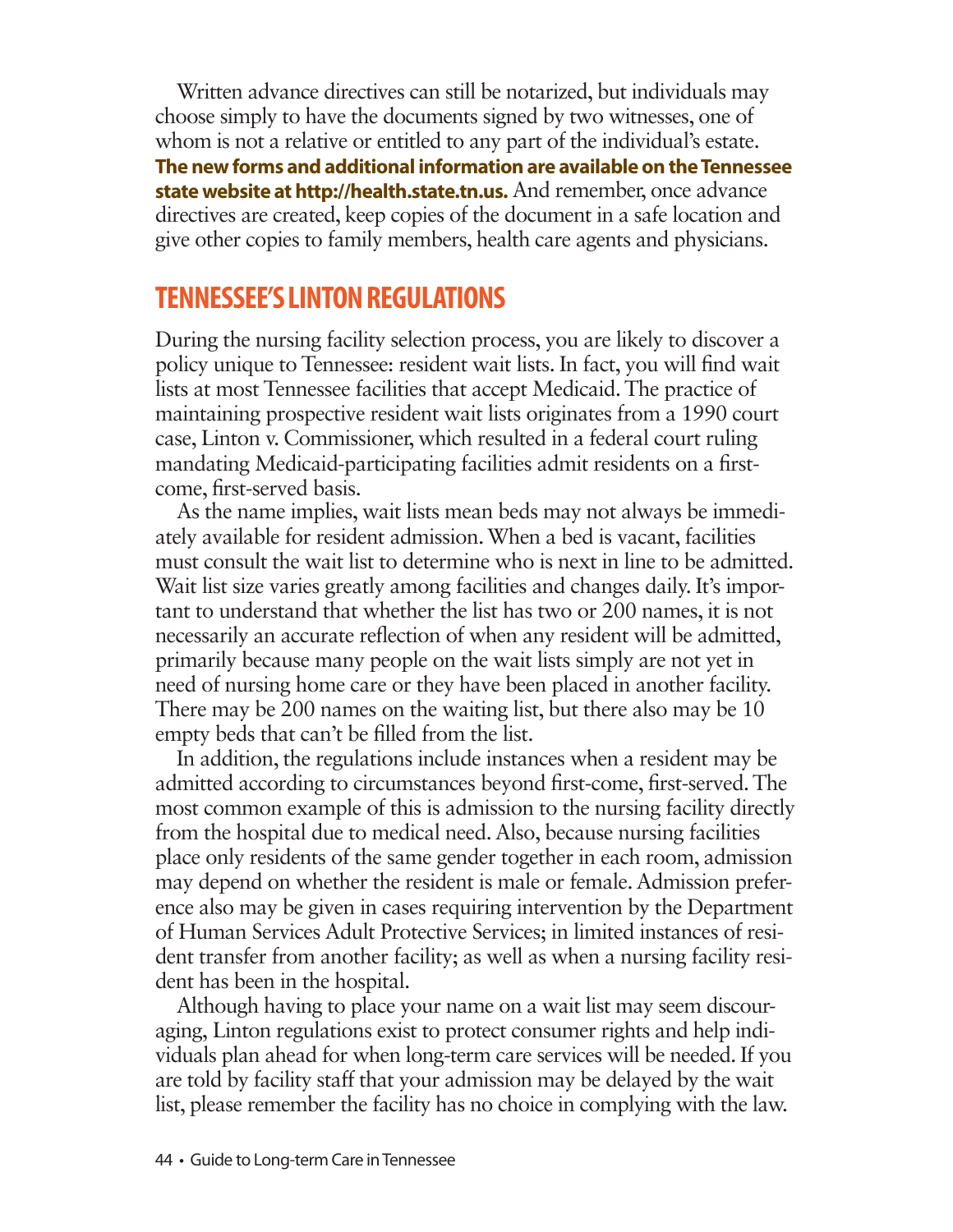Written advance directives can still be notarized, but individuals may choose simply to have the documents signed by two witnesses, one of whom is not a relative or entitled to any part of the individual's estate. **The new forms and additional information are available on the Tennessee state website at http://health.state.tn.us.** And remember, once advance directives are created, keep copies of the document in a safe location and give other copies to family members, health care agents and physicians.

## TENNESSEE'S LINTON REGULATIONS

During the nursing facility selection process, you are likely to discover a policy unique to Tennessee: resident wait lists. In fact, you will find wait lists at most Tennessee facilities that accept Medicaid. The practice of maintaining prospective resident wait lists originates from a 1990 court case, Linton v. Commissioner, which resulted in a federal court ruling mandating Medicaid-participating facilities admit residents on a first-come, first-served basis.

As the name implies, wait lists mean beds may not always be immediately available for resident admission. When a bed is vacant, facilities must consult the wait list to determine who is next in line to be admitted. Wait list size varies greatly among facilities and changes daily. It's important to understand that whether the list has two or 200 names, it is not necessarily an accurate reflection of when any resident will be admitted, primarily because many people on the wait lists simply are not yet in need of nursing home care or they have been placed in another facility. There may be 200 names on the waiting list, but there also may be 10 empty beds that can't be filled from the list.

In addition, the regulations include instances when a resident may be admitted according to circumstances beyond first-come, first-served. The most common example of this is admission to the nursing facility directly from the hospital due to medical need. Also, because nursing facilities place only residents of the same gender together in each room, admission may depend on whether the resident is male or female. Admission preference also may be given in cases requiring intervention by the Department of Human Services Adult Protective Services; in limited instances of resident transfer from another facility; as well as when a nursing facility resident has been in the hospital.

Although having to place your name on a wait list may seem discouraging, Linton regulations exist to protect consumer rights and help individuals plan ahead for when long-term care services will be needed. If you are told by facility staff that your admission may be delayed by the wait list, please remember the facility has no choice in complying with the law.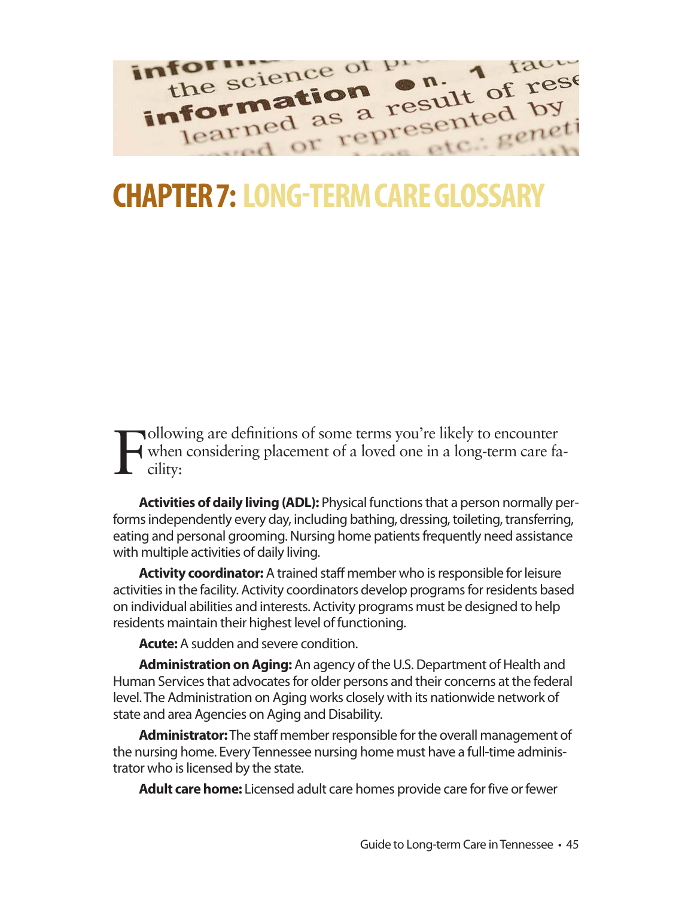# CHAPTER 7: LONG-TERM CARE GLOSSARY

Following are definitions of some terms you're likely to encounter when considering placement of a loved one in a long-term care facility:

**Activities of daily living (ADL):** Physical functions that a person normally performs independently every day, including bathing, dressing, toileting, transferring, eating and personal grooming. Nursing home patients frequently need assistance with multiple activities of daily living.

**Activity coordinator:** A trained staff member who is responsible for leisure activities in the facility. Activity coordinators develop programs for residents based on individual abilities and interests. Activity programs must be designed to help residents maintain their highest level of functioning.

**Acute:** A sudden and severe condition.

**Administration on Aging:** An agency of the U.S. Department of Health and Human Services that advocates for older persons and their concerns at the federal level. The Administration on Aging works closely with its nationwide network of state and area Agencies on Aging and Disability.

**Administrator:** The staff member responsible for the overall management of the nursing home. Every Tennessee nursing home must have a full-time administrator who is licensed by the state.

**Adult care home:** Licensed adult care homes provide care for five or fewer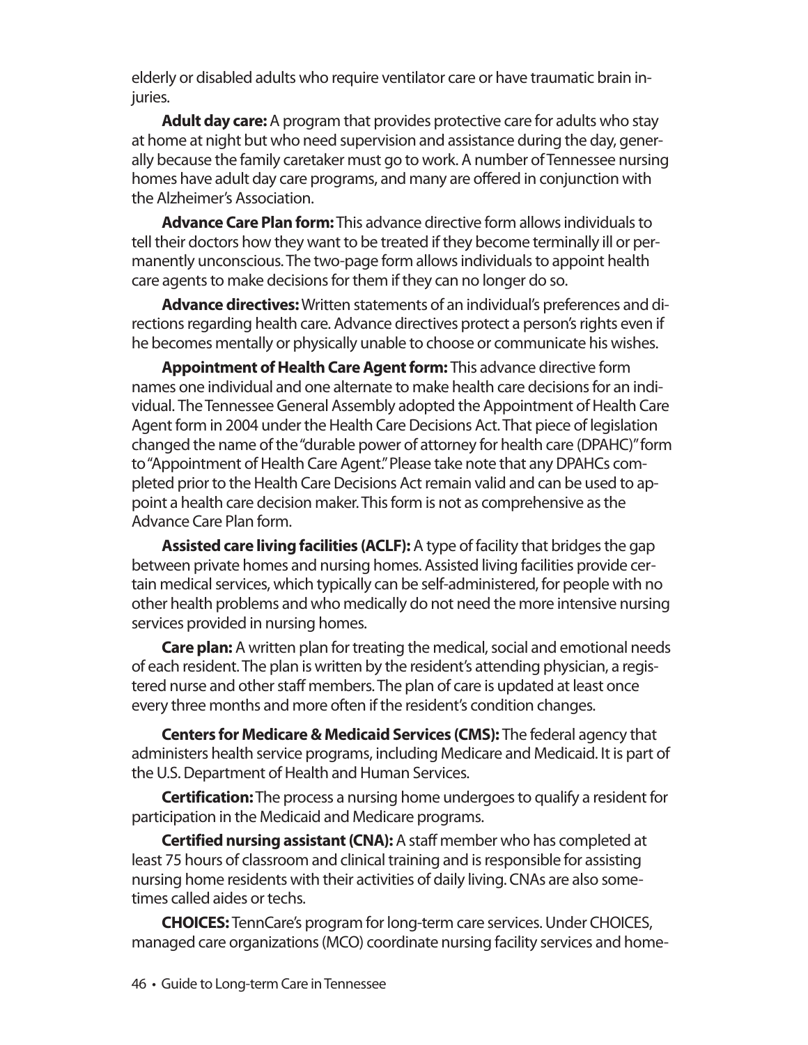elderly or disabled adults who require ventilator care or have traumatic brain injuries.

**Adult day care:** A program that provides protective care for adults who stay at home at night but who need supervision and assistance during the day, generally because the family caretaker must go to work. A number of Tennessee nursing homes have adult day care programs, and many are offered in conjunction with the Alzheimer's Association.

**Advance Care Plan form:** This advance directive form allows individuals to tell their doctors how they want to be treated if they become terminally ill or permanently unconscious. The two-page form allows individuals to appoint health care agents to make decisions for them if they can no longer do so.

**Advance directives:** Written statements of an individual's preferences and directions regarding health care. Advance directives protect a person's rights even if he becomes mentally or physically unable to choose or communicate his wishes.

**Appointment of Health Care Agent form:** This advance directive form names one individual and one alternate to make health care decisions for an individual. The Tennessee General Assembly adopted the Appointment of Health Care Agent form in 2004 under the Health Care Decisions Act. That piece of legislation changed the name of the "durable power of attorney for health care (DPAHC)" form to "Appointment of Health Care Agent." Please take note that any DPAHCs completed prior to the Health Care Decisions Act remain valid and can be used to appoint a health care decision maker. This form is not as comprehensive as the Advance Care Plan form.

**Assisted care living facilities (ACLF):** A type of facility that bridges the gap between private homes and nursing homes. Assisted living facilities provide certain medical services, which typically can be self-administered, for people with no other health problems and who medically do not need the more intensive nursing services provided in nursing homes.

**Care plan:** A written plan for treating the medical, social and emotional needs of each resident. The plan is written by the resident's attending physician, a registered nurse and other staff members. The plan of care is updated at least once every three months and more often if the resident's condition changes.

**Centers for Medicare & Medicaid Services (CMS):** The federal agency that administers health service programs, including Medicare and Medicaid. It is part of the U.S. Department of Health and Human Services.

**Certification:** The process a nursing home undergoes to qualify a resident for participation in the Medicaid and Medicare programs.

**Certified nursing assistant (CNA):** A staff member who has completed at least 75 hours of classroom and clinical training and is responsible for assisting nursing home residents with their activities of daily living. CNAs are also sometimes called aides or techs.

**CHOICES:** TennCare's program for long-term care services. Under CHOICES, managed care organizations (MCO) coordinate nursing facility services and home-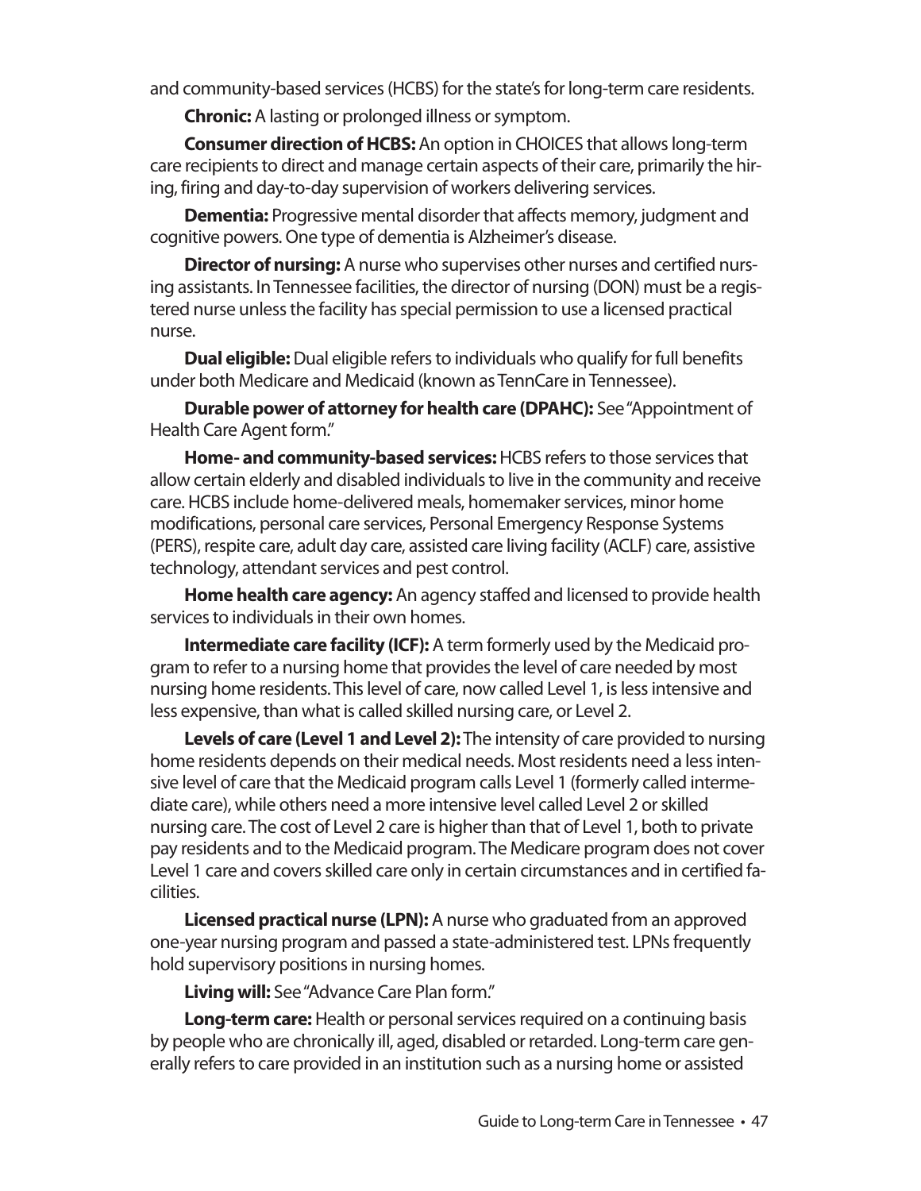and community-based services (HCBS) for the state's for long-term care residents.

**Chronic:** A lasting or prolonged illness or symptom.

**Consumer direction of HCBS:** An option in CHOICES that allows long-term care recipients to direct and manage certain aspects of their care, primarily the hiring, firing and day-to-day supervision of workers delivering services.

**Dementia:** Progressive mental disorder that affects memory, judgment and cognitive powers. One type of dementia is Alzheimer's disease.

**Director of nursing:** A nurse who supervises other nurses and certified nursing assistants. In Tennessee facilities, the director of nursing (DON) must be a registered nurse unless the facility has special permission to use a licensed practical nurse.

**Dual eligible:** Dual eligible refers to individuals who qualify for full benefits under both Medicare and Medicaid (known as TennCare in Tennessee).

**Durable power of attorney for health care (DPAHC):** See "Appointment of Health Care Agent form."

**Home- and community-based services:** HCBS refers to those services that allow certain elderly and disabled individuals to live in the community and receive care. HCBS include home-delivered meals, homemaker services, minor home modifications, personal care services, Personal Emergency Response Systems (PERS), respite care, adult day care, assisted care living facility (ACLF) care, assistive technology, attendant services and pest control.

**Home health care agency:** An agency staffed and licensed to provide health services to individuals in their own homes.

**Intermediate care facility (ICF):** A term formerly used by the Medicaid program to refer to a nursing home that provides the level of care needed by most nursing home residents. This level of care, now called Level 1, is less intensive and less expensive, than what is called skilled nursing care, or Level 2.

**Levels of care (Level 1 and Level 2):** The intensity of care provided to nursing home residents depends on their medical needs. Most residents need a less intensive level of care that the Medicaid program calls Level 1 (formerly called intermediate care), while others need a more intensive level called Level 2 or skilled nursing care. The cost of Level 2 care is higher than that of Level 1, both to private pay residents and to the Medicaid program. The Medicare program does not cover Level 1 care and covers skilled care only in certain circumstances and in certified facilities.

**Licensed practical nurse (LPN):** A nurse who graduated from an approved one-year nursing program and passed a state-administered test. LPNs frequently hold supervisory positions in nursing homes.

**Living will:** See "Advance Care Plan form."

**Long-term care:** Health or personal services required on a continuing basis by people who are chronically ill, aged, disabled or retarded. Long-term care generally refers to care provided in an institution such as a nursing home or assisted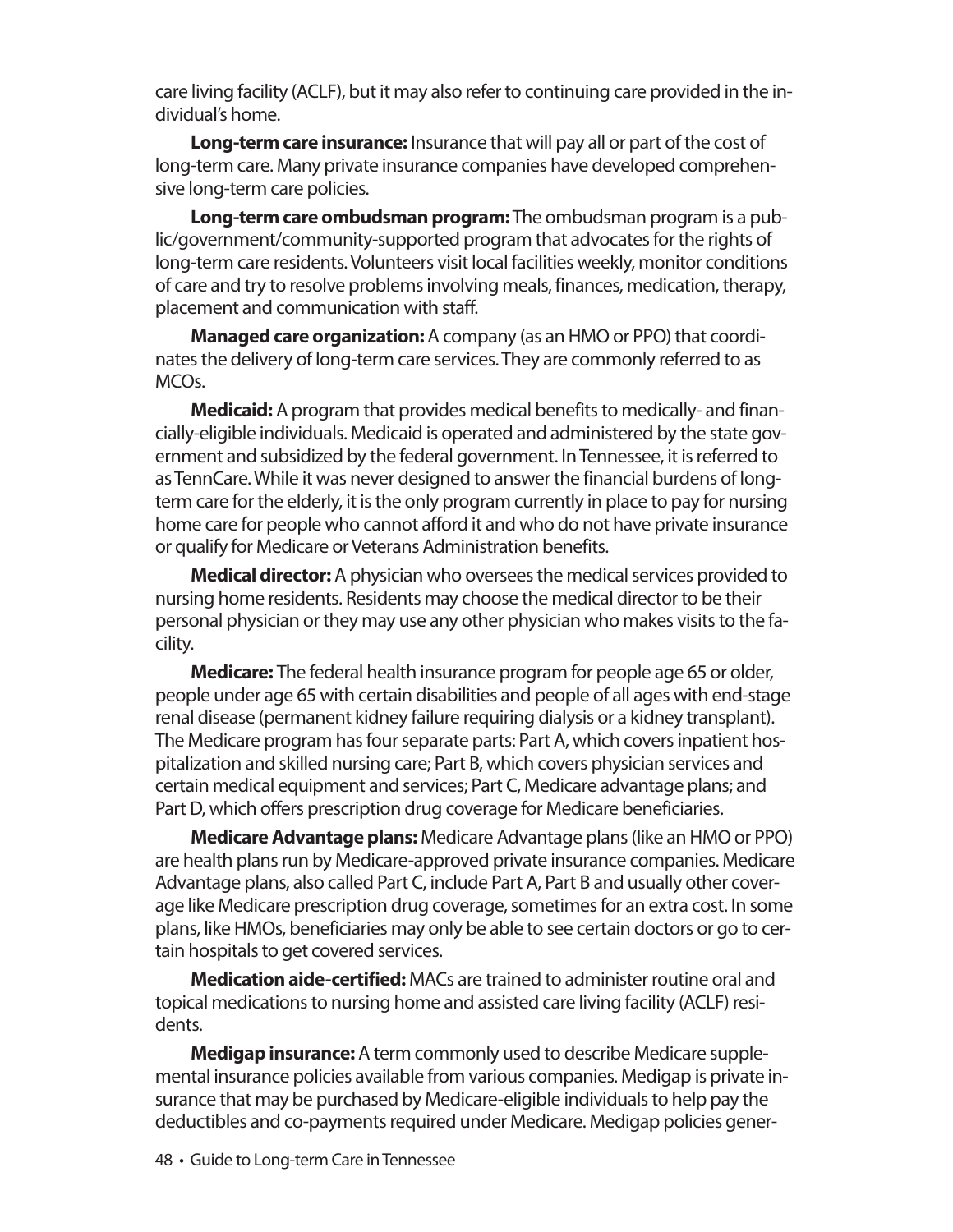care living facility (ACLF), but it may also refer to continuing care provided in the individual's home.

**Long-term care insurance:** Insurance that will pay all or part of the cost of long-term care. Many private insurance companies have developed comprehensive long-term care policies.

**Long-term care ombudsman program:** The ombudsman program is a public/government/community-supported program that advocates for the rights of long-term care residents. Volunteers visit local facilities weekly, monitor conditions of care and try to resolve problems involving meals, finances, medication, therapy, placement and communication with staff.

**Managed care organization:** A company (as an HMO or PPO) that coordinates the delivery of long-term care services. They are commonly referred to as MCOs.

**Medicaid:** A program that provides medical benefits to medically- and financially-eligible individuals. Medicaid is operated and administered by the state government and subsidized by the federal government. In Tennessee, it is referred to as TennCare. While it was never designed to answer the financial burdens of long-term care for the elderly, it is the only program currently in place to pay for nursing home care for people who cannot afford it and who do not have private insurance or qualify for Medicare or Veterans Administration benefits.

**Medical director:** A physician who oversees the medical services provided to nursing home residents. Residents may choose the medical director to be their personal physician or they may use any other physician who makes visits to the facility.

**Medicare:** The federal health insurance program for people age 65 or older, people under age 65 with certain disabilities and people of all ages with end-stage renal disease (permanent kidney failure requiring dialysis or a kidney transplant). The Medicare program has four separate parts: Part A, which covers inpatient hospitalization and skilled nursing care; Part B, which covers physician services and certain medical equipment and services; Part C, Medicare advantage plans; and Part D, which offers prescription drug coverage for Medicare beneficiaries.

**Medicare Advantage plans:** Medicare Advantage plans (like an HMO or PPO) are health plans run by Medicare-approved private insurance companies. Medicare Advantage plans, also called Part C, include Part A, Part B and usually other coverage like Medicare prescription drug coverage, sometimes for an extra cost. In some plans, like HMOs, beneficiaries may only be able to see certain doctors or go to certain hospitals to get covered services.

**Medication aide-certified:** MACs are trained to administer routine oral and topical medications to nursing home and assisted care living facility (ACLF) residents.

**Medigap insurance:** A term commonly used to describe Medicare supplemental insurance policies available from various companies. Medigap is private insurance that may be purchased by Medicare-eligible individuals to help pay the deductibles and co-payments required under Medicare. Medigap policies gener-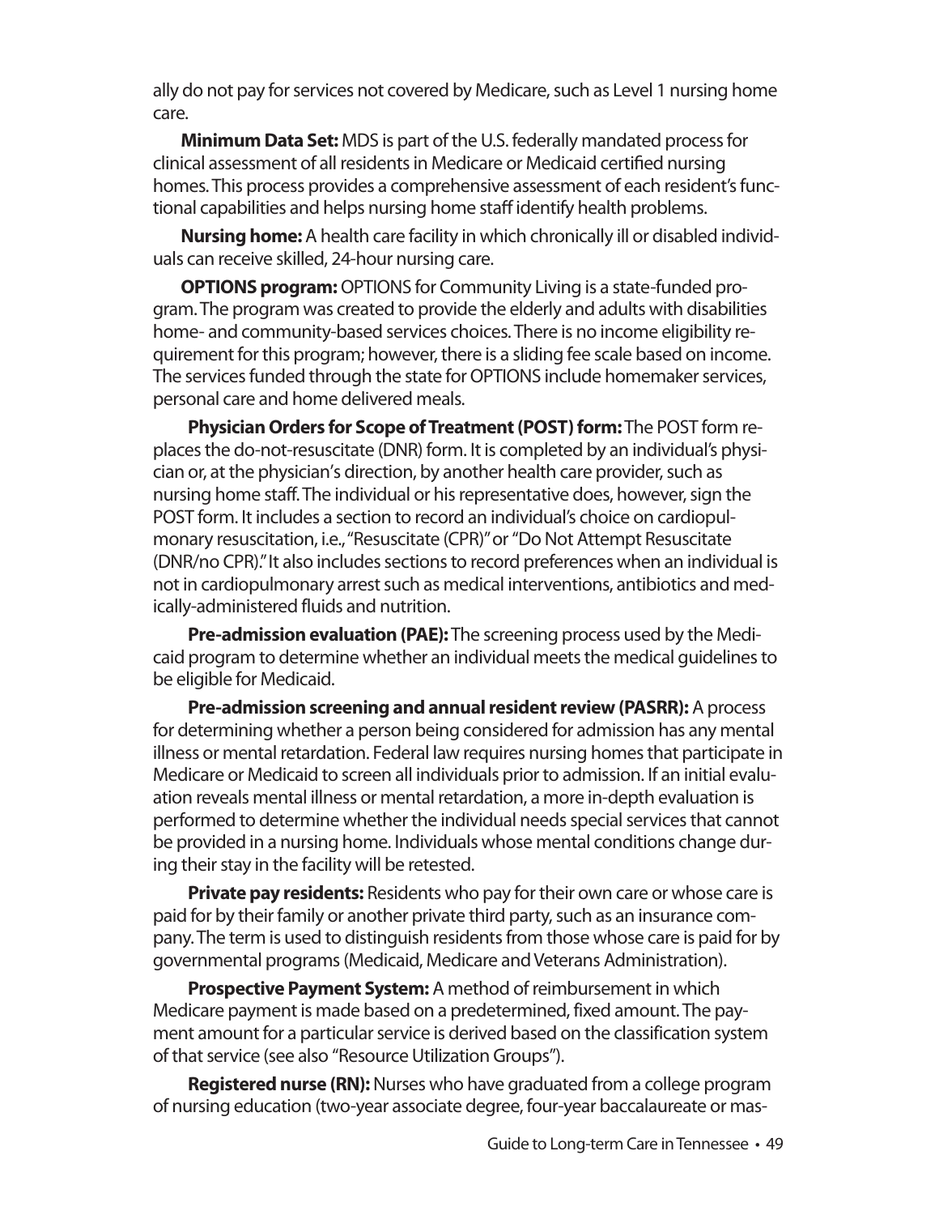ally do not pay for services not covered by Medicare, such as Level 1 nursing home care.

**Minimum Data Set:** MDS is part of the U.S. federally mandated process for clinical assessment of all residents in Medicare or Medicaid certified nursing homes. This process provides a comprehensive assessment of each resident's functional capabilities and helps nursing home staff identify health problems.

**Nursing home:** A health care facility in which chronically ill or disabled individuals can receive skilled, 24-hour nursing care.

**OPTIONS program:** OPTIONS for Community Living is a state-funded program. The program was created to provide the elderly and adults with disabilities home- and community-based services choices. There is no income eligibility requirement for this program; however, there is a sliding fee scale based on income. The services funded through the state for OPTIONS include homemaker services, personal care and home delivered meals.

**Physician Orders for Scope of Treatment (POST) form:** The POST form replaces the do-not-resuscitate (DNR) form. It is completed by an individual's physician or, at the physician's direction, by another health care provider, such as nursing home staff. The individual or his representative does, however, sign the POST form. It includes a section to record an individual's choice on cardiopulmonary resuscitation, i.e., "Resuscitate (CPR)" or "Do Not Attempt Resuscitate (DNR/no CPR)." It also includes sections to record preferences when an individual is not in cardiopulmonary arrest such as medical interventions, antibiotics and medically-administered fluids and nutrition.

**Pre-admission evaluation (PAE):** The screening process used by the Medicaid program to determine whether an individual meets the medical guidelines to be eligible for Medicaid.

**Pre-admission screening and annual resident review (PASRR):** A process for determining whether a person being considered for admission has any mental illness or mental retardation. Federal law requires nursing homes that participate in Medicare or Medicaid to screen all individuals prior to admission. If an initial evaluation reveals mental illness or mental retardation, a more in-depth evaluation is performed to determine whether the individual needs special services that cannot be provided in a nursing home. Individuals whose mental conditions change during their stay in the facility will be retested.

**Private pay residents:** Residents who pay for their own care or whose care is paid for by their family or another private third party, such as an insurance company. The term is used to distinguish residents from those whose care is paid for by governmental programs (Medicaid, Medicare and Veterans Administration).

**Prospective Payment System:** A method of reimbursement in which Medicare payment is made based on a predetermined, fixed amount. The payment amount for a particular service is derived based on the classification system of that service (see also "Resource Utilization Groups").

**Registered nurse (RN):** Nurses who have graduated from a college program of nursing education (two-year associate degree, four-year baccalaureate or mas-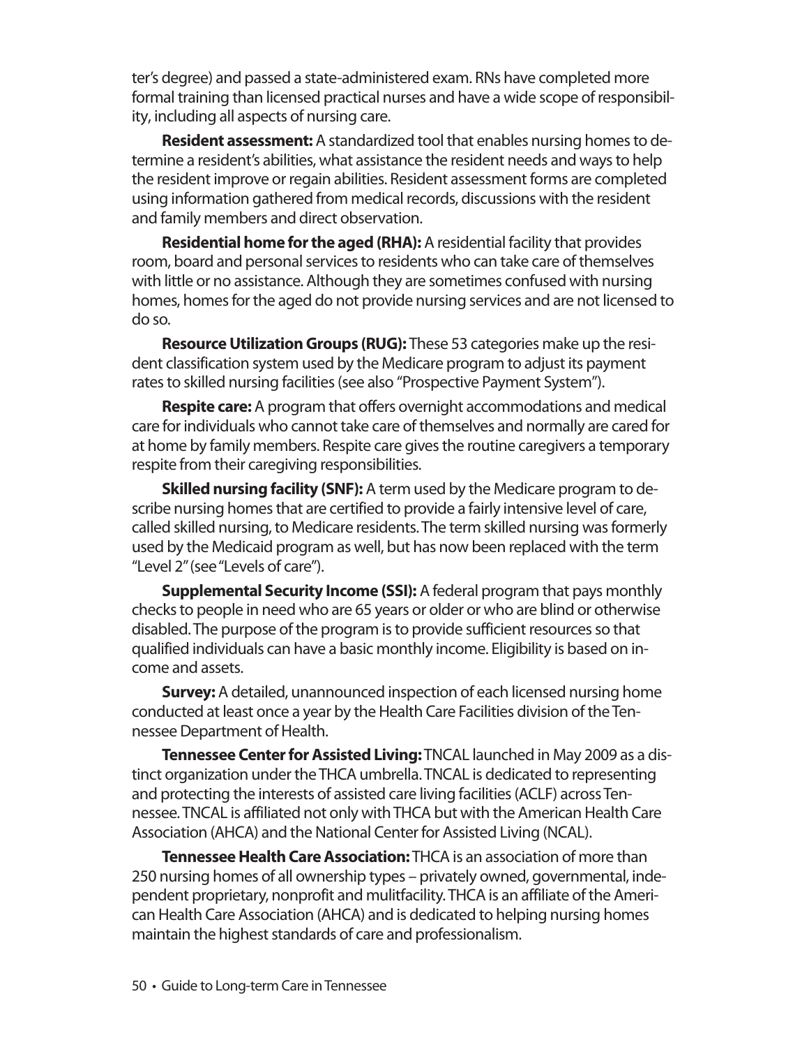ter's degree) and passed a state-administered exam. RNs have completed more formal training than licensed practical nurses and have a wide scope of responsibility, including all aspects of nursing care.

**Resident assessment:** A standardized tool that enables nursing homes to determine a resident's abilities, what assistance the resident needs and ways to help the resident improve or regain abilities. Resident assessment forms are completed using information gathered from medical records, discussions with the resident and family members and direct observation.

**Residential home for the aged (RHA):** A residential facility that provides room, board and personal services to residents who can take care of themselves with little or no assistance. Although they are sometimes confused with nursing homes, homes for the aged do not provide nursing services and are not licensed to do so.

**Resource Utilization Groups (RUG):** These 53 categories make up the resident classification system used by the Medicare program to adjust its payment rates to skilled nursing facilities (see also "Prospective Payment System").

**Respite care:** A program that offers overnight accommodations and medical care for individuals who cannot take care of themselves and normally are cared for at home by family members. Respite care gives the routine caregivers a temporary respite from their caregiving responsibilities.

**Skilled nursing facility (SNF):** A term used by the Medicare program to describe nursing homes that are certified to provide a fairly intensive level of care, called skilled nursing, to Medicare residents. The term skilled nursing was formerly used by the Medicaid program as well, but has now been replaced with the term "Level 2" (see "Levels of care").

**Supplemental Security Income (SSI):** A federal program that pays monthly checks to people in need who are 65 years or older or who are blind or otherwise disabled. The purpose of the program is to provide sufficient resources so that qualified individuals can have a basic monthly income. Eligibility is based on income and assets.

**Survey:** A detailed, unannounced inspection of each licensed nursing home conducted at least once a year by the Health Care Facilities division of the Tennessee Department of Health.

**Tennessee Center for Assisted Living:** TNCAL launched in May 2009 as a distinct organization under the THCA umbrella. TNCAL is dedicated to representing and protecting the interests of assisted care living facilities (ACLF) across Tennessee. TNCAL is affiliated not only with THCA but with the American Health Care Association (AHCA) and the National Center for Assisted Living (NCAL).

**Tennessee Health Care Association:** THCA is an association of more than 250 nursing homes of all ownership types – privately owned, governmental, independent proprietary, nonprofit and mulitfacility. THCA is an affiliate of the American Health Care Association (AHCA) and is dedicated to helping nursing homes maintain the highest standards of care and professionalism.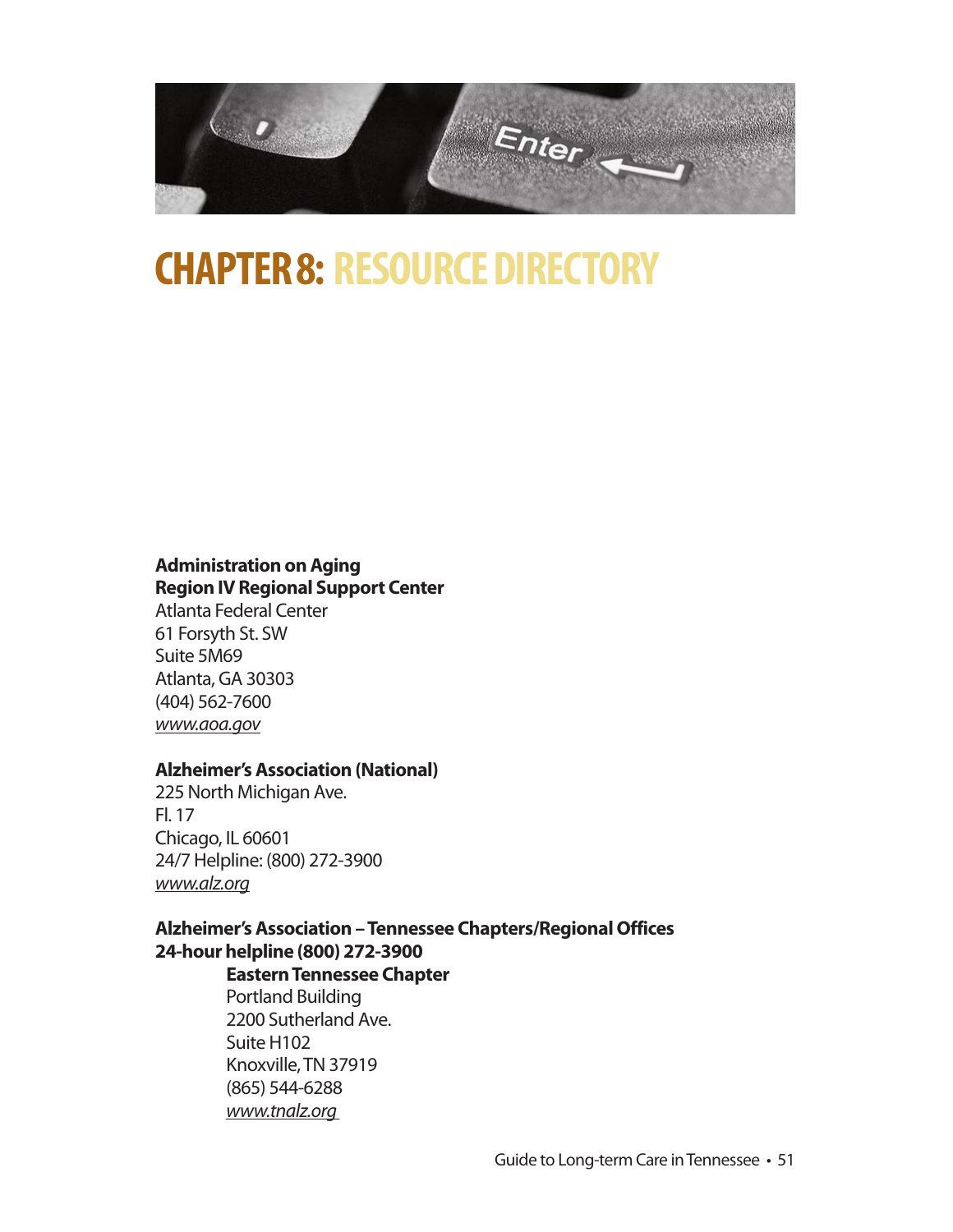# CHAPTER 8: RESOURCE DIRECTORY

**Administration on Aging**
**Region IV Regional Support Center**
Atlanta Federal Center
61 Forsyth St. SW
Suite 5M69
Atlanta, GA 30303
(404) 562-7600
*www.aoa.gov*

**Alzheimer's Association (National)**
225 North Michigan Ave.
Fl. 17
Chicago, IL 60601
24/7 Helpline: (800) 272-3900
*www.alz.org*

**Alzheimer's Association – Tennessee Chapters/Regional Offices**
**24-hour helpline (800) 272-3900**

> **Eastern Tennessee Chapter**
> Portland Building
> 2200 Sutherland Ave.
> Suite H102
> Knoxville, TN 37919
> (865) 544-6288
> *www.tnalz.org*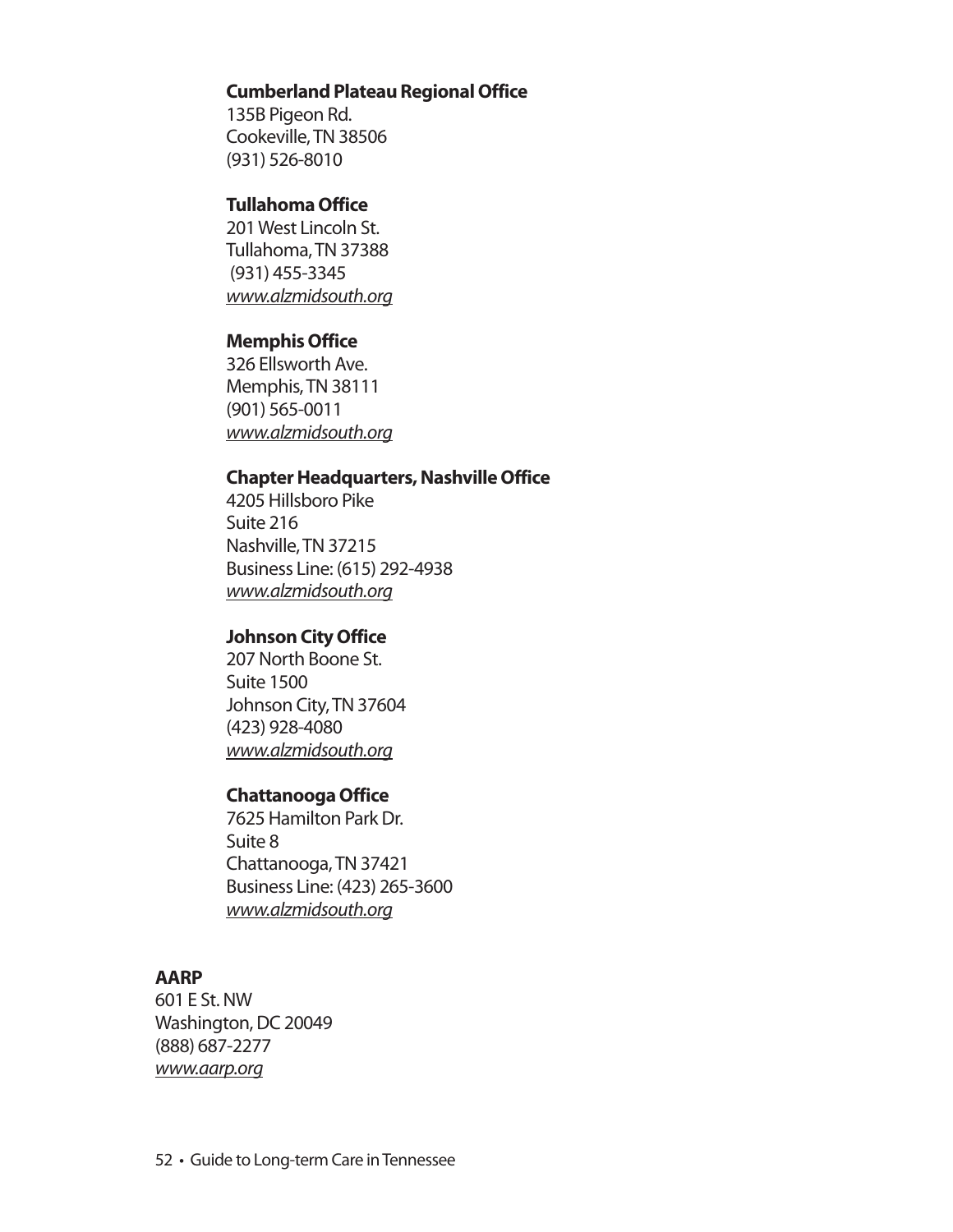**Cumberland Plateau Regional Office**
135B Pigeon Rd.
Cookeville, TN 38506
(931) 526-8010

**Tullahoma Office**
201 West Lincoln St.
Tullahoma, TN 37388
(931) 455-3345
*www.alzmidsouth.org*

**Memphis Office**
326 Ellsworth Ave.
Memphis, TN 38111
(901) 565-0011
*www.alzmidsouth.org*

**Chapter Headquarters, Nashville Office**
4205 Hillsboro Pike
Suite 216
Nashville, TN 37215
Business Line: (615) 292-4938
*www.alzmidsouth.org*

**Johnson City Office**
207 North Boone St.
Suite 1500
Johnson City, TN 37604
(423) 928-4080
*www.alzmidsouth.org*

**Chattanooga Office**
7625 Hamilton Park Dr.
Suite 8
Chattanooga, TN 37421
Business Line: (423) 265-3600
*www.alzmidsouth.org*

**AARP**
601 E St. NW
Washington, DC 20049
(888) 687-2277
*www.aarp.org*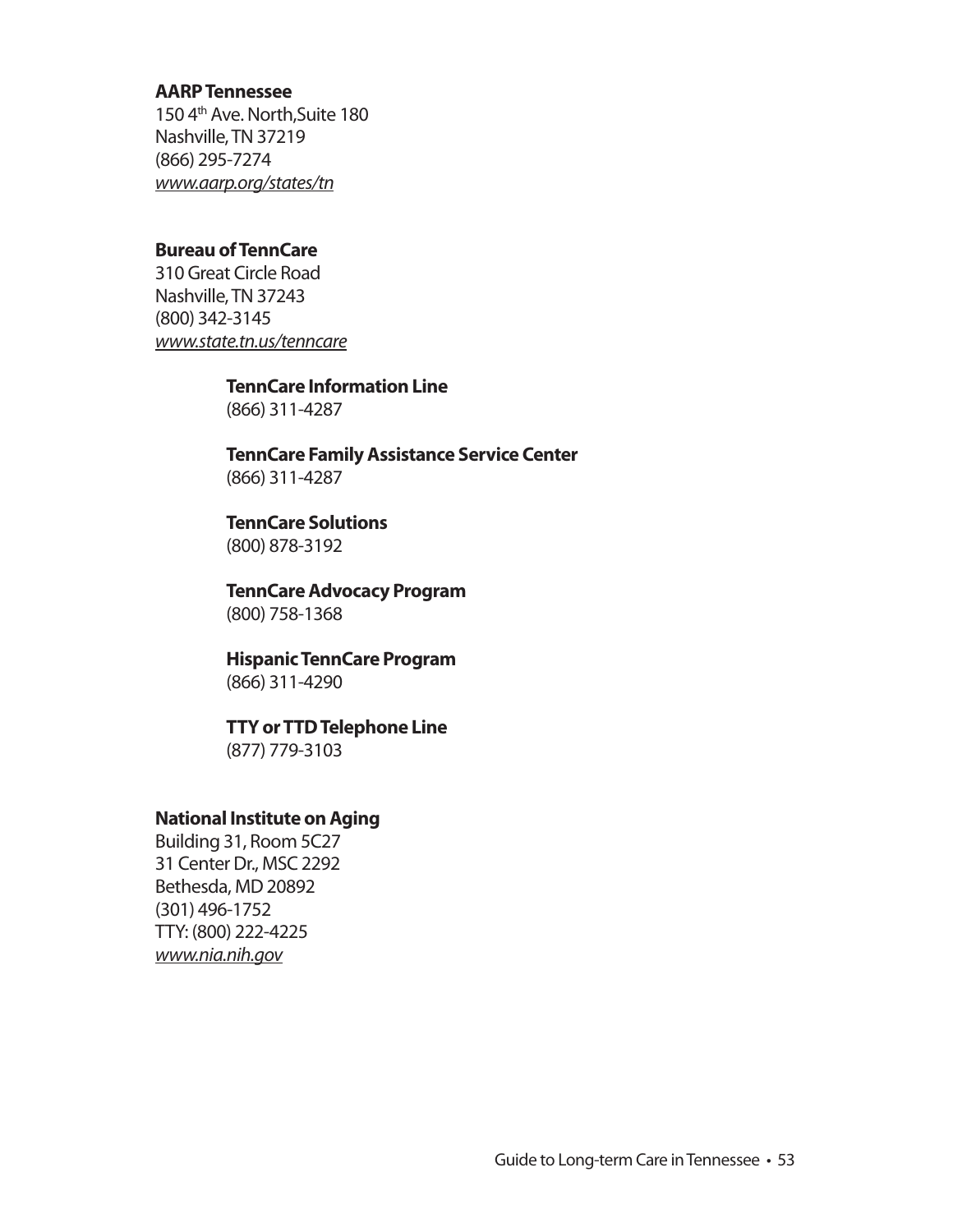**AARP Tennessee**
150 4th Ave. North,Suite 180
Nashville, TN 37219
(866) 295-7274
*www.aarp.org/states/tn*

**Bureau of TennCare**
310 Great Circle Road
Nashville, TN 37243
(800) 342-3145
*www.state.tn.us/tenncare*

**TennCare Information Line**
(866) 311-4287

**TennCare Family Assistance Service Center**
(866) 311-4287

**TennCare Solutions**
(800) 878-3192

**TennCare Advocacy Program**
(800) 758-1368

**Hispanic TennCare Program**
(866) 311-4290

**TTY or TTD Telephone Line**
(877) 779-3103

**National Institute on Aging**
Building 31, Room 5C27
31 Center Dr., MSC 2292
Bethesda, MD 20892
(301) 496-1752
TTY: (800) 222-4225
*www.nia.nih.gov*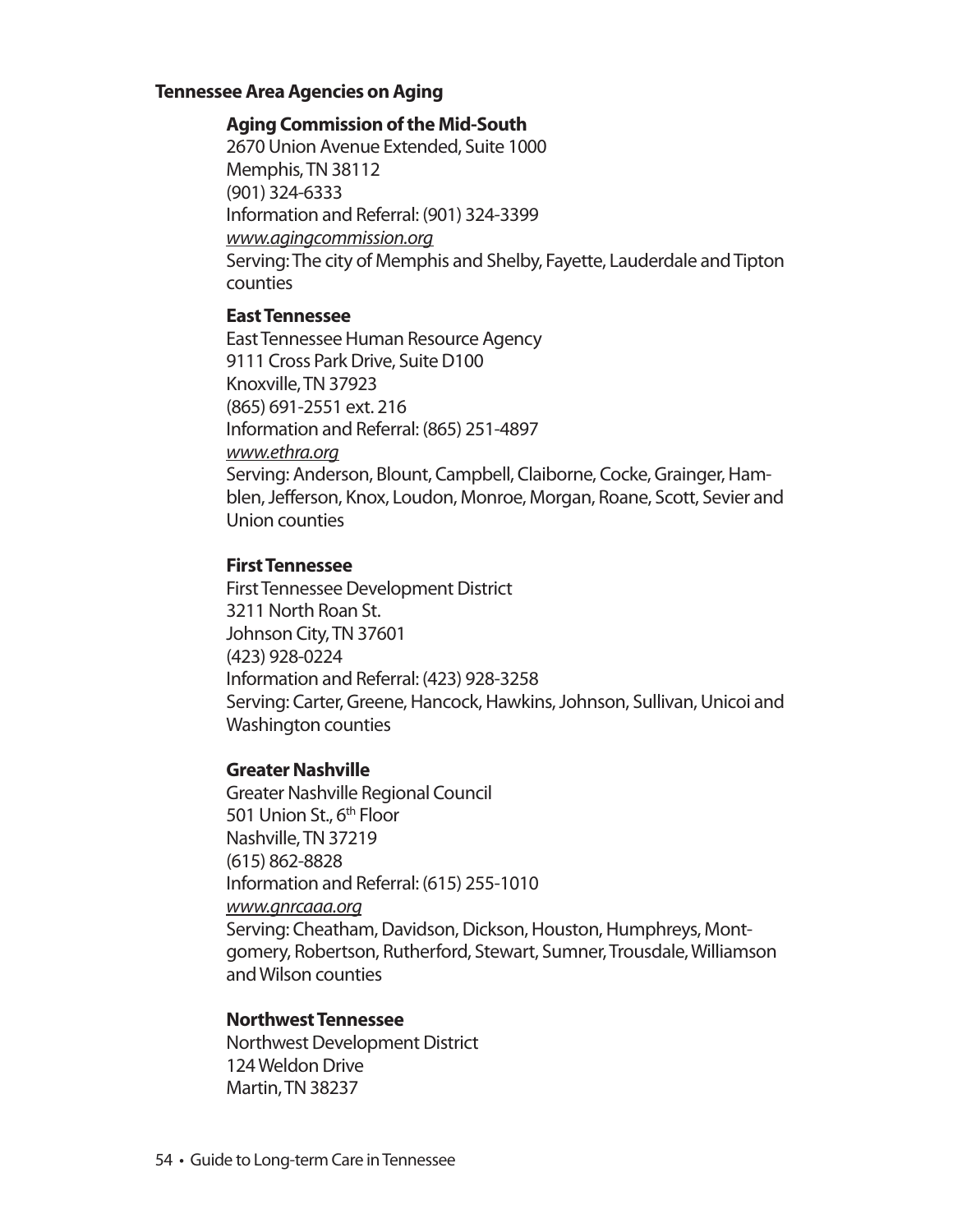**Tennessee Area Agencies on Aging**

**Aging Commission of the Mid-South**
2670 Union Avenue Extended, Suite 1000
Memphis, TN 38112
(901) 324-6333
Information and Referral: (901) 324-3399
*www.agingcommission.org*
Serving: The city of Memphis and Shelby, Fayette, Lauderdale and Tipton counties

**East Tennessee**
East Tennessee Human Resource Agency
9111 Cross Park Drive, Suite D100
Knoxville, TN 37923
(865) 691-2551 ext. 216
Information and Referral: (865) 251-4897
*www.ethra.org*
Serving: Anderson, Blount, Campbell, Claiborne, Cocke, Grainger, Hamblen, Jefferson, Knox, Loudon, Monroe, Morgan, Roane, Scott, Sevier and Union counties

**First Tennessee**
First Tennessee Development District
3211 North Roan St.
Johnson City, TN 37601
(423) 928-0224
Information and Referral: (423) 928-3258
Serving: Carter, Greene, Hancock, Hawkins, Johnson, Sullivan, Unicoi and Washington counties

**Greater Nashville**
Greater Nashville Regional Council
501 Union St., 6th Floor
Nashville, TN 37219
(615) 862-8828
Information and Referral: (615) 255-1010
*www.gnrcaaa.org*
Serving: Cheatham, Davidson, Dickson, Houston, Humphreys, Montgomery, Robertson, Rutherford, Stewart, Sumner, Trousdale, Williamson and Wilson counties

**Northwest Tennessee**
Northwest Development District
124 Weldon Drive
Martin, TN 38237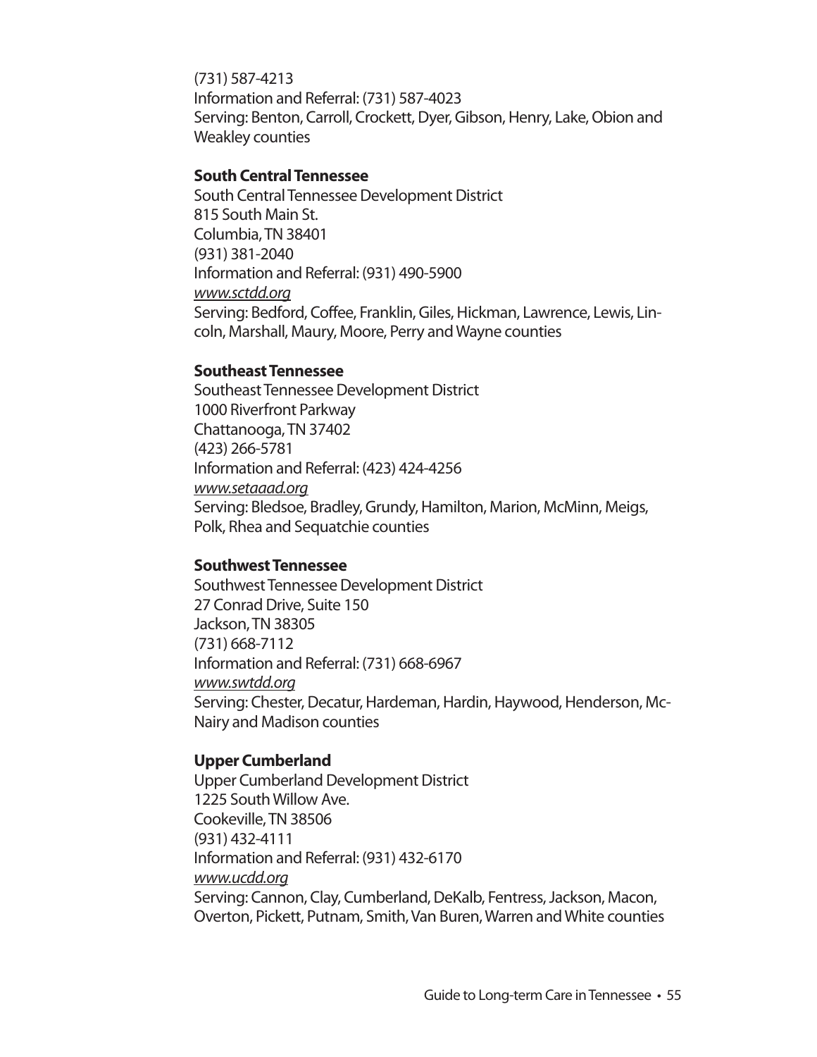(731) 587-4213
Information and Referral: (731) 587-4023
Serving: Benton, Carroll, Crockett, Dyer, Gibson, Henry, Lake, Obion and Weakley counties

**South Central Tennessee**
South Central Tennessee Development District
815 South Main St.
Columbia, TN 38401
(931) 381-2040
Information and Referral: (931) 490-5900
*www.sctdd.org*
Serving: Bedford, Coffee, Franklin, Giles, Hickman, Lawrence, Lewis, Lincoln, Marshall, Maury, Moore, Perry and Wayne counties

**Southeast Tennessee**
Southeast Tennessee Development District
1000 Riverfront Parkway
Chattanooga, TN 37402
(423) 266-5781
Information and Referral: (423) 424-4256
*www.setaaad.org*
Serving: Bledsoe, Bradley, Grundy, Hamilton, Marion, McMinn, Meigs, Polk, Rhea and Sequatchie counties

**Southwest Tennessee**
Southwest Tennessee Development District
27 Conrad Drive, Suite 150
Jackson, TN 38305
(731) 668-7112
Information and Referral: (731) 668-6967
*www.swtdd.org*
Serving: Chester, Decatur, Hardeman, Hardin, Haywood, Henderson, McNairy and Madison counties

**Upper Cumberland**
Upper Cumberland Development District
1225 South Willow Ave.
Cookeville, TN 38506
(931) 432-4111
Information and Referral: (931) 432-6170
*www.ucdd.org*
Serving: Cannon, Clay, Cumberland, DeKalb, Fentress, Jackson, Macon, Overton, Pickett, Putnam, Smith, Van Buren, Warren and White counties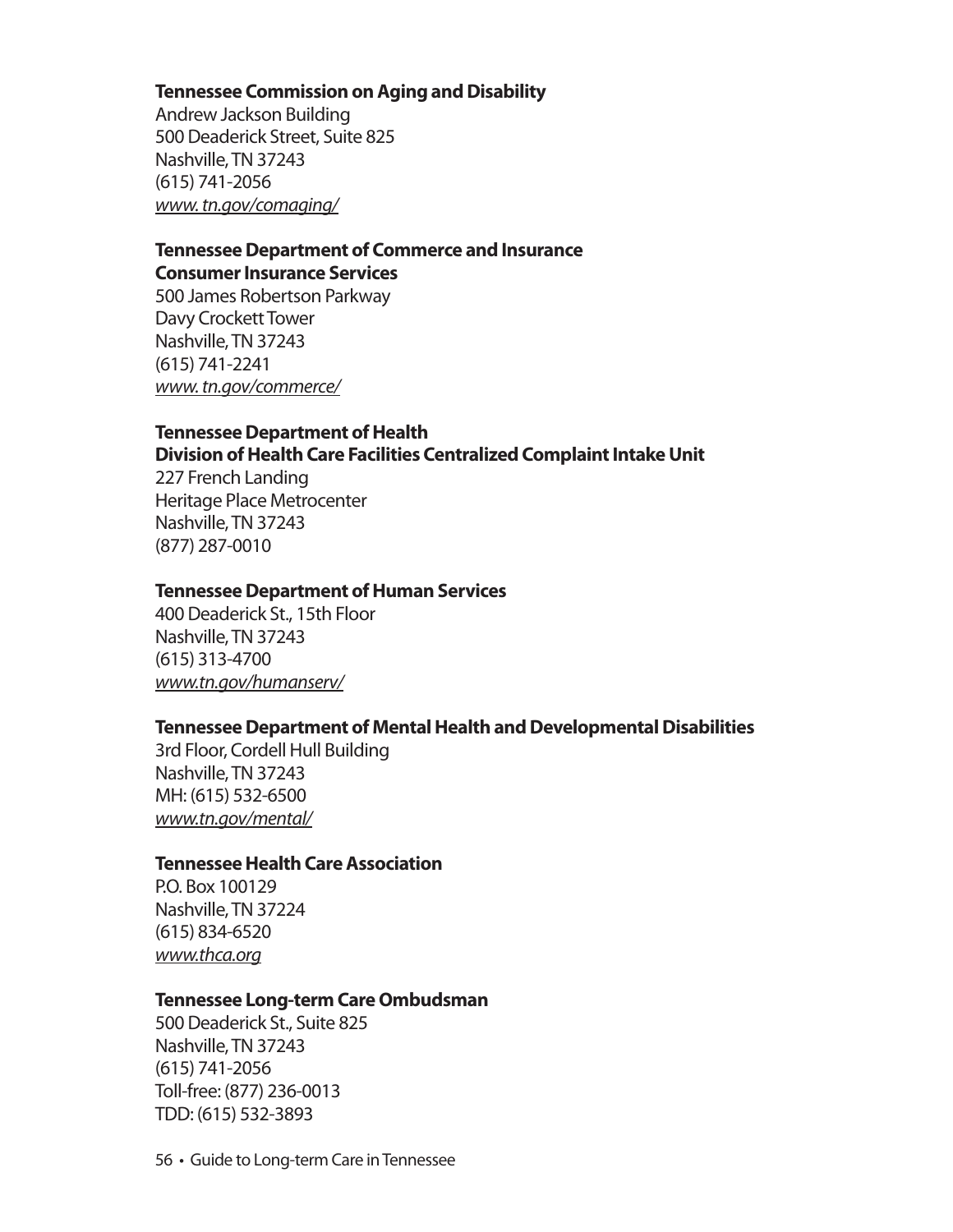**Tennessee Commission on Aging and Disability**
Andrew Jackson Building
500 Deaderick Street, Suite 825
Nashville, TN 37243
(615) 741-2056
*www. tn.gov/comaging/*

**Tennessee Department of Commerce and Insurance**
**Consumer Insurance Services**
500 James Robertson Parkway
Davy Crockett Tower
Nashville, TN 37243
(615) 741-2241
*www. tn.gov/commerce/*

**Tennessee Department of Health**
**Division of Health Care Facilities Centralized Complaint Intake Unit**
227 French Landing
Heritage Place Metrocenter
Nashville, TN 37243
(877) 287-0010

**Tennessee Department of Human Services**
400 Deaderick St., 15th Floor
Nashville, TN 37243
(615) 313-4700
*www.tn.gov/humanserv/*

**Tennessee Department of Mental Health and Developmental Disabilities**
3rd Floor, Cordell Hull Building
Nashville, TN 37243
MH: (615) 532-6500
*www.tn.gov/mental/*

**Tennessee Health Care Association**
P.O. Box 100129
Nashville, TN 37224
(615) 834-6520
*www.thca.org*

**Tennessee Long-term Care Ombudsman**
500 Deaderick St., Suite 825
Nashville, TN 37243
(615) 741-2056
Toll-free: (877) 236-0013
TDD: (615) 532-3893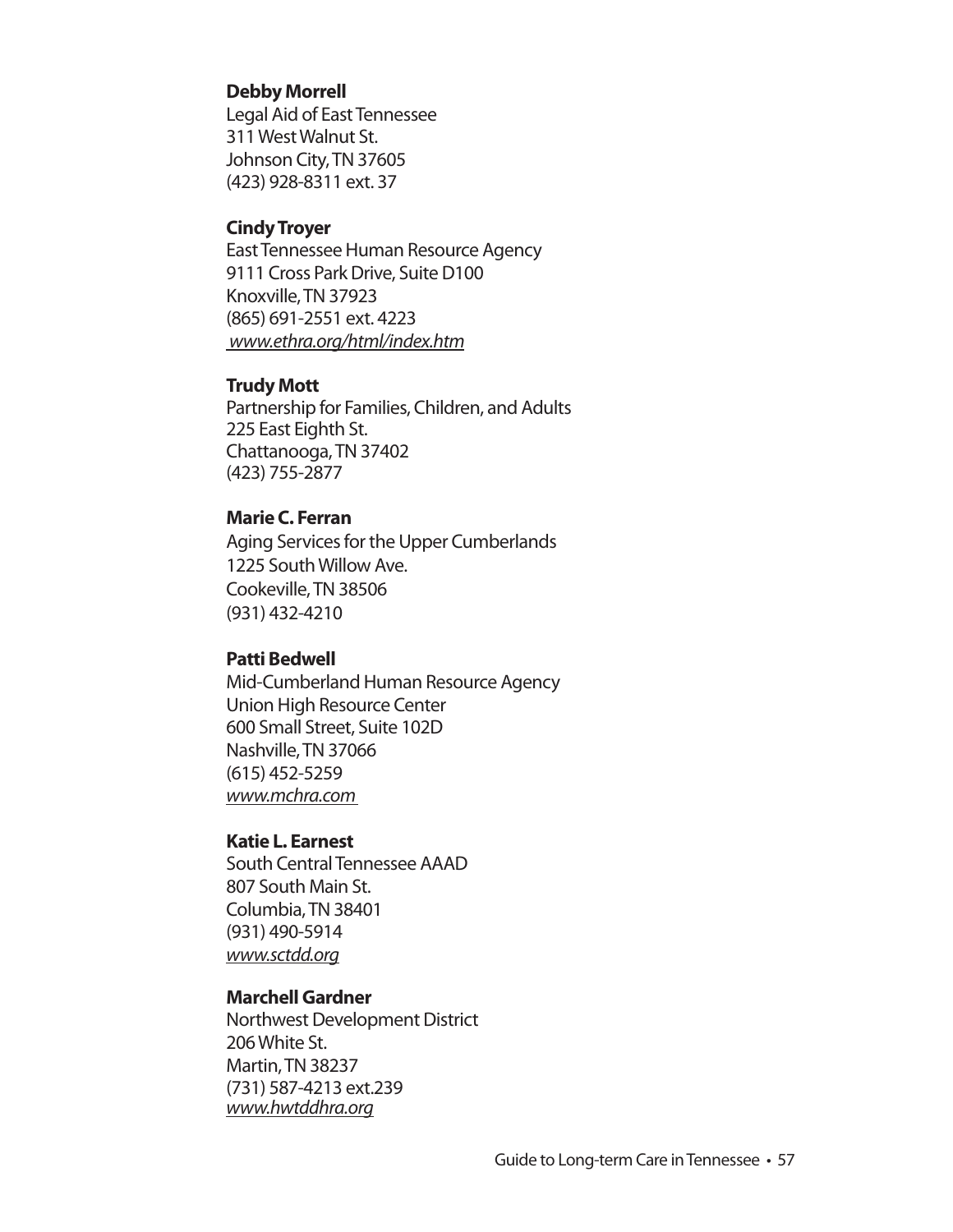**Debby Morrell**
Legal Aid of East Tennessee
311 West Walnut St.
Johnson City, TN 37605
(423) 928-8311 ext. 37

**Cindy Troyer**
East Tennessee Human Resource Agency
9111 Cross Park Drive, Suite D100
Knoxville, TN 37923
(865) 691-2551 ext. 4223
*www.ethra.org/html/index.htm*

**Trudy Mott**
Partnership for Families, Children, and Adults
225 East Eighth St.
Chattanooga, TN 37402
(423) 755-2877

**Marie C. Ferran**
Aging Services for the Upper Cumberlands
1225 South Willow Ave.
Cookeville, TN 38506
(931) 432-4210

**Patti Bedwell**
Mid-Cumberland Human Resource Agency
Union High Resource Center
600 Small Street, Suite 102D
Nashville, TN 37066
(615) 452-5259
*www.mchra.com*

**Katie L. Earnest**
South Central Tennessee AAAD
807 South Main St.
Columbia, TN 38401
(931) 490-5914
*www.sctdd.org*

**Marchell Gardner**
Northwest Development District
206 White St.
Martin, TN 38237
(731) 587-4213 ext.239
*www.hwtddhra.org*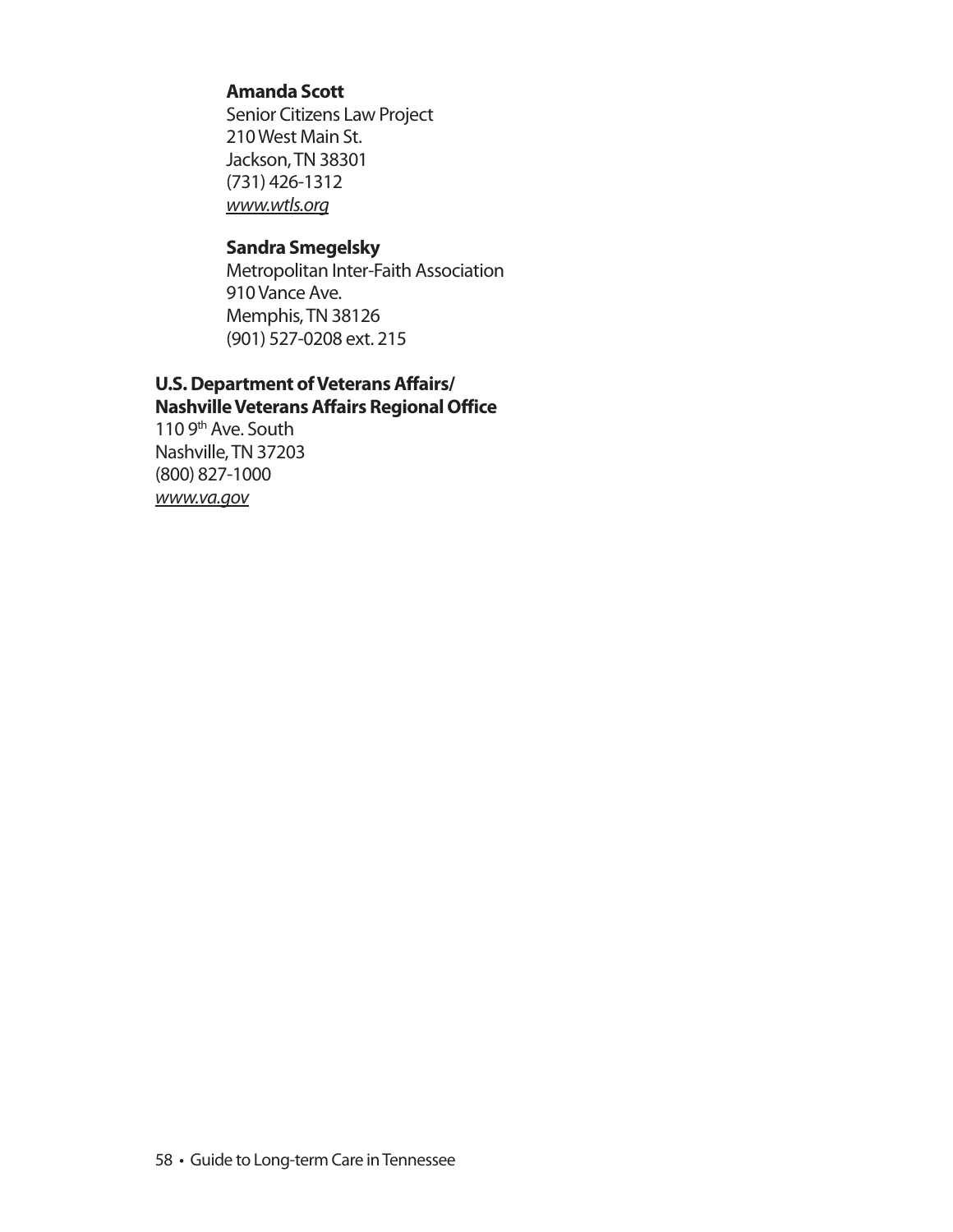**Amanda Scott**
Senior Citizens Law Project
210 West Main St.
Jackson, TN 38301
(731) 426-1312
*www.wtls.org*

**Sandra Smegelsky**
Metropolitan Inter-Faith Association
910 Vance Ave.
Memphis, TN 38126
(901) 527-0208 ext. 215

**U.S. Department of Veterans Affairs/**
**Nashville Veterans Affairs Regional Office**
110 9th Ave. South
Nashville, TN 37203
(800) 827-1000
*www.va.gov*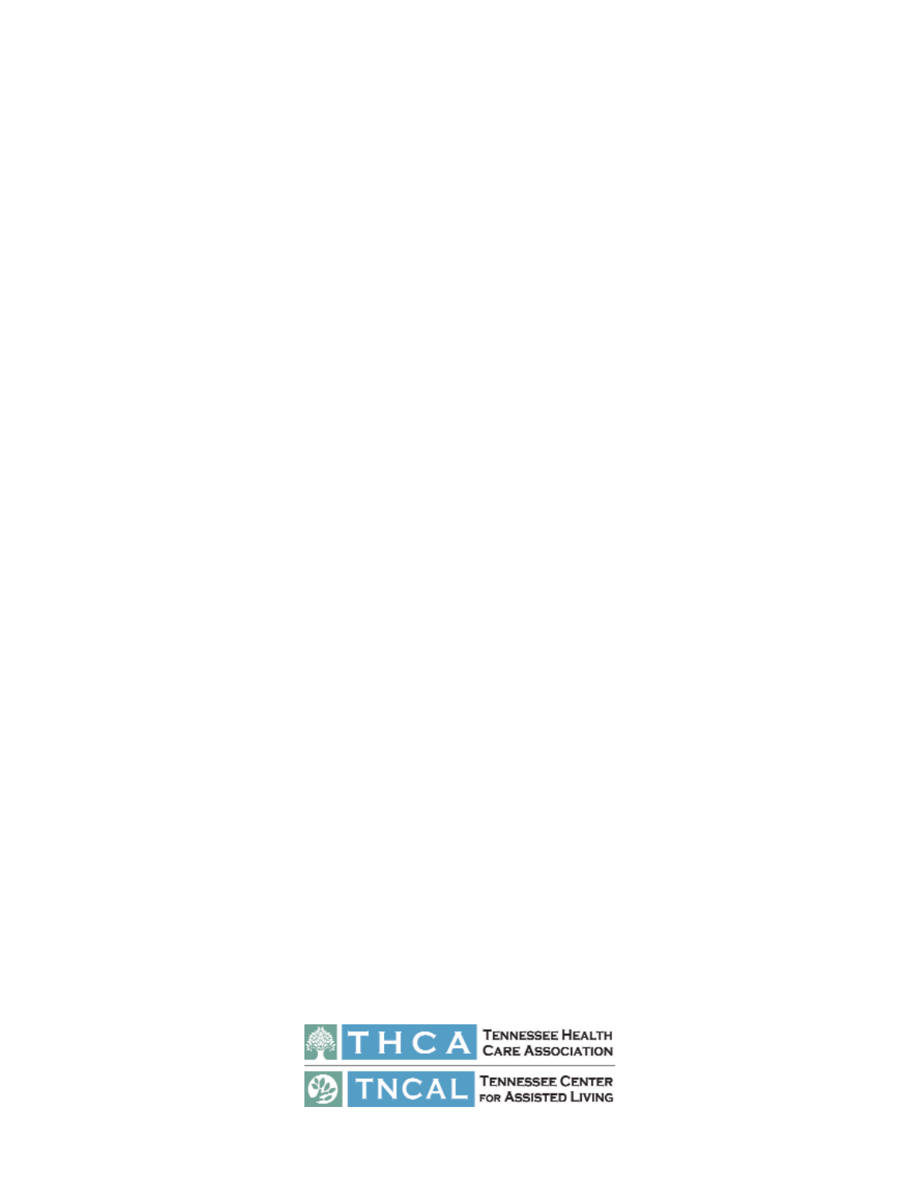THCA TENNESSEE HEALTH CARE ASSOCIATION

TNCAL TENNESSEE CENTER FOR ASSISTED LIVING